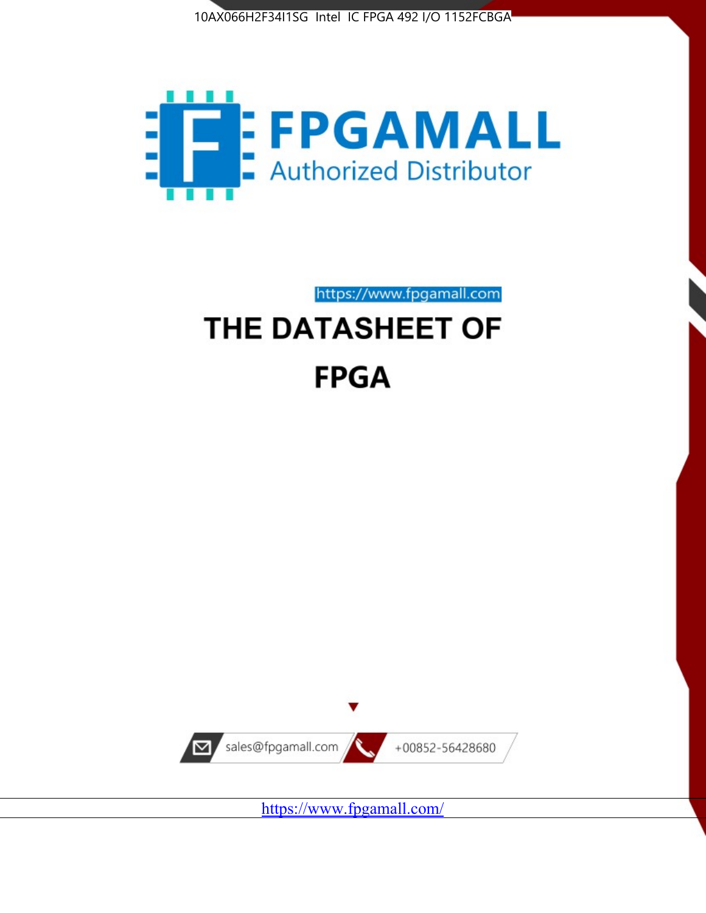10AX066H2F34I1SG Intel IC FPGA 492 I/O 1152FCBGA

FPGAMALL

Authorized Distributor

https://www.fpgamall.com

# THE DATASHEET OF FPGA

sales@fpgamall.com

+00852-56428680

https://www.fpgamall.com/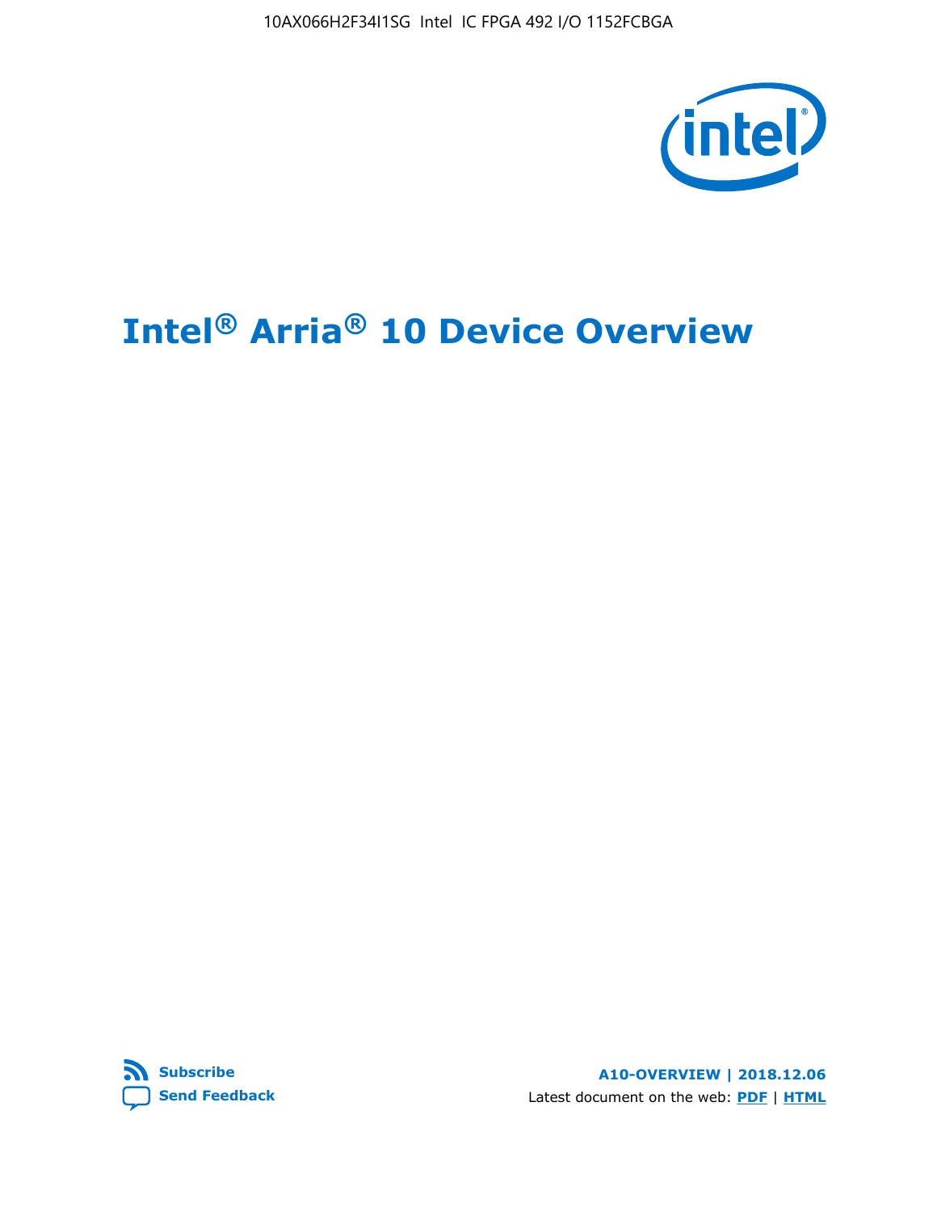10AX066H2F34I1SG Intel IC FPGA 492 I/O 1152FCBGA

# Intel® Arria® 10 Device Overview

Subscribe

Send Feedback

**A10-OVERVIEW | 2018.12.06**

Latest document on the web: **PDF** | **HTML**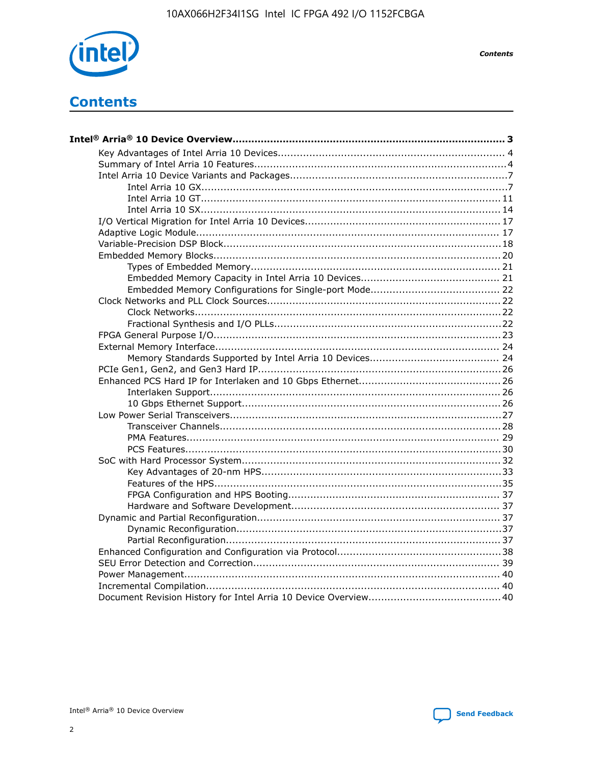# Contents

- **Intel® Arria® 10 Device Overview....................................................................................... 3**
  - Key Advantages of Intel Arria 10 Devices........................................................................ 4
  - Summary of Intel Arria 10 Features................................................................................4
  - Intel Arria 10 Device Variants and Packages.....................................................................7
    - Intel Arria 10 GX.................................................................................................7
    - Intel Arria 10 GT............................................................................................... 11
    - Intel Arria 10 SX............................................................................................... 14
  - I/O Vertical Migration for Intel Arria 10 Devices.............................................................. 17
  - Adaptive Logic Module................................................................................................ 17
  - Variable-Precision DSP Block........................................................................................18
  - Embedded Memory Blocks...........................................................................................20
    - Types of Embedded Memory............................................................................... 21
    - Embedded Memory Capacity in Intel Arria 10 Devices............................................ 21
    - Embedded Memory Configurations for Single-port Mode......................................... 22
  - Clock Networks and PLL Clock Sources.........................................................................22
    - Clock Networks.................................................................................................22
    - Fractional Synthesis and I/O PLLs........................................................................22
  - FPGA General Purpose I/O..........................................................................................23
  - External Memory Interface.......................................................................................... 24
    - Memory Standards Supported by Intel Arria 10 Devices......................................... 24
  - PCIe Gen1, Gen2, and Gen3 Hard IP.............................................................................26
  - Enhanced PCS Hard IP for Interlaken and 10 Gbps Ethernet.............................................26
    - Interlaken Support............................................................................................ 26
    - 10 Gbps Ethernet Support.................................................................................. 26
  - Low Power Serial Transceivers.....................................................................................27
    - Transceiver Channels.........................................................................................28
    - PMA Features................................................................................................... 29
    - PCS Features....................................................................................................30
  - SoC with Hard Processor System.................................................................................. 32
    - Key Advantages of 20-nm HPS............................................................................33
    - Features of the HPS...........................................................................................35
    - FPGA Configuration and HPS Booting................................................................... 37
    - Hardware and Software Development.................................................................. 37
  - Dynamic and Partial Reconfiguration............................................................................ 37
    - Dynamic Reconfiguration....................................................................................37
    - Partial Reconfiguration.......................................................................................37
  - Enhanced Configuration and Configuration via Protocol....................................................38
  - SEU Error Detection and Correction.............................................................................. 39
  - Power Management.................................................................................................... 40
  - Incremental Compilation............................................................................................. 40
  - Document Revision History for Intel Arria 10 Device Overview..........................................40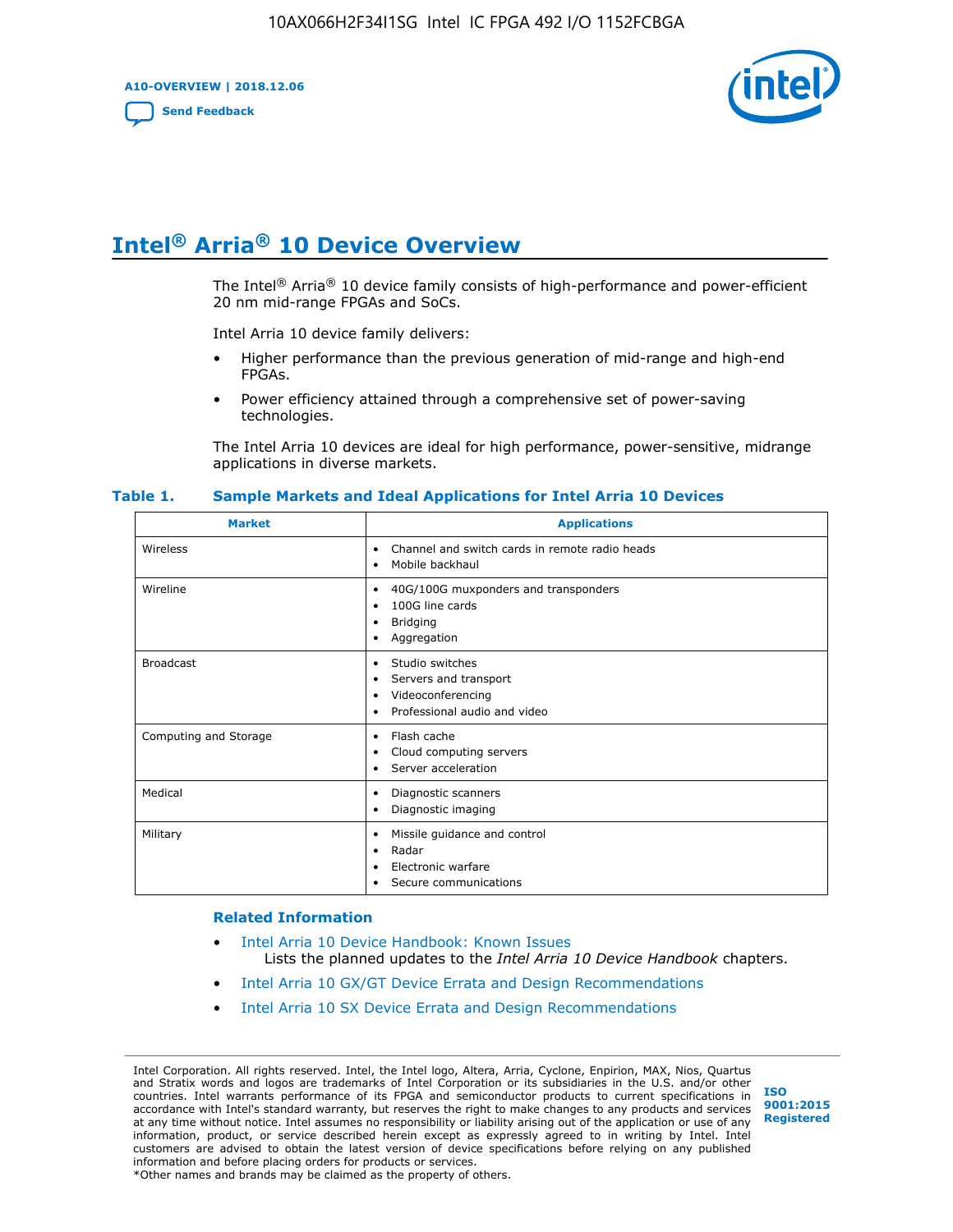# Intel® Arria® 10 Device Overview

The Intel® Arria® 10 device family consists of high-performance and power-efficient 20 nm mid-range FPGAs and SoCs.

Intel Arria 10 device family delivers:

- Higher performance than the previous generation of mid-range and high-end FPGAs.
- Power efficiency attained through a comprehensive set of power-saving technologies.

The Intel Arria 10 devices are ideal for high performance, power-sensitive, midrange applications in diverse markets.

**Table 1. Sample Markets and Ideal Applications for Intel Arria 10 Devices**

| Market | Applications |
|---|---|
| Wireless | • Channel and switch cards in remote radio heads<br>• Mobile backhaul |
| Wireline | • 40G/100G muxponders and transponders<br>• 100G line cards<br>• Bridging<br>• Aggregation |
| Broadcast | • Studio switches<br>• Servers and transport<br>• Videoconferencing<br>• Professional audio and video |
| Computing and Storage | • Flash cache<br>• Cloud computing servers<br>• Server acceleration |
| Medical | • Diagnostic scanners<br>• Diagnostic imaging |
| Military | • Missile guidance and control<br>• Radar<br>• Electronic warfare<br>• Secure communications |

### Related Information

- Intel Arria 10 Device Handbook: Known Issues
  Lists the planned updates to the *Intel Arria 10 Device Handbook* chapters.
- Intel Arria 10 GX/GT Device Errata and Design Recommendations
- Intel Arria 10 SX Device Errata and Design Recommendations

Intel Corporation. All rights reserved. Intel, the Intel logo, Altera, Arria, Cyclone, Enpirion, MAX, Nios, Quartus and Stratix words and logos are trademarks of Intel Corporation or its subsidiaries in the U.S. and/or other countries. Intel warrants performance of its FPGA and semiconductor products to current specifications in accordance with Intel's standard warranty, but reserves the right to make changes to any products and services at any time without notice. Intel assumes no responsibility or liability arising out of the application or use of any information, product, or service described herein except as expressly agreed to in writing by Intel. Intel customers are advised to obtain the latest version of device specifications before relying on any published information and before placing orders for products or services.
*Other names and brands may be claimed as the property of others.

ISO 9001:2015 Registered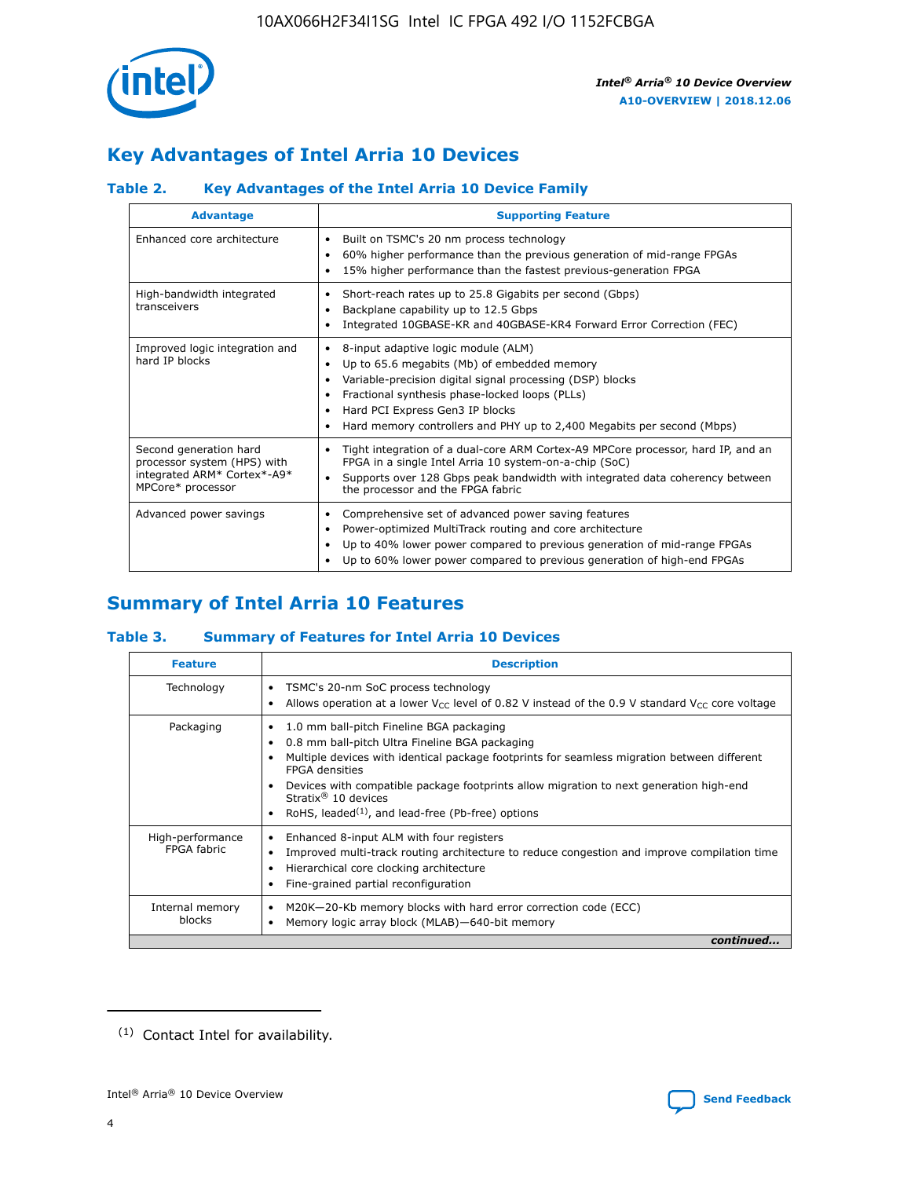## Key Advantages of Intel Arria 10 Devices

### Table 2. Key Advantages of the Intel Arria 10 Device Family

| Advantage | Supporting Feature |
|---|---|
| Enhanced core architecture | • Built on TSMC's 20 nm process technology<br>• 60% higher performance than the previous generation of mid-range FPGAs<br>• 15% higher performance than the fastest previous-generation FPGA |
| High-bandwidth integrated transceivers | • Short-reach rates up to 25.8 Gigabits per second (Gbps)<br>• Backplane capability up to 12.5 Gbps<br>• Integrated 10GBASE-KR and 40GBASE-KR4 Forward Error Correction (FEC) |
| Improved logic integration and hard IP blocks | • 8-input adaptive logic module (ALM)<br>• Up to 65.6 megabits (Mb) of embedded memory<br>• Variable-precision digital signal processing (DSP) blocks<br>• Fractional synthesis phase-locked loops (PLLs)<br>• Hard PCI Express Gen3 IP blocks<br>• Hard memory controllers and PHY up to 2,400 Megabits per second (Mbps) |
| Second generation hard processor system (HPS) with integrated ARM* Cortex*-A9* MPCore* processor | • Tight integration of a dual-core ARM Cortex-A9 MPCore processor, hard IP, and an FPGA in a single Intel Arria 10 system-on-a-chip (SoC)<br>• Supports over 128 Gbps peak bandwidth with integrated data coherency between the processor and the FPGA fabric |
| Advanced power savings | • Comprehensive set of advanced power saving features<br>• Power-optimized MultiTrack routing and core architecture<br>• Up to 40% lower power compared to previous generation of mid-range FPGAs<br>• Up to 60% lower power compared to previous generation of high-end FPGAs |

## Summary of Intel Arria 10 Features

### Table 3. Summary of Features for Intel Arria 10 Devices

| Feature | Description |
|---|---|
| Technology | • TSMC's 20-nm SoC process technology<br>• Allows operation at a lower $V_{CC}$ level of 0.82 V instead of the 0.9 V standard $V_{CC}$ core voltage |
| Packaging | • 1.0 mm ball-pitch Fineline BGA packaging<br>• 0.8 mm ball-pitch Ultra Fineline BGA packaging<br>• Multiple devices with identical package footprints for seamless migration between different FPGA densities<br>• Devices with compatible package footprints allow migration to next generation high-end Stratix® 10 devices<br>• RoHS, leaded[(1)], and lead-free (Pb-free) options |
| High-performance FPGA fabric | • Enhanced 8-input ALM with four registers<br>• Improved multi-track routing architecture to reduce congestion and improve compilation time<br>• Hierarchical core clocking architecture<br>• Fine-grained partial reconfiguration |
| Internal memory blocks | • M20K—20-Kb memory blocks with hard error correction code (ECC)<br>• Memory logic array block (MLAB)—640-bit memory |

*continued...*

(1) Contact Intel for availability.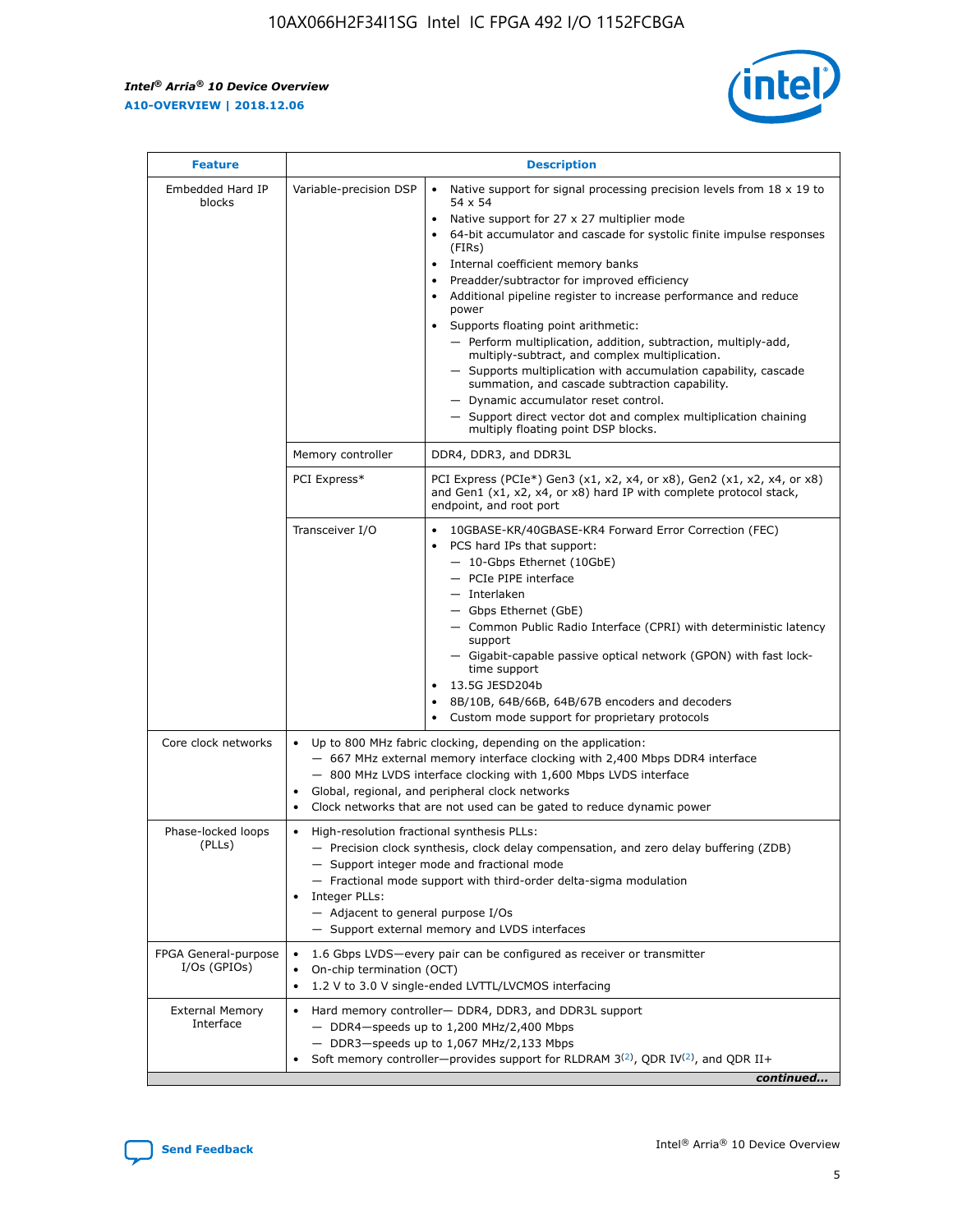| Feature | Description | |
|---|---|---|
| Embedded Hard IP blocks | Variable-precision DSP | • Native support for signal processing precision levels from 18 x 19 to 54 x 54<br>• Native support for 27 x 27 multiplier mode<br>• 64-bit accumulator and cascade for systolic finite impulse responses (FIRs)<br>• Internal coefficient memory banks<br>• Preadder/subtractor for improved efficiency<br>• Additional pipeline register to increase performance and reduce power<br>• Supports floating point arithmetic:<br>— Perform multiplication, addition, subtraction, multiply-add, multiply-subtract, and complex multiplication.<br>— Supports multiplication with accumulation capability, cascade summation, and cascade subtraction capability.<br>— Dynamic accumulator reset control.<br>— Support direct vector dot and complex multiplication chaining multiply floating point DSP blocks. |
| | Memory controller | DDR4, DDR3, and DDR3L |
| | PCI Express* | PCI Express (PCIe*) Gen3 (x1, x2, x4, or x8), Gen2 (x1, x2, x4, or x8) and Gen1 (x1, x2, x4, or x8) hard IP with complete protocol stack, endpoint, and root port |
| | Transceiver I/O | • 10GBASE-KR/40GBASE-KR4 Forward Error Correction (FEC)<br>• PCS hard IPs that support:<br>— 10-Gbps Ethernet (10GbE)<br>— PCIe PIPE interface<br>— Interlaken<br>— Gbps Ethernet (GbE)<br>— Common Public Radio Interface (CPRI) with deterministic latency support<br>— Gigabit-capable passive optical network (GPON) with fast lock-time support<br>• 13.5G JESD204b<br>• 8B/10B, 64B/66B, 64B/67B encoders and decoders<br>• Custom mode support for proprietary protocols |
| Core clock networks | • Up to 800 MHz fabric clocking, depending on the application:<br>— 667 MHz external memory interface clocking with 2,400 Mbps DDR4 interface<br>— 800 MHz LVDS interface clocking with 1,600 Mbps LVDS interface<br>• Global, regional, and peripheral clock networks<br>• Clock networks that are not used can be gated to reduce dynamic power | |
| Phase-locked loops (PLLs) | • High-resolution fractional synthesis PLLs:<br>— Precision clock synthesis, clock delay compensation, and zero delay buffering (ZDB)<br>— Support integer mode and fractional mode<br>— Fractional mode support with third-order delta-sigma modulation<br>• Integer PLLs:<br>— Adjacent to general purpose I/Os<br>— Support external memory and LVDS interfaces | |
| FPGA General-purpose I/Os (GPIOs) | • 1.6 Gbps LVDS—every pair can be configured as receiver or transmitter<br>• On-chip termination (OCT)<br>• 1.2 V to 3.0 V single-ended LVTTL/LVCMOS interfacing | |
| External Memory Interface | • Hard memory controller— DDR4, DDR3, and DDR3L support<br>— DDR4—speeds up to 1,200 MHz/2,400 Mbps<br>— DDR3—speeds up to 1,067 MHz/2,133 Mbps<br>• Soft memory controller—provides support for RLDRAM 3[(2)], QDR IV[(2)], and QDR II+ | |

*continued...*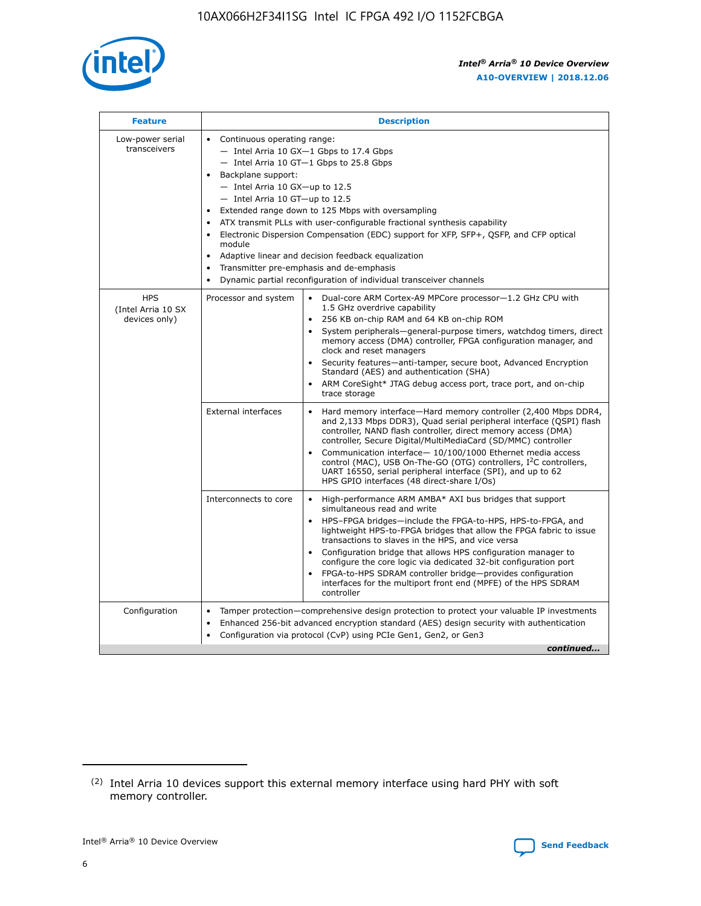| Feature | Description | |
|---|---|---|
| Low-power serial transceivers | • Continuous operating range:<br>— Intel Arria 10 GX—1 Gbps to 17.4 Gbps<br>— Intel Arria 10 GT—1 Gbps to 25.8 Gbps<br>• Backplane support:<br>— Intel Arria 10 GX—up to 12.5<br>— Intel Arria 10 GT—up to 12.5<br>• Extended range down to 125 Mbps with oversampling<br>• ATX transmit PLLs with user-configurable fractional synthesis capability<br>• Electronic Dispersion Compensation (EDC) support for XFP, SFP+, QSFP, and CFP optical module<br>• Adaptive linear and decision feedback equalization<br>• Transmitter pre-emphasis and de-emphasis<br>• Dynamic partial reconfiguration of individual transceiver channels | |
| HPS (Intel Arria 10 SX devices only) | Processor and system | • Dual-core ARM Cortex-A9 MPCore processor—1.2 GHz CPU with 1.5 GHz overdrive capability<br>• 256 KB on-chip RAM and 64 KB on-chip ROM<br>• System peripherals—general-purpose timers, watchdog timers, direct memory access (DMA) controller, FPGA configuration manager, and clock and reset managers<br>• Security features—anti-tamper, secure boot, Advanced Encryption Standard (AES) and authentication (SHA)<br>• ARM CoreSight* JTAG debug access port, trace port, and on-chip trace storage |
| | External interfaces | • Hard memory interface—Hard memory controller (2,400 Mbps DDR4, and 2,133 Mbps DDR3), Quad serial peripheral interface (QSPI) flash controller, NAND flash controller, direct memory access (DMA) controller, Secure Digital/MultiMediaCard (SD/MMC) controller<br>• Communication interface— 10/100/1000 Ethernet media access control (MAC), USB On-The-GO (OTG) controllers, I$^2$C controllers, UART 16550, serial peripheral interface (SPI), and up to 62 HPS GPIO interfaces (48 direct-share I/Os) |
| | Interconnects to core | • High-performance ARM AMBA* AXI bus bridges that support simultaneous read and write<br>• HPS–FPGA bridges—include the FPGA-to-HPS, HPS-to-FPGA, and lightweight HPS-to-FPGA bridges that allow the FPGA fabric to issue transactions to slaves in the HPS, and vice versa<br>• Configuration bridge that allows HPS configuration manager to configure the core logic via dedicated 32-bit configuration port<br>• FPGA-to-HPS SDRAM controller bridge—provides configuration interfaces for the multiport front end (MPFE) of the HPS SDRAM controller |
| Configuration | • Tamper protection—comprehensive design protection to protect your valuable IP investments<br>• Enhanced 256-bit advanced encryption standard (AES) design security with authentication<br>• Configuration via protocol (CvP) using PCIe Gen1, Gen2, or Gen3 | |

*continued...*

(2) Intel Arria 10 devices support this external memory interface using hard PHY with soft memory controller.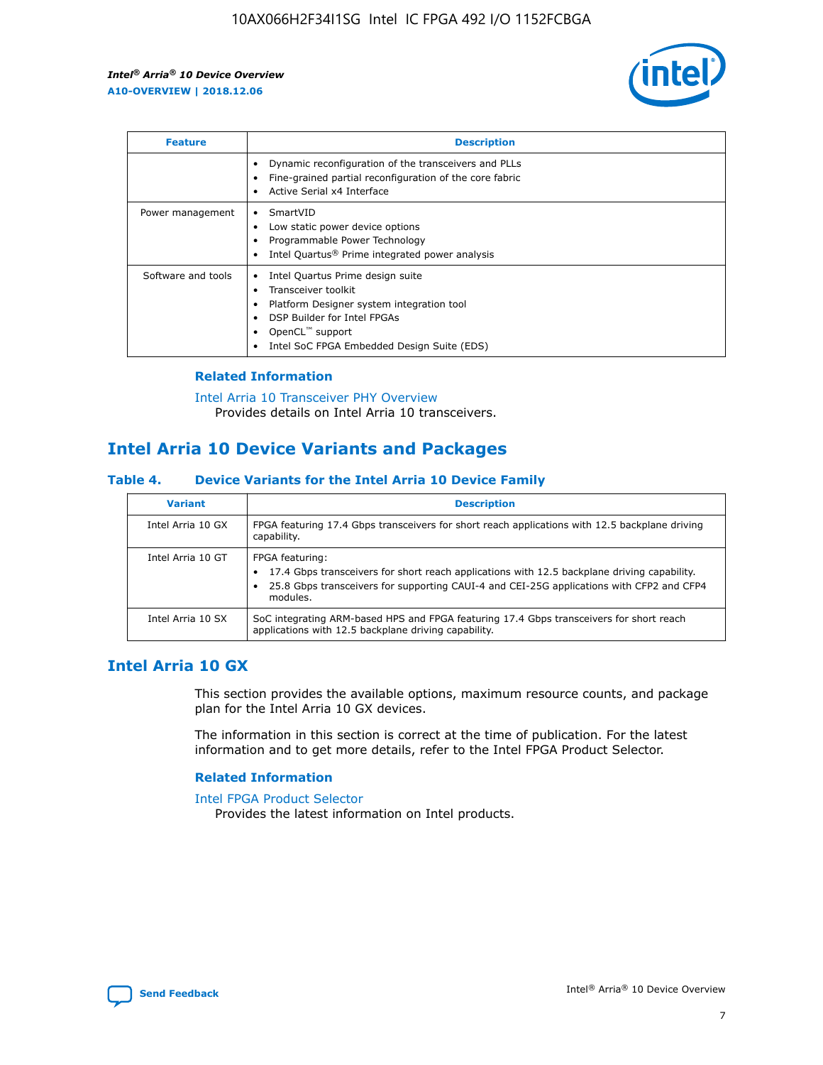| Feature | Description |
| --- | --- |
| | • Dynamic reconfiguration of the transceivers and PLLs<br>• Fine-grained partial reconfiguration of the core fabric<br>• Active Serial x4 Interface |
| Power management | • SmartVID<br>• Low static power device options<br>• Programmable Power Technology<br>• Intel Quartus® Prime integrated power analysis |
| Software and tools | • Intel Quartus Prime design suite<br>• Transceiver toolkit<br>• Platform Designer system integration tool<br>• DSP Builder for Intel FPGAs<br>• OpenCL™ support<br>• Intel SoC FPGA Embedded Design Suite (EDS) |

### Related Information

Intel Arria 10 Transceiver PHY Overview
Provides details on Intel Arria 10 transceivers.

## Intel Arria 10 Device Variants and Packages

### Table 4. Device Variants for the Intel Arria 10 Device Family

| Variant | Description |
| --- | --- |
| Intel Arria 10 GX | FPGA featuring 17.4 Gbps transceivers for short reach applications with 12.5 backplane driving capability. |
| Intel Arria 10 GT | FPGA featuring:<br>• 17.4 Gbps transceivers for short reach applications with 12.5 backplane driving capability.<br>• 25.8 Gbps transceivers for supporting CAUI-4 and CEI-25G applications with CFP2 and CFP4 modules. |
| Intel Arria 10 SX | SoC integrating ARM-based HPS and FPGA featuring 17.4 Gbps transceivers for short reach applications with 12.5 backplane driving capability. |

## Intel Arria 10 GX

This section provides the available options, maximum resource counts, and package plan for the Intel Arria 10 GX devices.

The information in this section is correct at the time of publication. For the latest information and to get more details, refer to the Intel FPGA Product Selector.

### Related Information

Intel FPGA Product Selector
Provides the latest information on Intel products.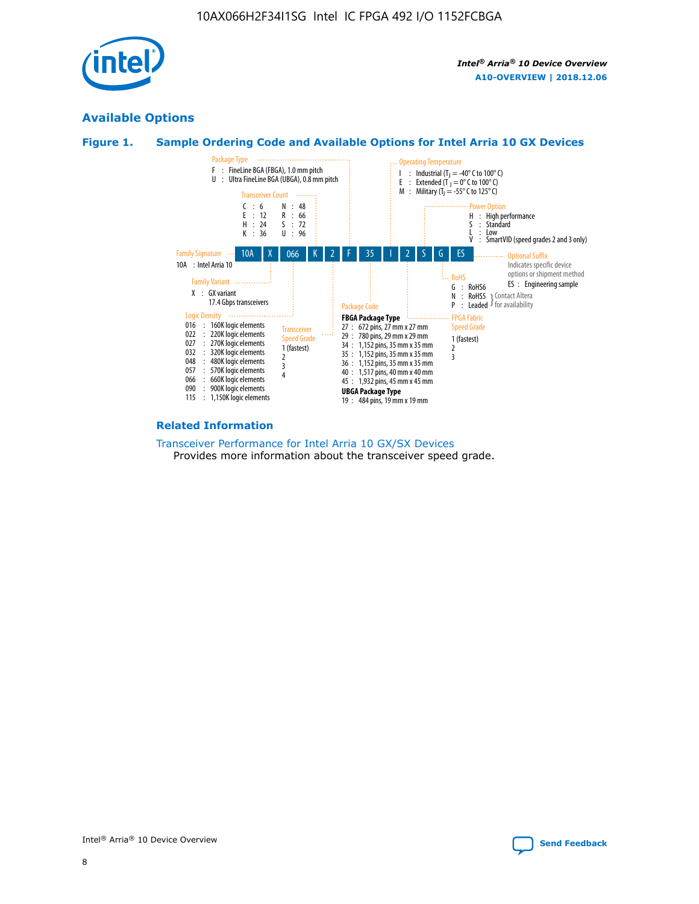## Available Options

### Figure 1. Sample Ordering Code and Available Options for Intel Arria 10 GX Devices

**Sample ordering code:** 10A X 066 K 2 F 35 I 2 S G ES

**Family Signature**
- 10A : Intel Arria 10

**Family Variant**
- X : GX variant, 17.4 Gbps transceivers

**Logic Density**
- 016 : 160K logic elements
- 022 : 220K logic elements
- 027 : 270K logic elements
- 032 : 320K logic elements
- 048 : 480K logic elements
- 057 : 570K logic elements
- 066 : 660K logic elements
- 090 : 900K logic elements
- 115 : 1,150K logic elements

**Transceiver Count**
- C : 6
- E : 12
- H : 24
- K : 36
- N : 48
- R : 66
- S : 72
- U : 96

**Transceiver Speed Grade**
- 1 (fastest)
- 2
- 3
- 4

**Package Type**
- F : FineLine BGA (FBGA), 1.0 mm pitch
- U : Ultra FineLine BGA (UBGA), 0.8 mm pitch

**Package Code**

**FBGA Package Type**
- 27 : 672 pins, 27 mm x 27 mm
- 29 : 780 pins, 29 mm x 29 mm
- 34 : 1,152 pins, 35 mm x 35 mm
- 35 : 1,152 pins, 35 mm x 35 mm
- 36 : 1,152 pins, 35 mm x 35 mm
- 40 : 1,517 pins, 40 mm x 40 mm
- 45 : 1,932 pins, 45 mm x 45 mm

**UBGA Package Type**
- 19 : 484 pins, 19 mm x 19 mm

**Operating Temperature**
- I : Industrial ($T_J$ = -40° C to 100° C)
- E : Extended ($T_J$ = 0° C to 100° C)
- M : Military ($T_J$ = -55° C to 125° C)

**FPGA Fabric Speed Grade**
- 1 (fastest)
- 2
- 3

**Power Option**
- H : High performance
- S : Standard
- L : Low
- V : SmartVID (speed grades 2 and 3 only)

**RoHS**
- G : RoHS6
- N : RoHS5 (Contact Altera for availability)
- P : Leaded (Contact Altera for availability)

**Optional Suffix**

Indicates specific device options or shipment method
- ES : Engineering sample

### Related Information

Transceiver Performance for Intel Arria 10 GX/SX Devices

Provides more information about the transceiver speed grade.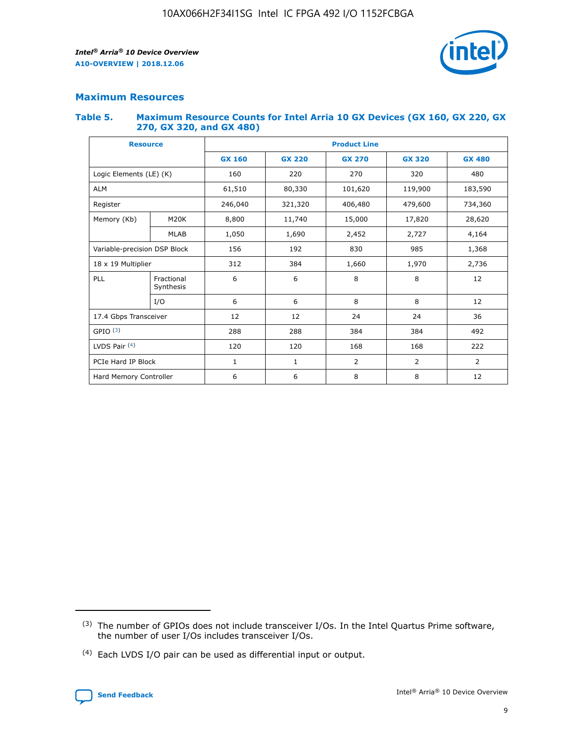## Maximum Resources

### Table 5. Maximum Resource Counts for Intel Arria 10 GX Devices (GX 160, GX 220, GX 270, GX 320, and GX 480)

| Resource | | Product Line | | | | |
|---|---|---|---|---|---|---|
| | | GX 160 | GX 220 | GX 270 | GX 320 | GX 480 |
| Logic Elements (LE) (K) | | 160 | 220 | 270 | 320 | 480 |
| ALM | | 61,510 | 80,330 | 101,620 | 119,900 | 183,590 |
| Register | | 246,040 | 321,320 | 406,480 | 479,600 | 734,360 |
| Memory (Kb) | M20K | 8,800 | 11,740 | 15,000 | 17,820 | 28,620 |
| | MLAB | 1,050 | 1,690 | 2,452 | 2,727 | 4,164 |
| Variable-precision DSP Block | | 156 | 192 | 830 | 985 | 1,368 |
| 18 x 19 Multiplier | | 312 | 384 | 1,660 | 1,970 | 2,736 |
| PLL | Fractional Synthesis | 6 | 6 | 8 | 8 | 12 |
| | I/O | 6 | 6 | 8 | 8 | 12 |
| 17.4 Gbps Transceiver | | 12 | 12 | 24 | 24 | 36 |
| GPIO (3) | | 288 | 288 | 384 | 384 | 492 |
| LVDS Pair (4) | | 120 | 120 | 168 | 168 | 222 |
| PCIe Hard IP Block | | 1 | 1 | 2 | 2 | 2 |
| Hard Memory Controller | | 6 | 6 | 8 | 8 | 12 |

(3) The number of GPIOs does not include transceiver I/Os. In the Intel Quartus Prime software, the number of user I/Os includes transceiver I/Os.

(4) Each LVDS I/O pair can be used as differential input or output.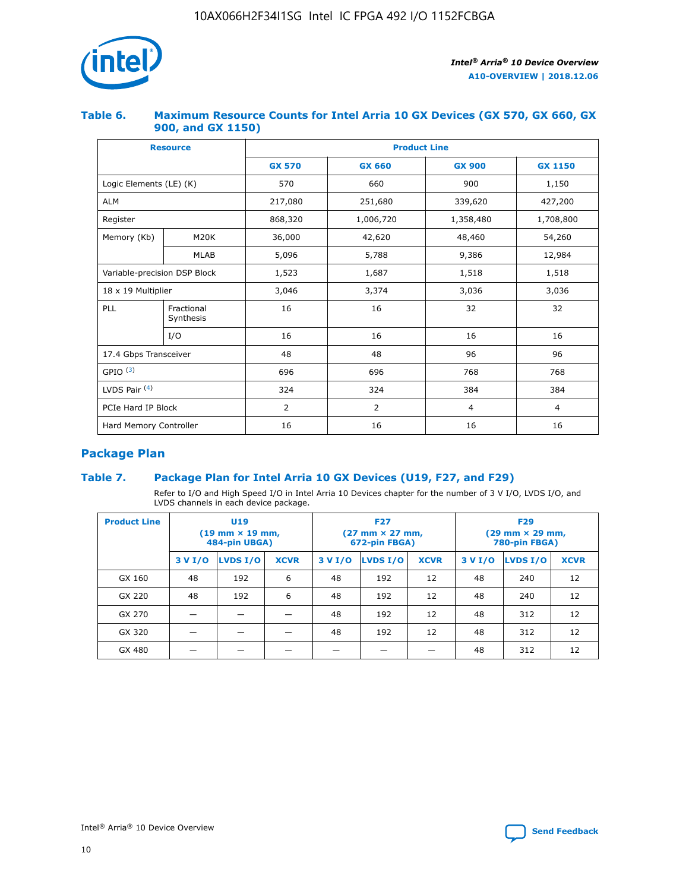### Table 6. Maximum Resource Counts for Intel Arria 10 GX Devices (GX 570, GX 660, GX 900, and GX 1150)

| Resource | | Product Line | | | |
|---|---|---|---|---|---|
| | | GX 570 | GX 660 | GX 900 | GX 1150 |
| Logic Elements (LE) (K) | | 570 | 660 | 900 | 1,150 |
| ALM | | 217,080 | 251,680 | 339,620 | 427,200 |
| Register | | 868,320 | 1,006,720 | 1,358,480 | 1,708,800 |
| Memory (Kb) | M20K | 36,000 | 42,620 | 48,460 | 54,260 |
| | MLAB | 5,096 | 5,788 | 9,386 | 12,984 |
| Variable-precision DSP Block | | 1,523 | 1,687 | 1,518 | 1,518 |
| 18 x 19 Multiplier | | 3,046 | 3,374 | 3,036 | 3,036 |
| PLL | Fractional Synthesis | 16 | 16 | 32 | 32 |
| | I/O | 16 | 16 | 16 | 16 |
| 17.4 Gbps Transceiver | | 48 | 48 | 96 | 96 |
| GPIO [(3)] | | 696 | 696 | 768 | 768 |
| LVDS Pair [(4)] | | 324 | 324 | 384 | 384 |
| PCIe Hard IP Block | | 2 | 2 | 4 | 4 |
| Hard Memory Controller | | 16 | 16 | 16 | 16 |

## Package Plan

### Table 7. Package Plan for Intel Arria 10 GX Devices (U19, F27, and F29)

Refer to I/O and High Speed I/O in Intel Arria 10 Devices chapter for the number of 3 V I/O, LVDS I/O, and LVDS channels in each device package.

| Product Line | U19 (19 mm × 19 mm, 484-pin UBGA) | | | F27 (27 mm × 27 mm, 672-pin FBGA) | | | F29 (29 mm × 29 mm, 780-pin FBGA) | | |
|---|---|---|---|---|---|---|---|---|---|
| | 3 V I/O | LVDS I/O | XCVR | 3 V I/O | LVDS I/O | XCVR | 3 V I/O | LVDS I/O | XCVR |
| GX 160 | 48 | 192 | 6 | 48 | 192 | 12 | 48 | 240 | 12 |
| GX 220 | 48 | 192 | 6 | 48 | 192 | 12 | 48 | 240 | 12 |
| GX 270 | — | — | — | 48 | 192 | 12 | 48 | 312 | 12 |
| GX 320 | — | — | — | 48 | 192 | 12 | 48 | 312 | 12 |
| GX 480 | — | — | — | — | — | — | 48 | 312 | 12 |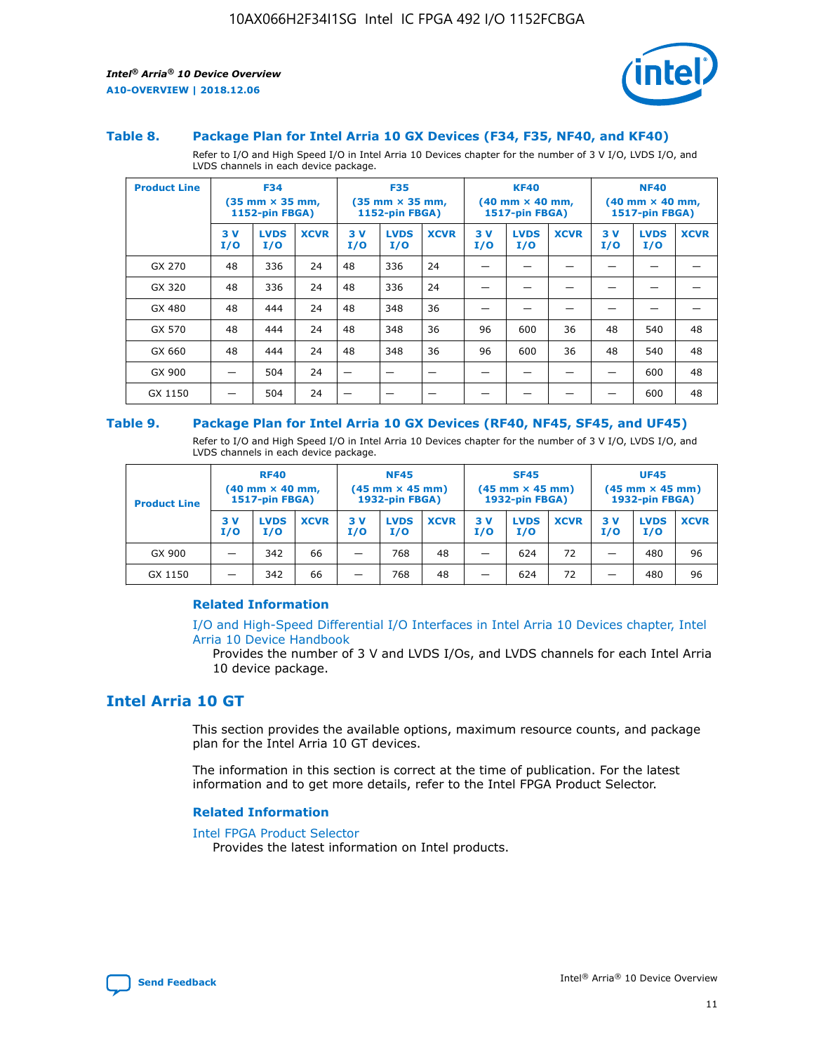### Table 8. Package Plan for Intel Arria 10 GX Devices (F34, F35, NF40, and KF40)

Refer to I/O and High Speed I/O in Intel Arria 10 Devices chapter for the number of 3 V I/O, LVDS I/O, and LVDS channels in each device package.

| Product Line | F34 (35 mm × 35 mm, 1152-pin FBGA) | | | F35 (35 mm × 35 mm, 1152-pin FBGA) | | | KF40 (40 mm × 40 mm, 1517-pin FBGA) | | | NF40 (40 mm × 40 mm, 1517-pin FBGA) | | |
|---|---|---|---|---|---|---|---|---|---|---|---|---|
| | 3 V I/O | LVDS I/O | XCVR | 3 V I/O | LVDS I/O | XCVR | 3 V I/O | LVDS I/O | XCVR | 3 V I/O | LVDS I/O | XCVR |
| GX 270 | 48 | 336 | 24 | 48 | 336 | 24 | — | — | — | — | — | — |
| GX 320 | 48 | 336 | 24 | 48 | 336 | 24 | — | — | — | — | — | — |
| GX 480 | 48 | 444 | 24 | 48 | 348 | 36 | — | — | — | — | — | — |
| GX 570 | 48 | 444 | 24 | 48 | 348 | 36 | 96 | 600 | 36 | 48 | 540 | 48 |
| GX 660 | 48 | 444 | 24 | 48 | 348 | 36 | 96 | 600 | 36 | 48 | 540 | 48 |
| GX 900 | — | 504 | 24 | — | — | — | — | — | — | — | 600 | 48 |
| GX 1150 | — | 504 | 24 | — | — | — | — | — | — | — | 600 | 48 |

### Table 9. Package Plan for Intel Arria 10 GX Devices (RF40, NF45, SF45, and UF45)

Refer to I/O and High Speed I/O in Intel Arria 10 Devices chapter for the number of 3 V I/O, LVDS I/O, and LVDS channels in each device package.

| Product Line | RF40 (40 mm × 40 mm, 1517-pin FBGA) | | | NF45 (45 mm × 45 mm) 1932-pin FBGA) | | | SF45 (45 mm × 45 mm) 1932-pin FBGA) | | | UF45 (45 mm × 45 mm) 1932-pin FBGA) | | |
|---|---|---|---|---|---|---|---|---|---|---|---|---|
| | 3 V I/O | LVDS I/O | XCVR | 3 V I/O | LVDS I/O | XCVR | 3 V I/O | LVDS I/O | XCVR | 3 V I/O | LVDS I/O | XCVR |
| GX 900 | — | 342 | 66 | — | 768 | 48 | — | 624 | 72 | — | 480 | 96 |
| GX 1150 | — | 342 | 66 | — | 768 | 48 | — | 624 | 72 | — | 480 | 96 |

#### Related Information

I/O and High-Speed Differential I/O Interfaces in Intel Arria 10 Devices chapter, Intel Arria 10 Device Handbook
Provides the number of 3 V and LVDS I/Os, and LVDS channels for each Intel Arria 10 device package.

## Intel Arria 10 GT

This section provides the available options, maximum resource counts, and package plan for the Intel Arria 10 GT devices.

The information in this section is correct at the time of publication. For the latest information and to get more details, refer to the Intel FPGA Product Selector.

#### Related Information

Intel FPGA Product Selector
Provides the latest information on Intel products.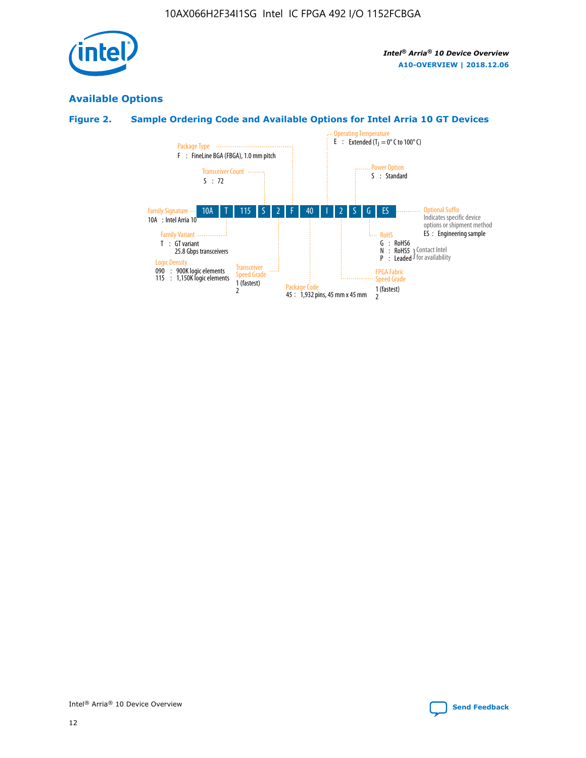## Available Options

### Figure 2. Sample Ordering Code and Available Options for Intel Arria 10 GT Devices

10A T 115 S 2 F 40 I 2 S G ES

**Family Signature**
10A : Intel Arria 10

**Family Variant**
T : GT variant
25.8 Gbps transceivers

**Logic Density**
090 : 900K logic elements
115 : 1,150K logic elements

**Transceiver Count**
S : 72

**Transceiver Speed Grade**
1 (fastest)
2

**Package Type**
F : FineLine BGA (FBGA), 1.0 mm pitch

**Package Code**
45 : 1,932 pins, 45 mm x 45 mm

**Operating Temperature**
E : Extended ($T_J$ = 0° C to 100° C)

**FPGA Fabric Speed Grade**
1 (fastest)
2

**Power Option**
S : Standard

**RoHS**
G : RoHS6
N : RoHS5 } Contact Intel for availability
P : Leaded } Contact Intel for availability

**Optional Suffix**
Indicates specific device options or shipment method
ES : Engineering sample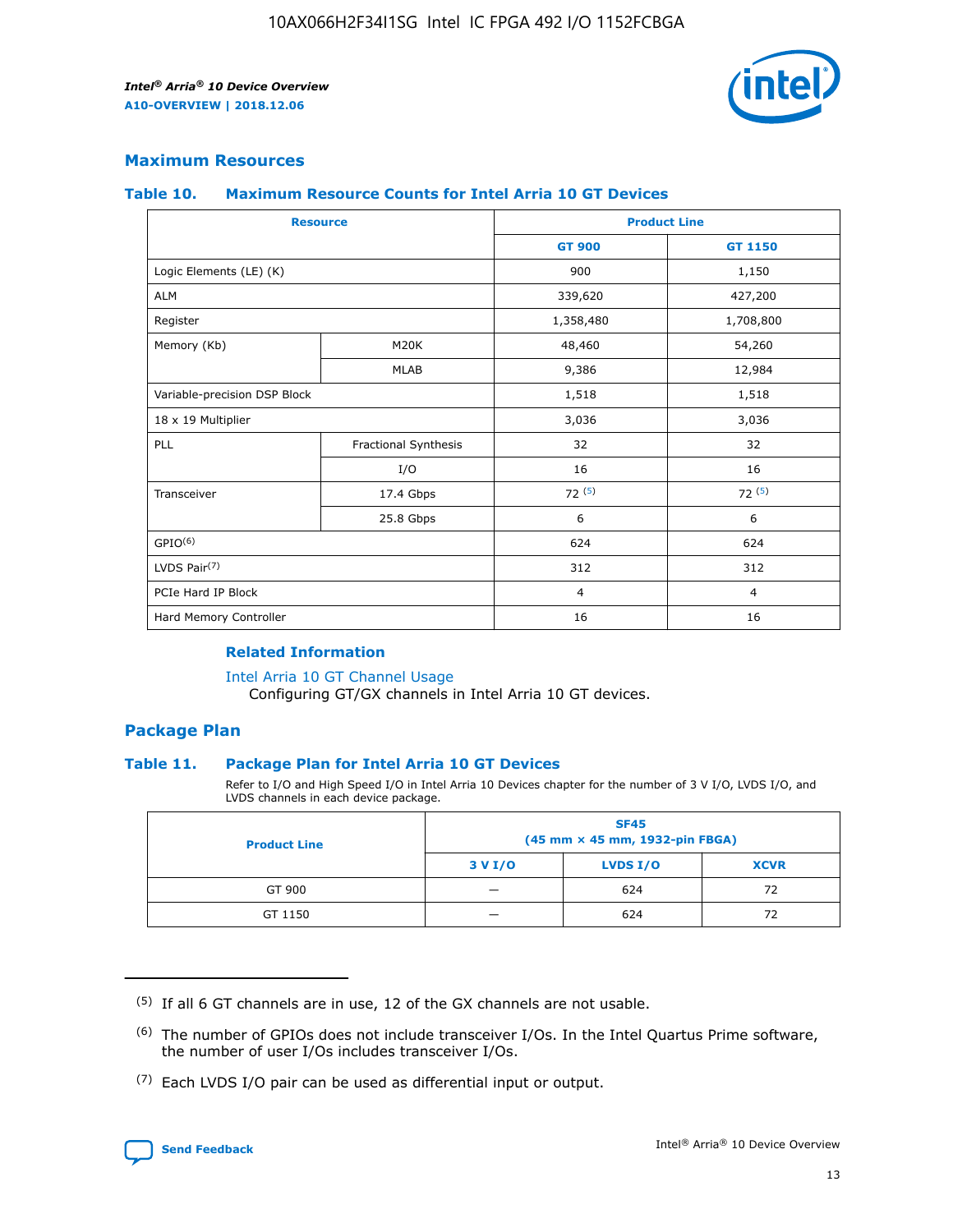## Maximum Resources

### Table 10. Maximum Resource Counts for Intel Arria 10 GT Devices

| Resource | | Product Line | |
|---|---|---|---|
| | | GT 900 | GT 1150 |
| Logic Elements (LE) (K) | | 900 | 1,150 |
| ALM | | 339,620 | 427,200 |
| Register | | 1,358,480 | 1,708,800 |
| Memory (Kb) | M20K | 48,460 | 54,260 |
| | MLAB | 9,386 | 12,984 |
| Variable-precision DSP Block | | 1,518 | 1,518 |
| 18 x 19 Multiplier | | 3,036 | 3,036 |
| PLL | Fractional Synthesis | 32 | 32 |
| | I/O | 16 | 16 |
| Transceiver | 17.4 Gbps | 72 [5] | 72 [5] |
| | 25.8 Gbps | 6 | 6 |
| GPIO[6] | | 624 | 624 |
| LVDS Pair[7] | | 312 | 312 |
| PCIe Hard IP Block | | 4 | 4 |
| Hard Memory Controller | | 16 | 16 |

**Related Information**

Intel Arria 10 GT Channel Usage

Configuring GT/GX channels in Intel Arria 10 GT devices.

## Package Plan

### Table 11. Package Plan for Intel Arria 10 GT Devices

Refer to I/O and High Speed I/O in Intel Arria 10 Devices chapter for the number of 3 V I/O, LVDS I/O, and LVDS channels in each device package.

| Product Line | SF45 (45 mm × 45 mm, 1932-pin FBGA) | | |
|---|---|---|---|
| | 3 V I/O | LVDS I/O | XCVR |
| GT 900 | — | 624 | 72 |
| GT 1150 | — | 624 | 72 |

(5) If all 6 GT channels are in use, 12 of the GX channels are not usable.

(6) The number of GPIOs does not include transceiver I/Os. In the Intel Quartus Prime software, the number of user I/Os includes transceiver I/Os.

(7) Each LVDS I/O pair can be used as differential input or output.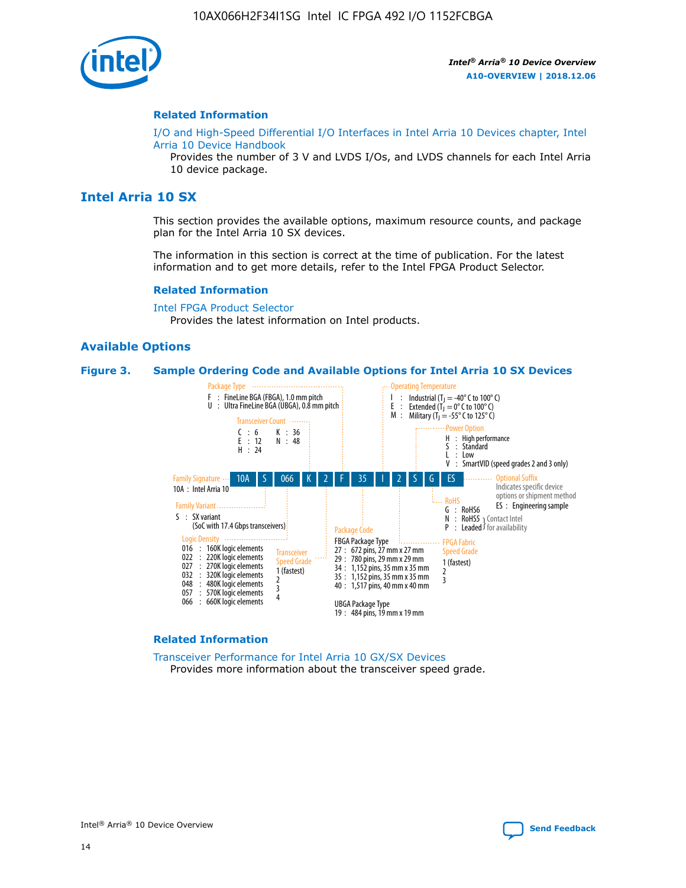### Related Information

I/O and High-Speed Differential I/O Interfaces in Intel Arria 10 Devices chapter, Intel Arria 10 Device Handbook

Provides the number of 3 V and LVDS I/Os, and LVDS channels for each Intel Arria 10 device package.

## Intel Arria 10 SX

This section provides the available options, maximum resource counts, and package plan for the Intel Arria 10 SX devices.

The information in this section is correct at the time of publication. For the latest information and to get more details, refer to the Intel FPGA Product Selector.

### Related Information

Intel FPGA Product Selector

Provides the latest information on Intel products.

### Available Options

**Figure 3. Sample Ordering Code and Available Options for Intel Arria 10 SX Devices**

Sample ordering code: 10A S 066 K 2 F 35 I 2 S G ES

**Family Signature**
- 10A : Intel Arria 10

**Family Variant**
- S : SX variant (SoC with 17.4 Gbps transceivers)

**Logic Density**
- 016 : 160K logic elements
- 022 : 220K logic elements
- 027 : 270K logic elements
- 032 : 320K logic elements
- 048 : 480K logic elements
- 057 : 570K logic elements
- 066 : 660K logic elements

**Transceiver Count**
- C : 6
- E : 12
- H : 24
- K : 36
- N : 48

**Transceiver Speed Grade**
- 1 (fastest)
- 2
- 3
- 4

**Package Type**
- F : FineLine BGA (FBGA), 1.0 mm pitch
- U : Ultra FineLine BGA (UBGA), 0.8 mm pitch

**Package Code**

FBGA Package Type
- 27 : 672 pins, 27 mm x 27 mm
- 29 : 780 pins, 29 mm x 29 mm
- 34 : 1,152 pins, 35 mm x 35 mm
- 35 : 1,152 pins, 35 mm x 35 mm
- 40 : 1,517 pins, 40 mm x 40 mm

UBGA Package Type
- 19 : 484 pins, 19 mm x 19 mm

**Operating Temperature**
- I : Industrial ($T_J$ = -40° C to 100° C)
- E : Extended ($T_J$ = 0° C to 100° C)
- M : Military ($T_J$ = -55° C to 125° C)

**FPGA Fabric Speed Grade**
- 1 (fastest)
- 2
- 3

**Power Option**
- H : High performance
- S : Standard
- L : Low
- V : SmartVID (speed grades 2 and 3 only)

**RoHS**
- G : RoHS6
- N : RoHS5 } Contact Intel for availability
- P : Leaded } Contact Intel for availability

**Optional Suffix**

Indicates specific device options or shipment method
- ES : Engineering sample

### Related Information

Transceiver Performance for Intel Arria 10 GX/SX Devices

Provides more information about the transceiver speed grade.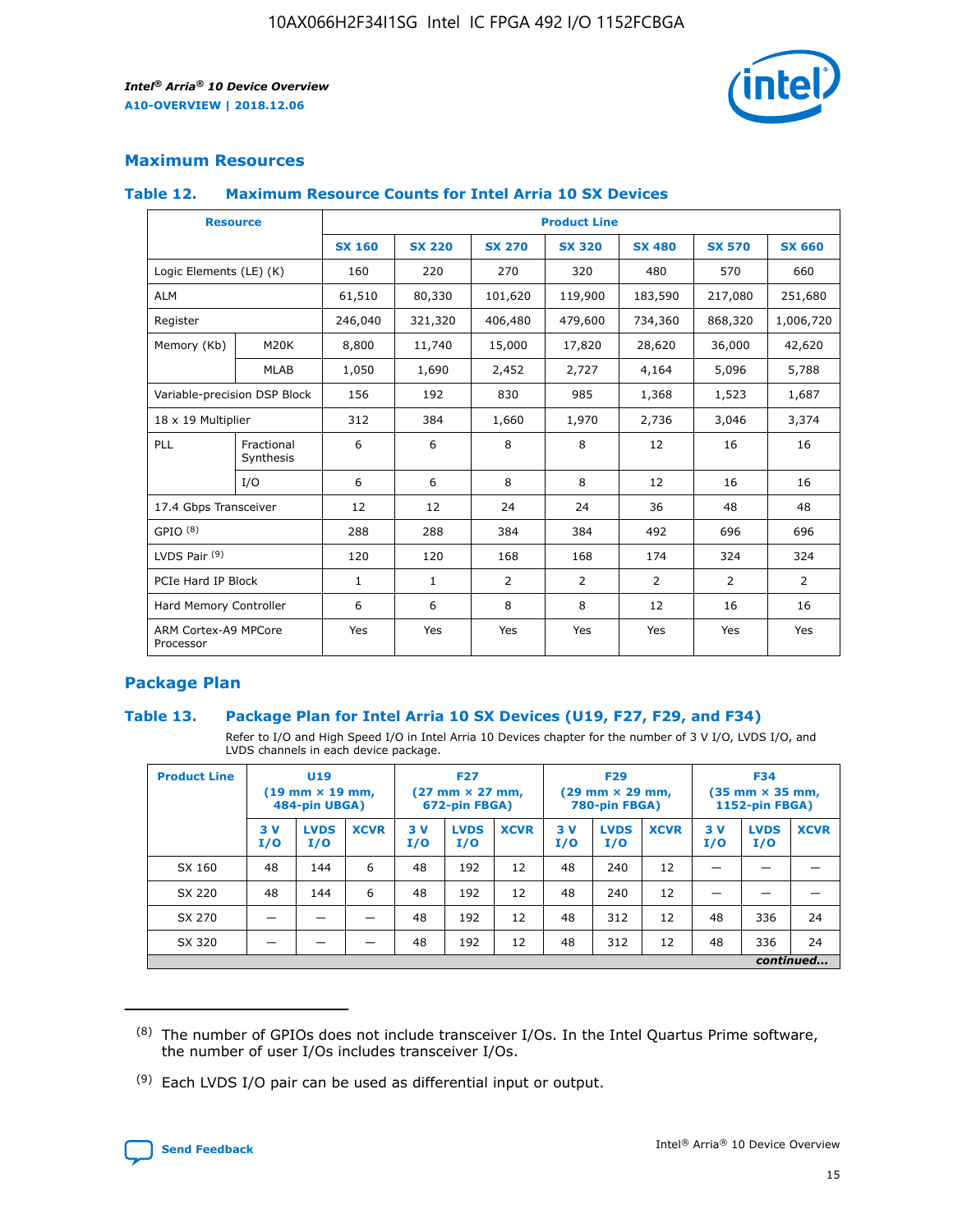## Maximum Resources

### Table 12. Maximum Resource Counts for Intel Arria 10 SX Devices

| Resource | | Product Line | | | | | | |
|---|---|---|---|---|---|---|---|---|
| | | SX 160 | SX 220 | SX 270 | SX 320 | SX 480 | SX 570 | SX 660 |
| Logic Elements (LE) (K) | | 160 | 220 | 270 | 320 | 480 | 570 | 660 |
| ALM | | 61,510 | 80,330 | 101,620 | 119,900 | 183,590 | 217,080 | 251,680 |
| Register | | 246,040 | 321,320 | 406,480 | 479,600 | 734,360 | 868,320 | 1,006,720 |
| Memory (Kb) | M20K | 8,800 | 11,740 | 15,000 | 17,820 | 28,620 | 36,000 | 42,620 |
| | MLAB | 1,050 | 1,690 | 2,452 | 2,727 | 4,164 | 5,096 | 5,788 |
| Variable-precision DSP Block | | 156 | 192 | 830 | 985 | 1,368 | 1,523 | 1,687 |
| 18 x 19 Multiplier | | 312 | 384 | 1,660 | 1,970 | 2,736 | 3,046 | 3,374 |
| PLL | Fractional Synthesis | 6 | 6 | 8 | 8 | 12 | 16 | 16 |
| | I/O | 6 | 6 | 8 | 8 | 12 | 16 | 16 |
| 17.4 Gbps Transceiver | | 12 | 12 | 24 | 24 | 36 | 48 | 48 |
| GPIO (8) | | 288 | 288 | 384 | 384 | 492 | 696 | 696 |
| LVDS Pair (9) | | 120 | 120 | 168 | 168 | 174 | 324 | 324 |
| PCIe Hard IP Block | | 1 | 1 | 2 | 2 | 2 | 2 | 2 |
| Hard Memory Controller | | 6 | 6 | 8 | 8 | 12 | 16 | 16 |
| ARM Cortex-A9 MPCore Processor | | Yes | Yes | Yes | Yes | Yes | Yes | Yes |

## Package Plan

### Table 13. Package Plan for Intel Arria 10 SX Devices (U19, F27, F29, and F34)

Refer to I/O and High Speed I/O in Intel Arria 10 Devices chapter for the number of 3 V I/O, LVDS I/O, and LVDS channels in each device package.

| Product Line | U19 (19 mm × 19 mm, 484-pin UBGA) | | | F27 (27 mm × 27 mm, 672-pin FBGA) | | | F29 (29 mm × 29 mm, 780-pin FBGA) | | | F34 (35 mm × 35 mm, 1152-pin FBGA) | | |
|---|---|---|---|---|---|---|---|---|---|---|---|---|
| | 3 V I/O | LVDS I/O | XCVR | 3 V I/O | LVDS I/O | XCVR | 3 V I/O | LVDS I/O | XCVR | 3 V I/O | LVDS I/O | XCVR |
| SX 160 | 48 | 144 | 6 | 48 | 192 | 12 | 48 | 240 | 12 | — | — | — |
| SX 220 | 48 | 144 | 6 | 48 | 192 | 12 | 48 | 240 | 12 | — | — | — |
| SX 270 | — | — | — | 48 | 192 | 12 | 48 | 312 | 12 | 48 | 336 | 24 |
| SX 320 | — | — | — | 48 | 192 | 12 | 48 | 312 | 12 | 48 | 336 | 24 |

*continued...*

(8) The number of GPIOs does not include transceiver I/Os. In the Intel Quartus Prime software, the number of user I/Os includes transceiver I/Os.

(9) Each LVDS I/O pair can be used as differential input or output.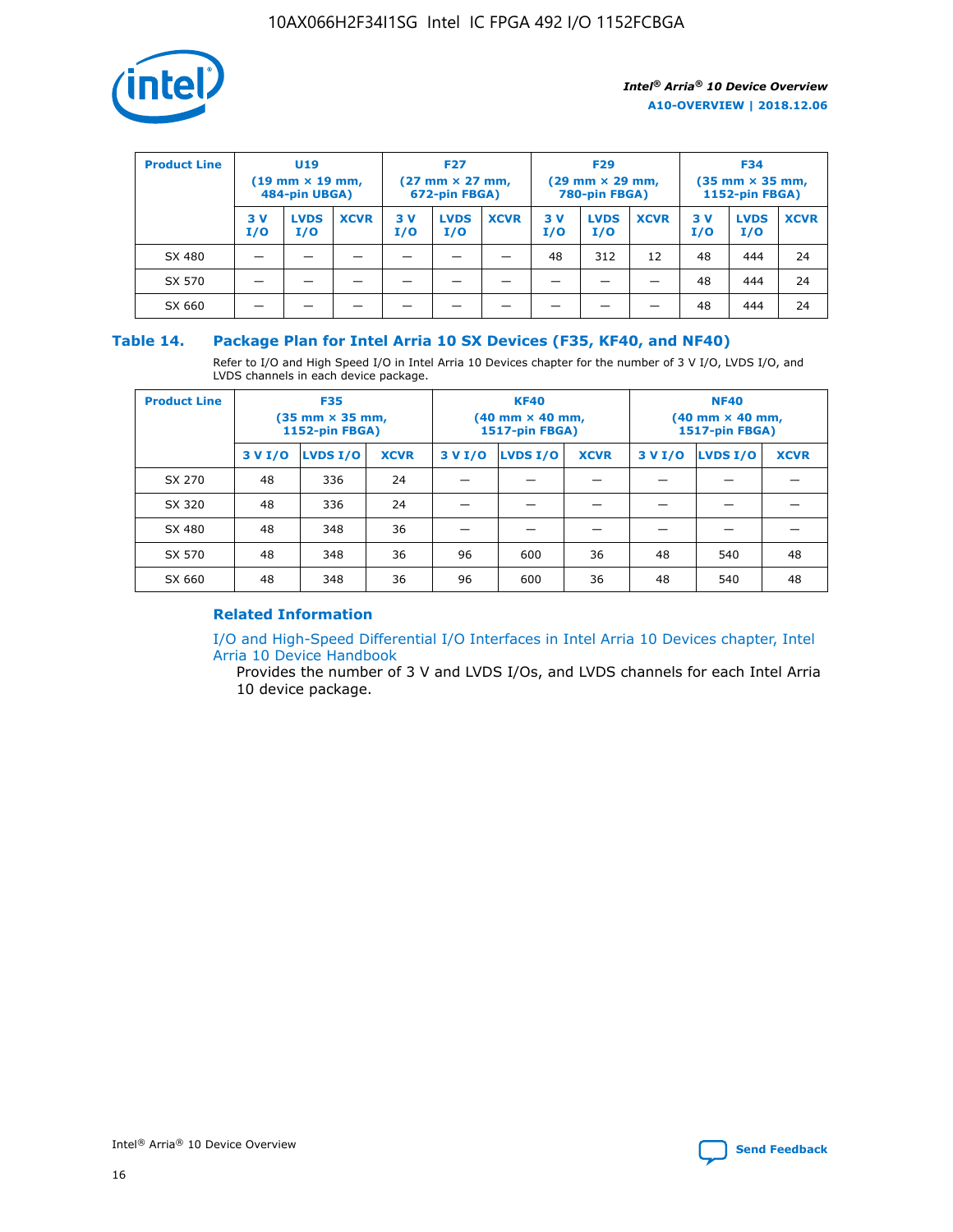| Product Line | U19 (19 mm × 19 mm, 484-pin UBGA) | | | F27 (27 mm × 27 mm, 672-pin FBGA) | | | F29 (29 mm × 29 mm, 780-pin FBGA) | | | F34 (35 mm × 35 mm, 1152-pin FBGA) | | |
|---|---|---|---|---|---|---|---|---|---|---|---|---|
| | 3 V I/O | LVDS I/O | XCVR | 3 V I/O | LVDS I/O | XCVR | 3 V I/O | LVDS I/O | XCVR | 3 V I/O | LVDS I/O | XCVR |
| SX 480 | — | — | — | — | — | — | 48 | 312 | 12 | 48 | 444 | 24 |
| SX 570 | — | — | — | — | — | — | — | — | — | 48 | 444 | 24 |
| SX 660 | — | — | — | — | — | — | — | — | — | 48 | 444 | 24 |

### Table 14. Package Plan for Intel Arria 10 SX Devices (F35, KF40, and NF40)

Refer to I/O and High Speed I/O in Intel Arria 10 Devices chapter for the number of 3 V I/O, LVDS I/O, and LVDS channels in each device package.

| Product Line | F35 (35 mm × 35 mm, 1152-pin FBGA) | | | KF40 (40 mm × 40 mm, 1517-pin FBGA) | | | NF40 (40 mm × 40 mm, 1517-pin FBGA) | | |
|---|---|---|---|---|---|---|---|---|---|
| | 3 V I/O | LVDS I/O | XCVR | 3 V I/O | LVDS I/O | XCVR | 3 V I/O | LVDS I/O | XCVR |
| SX 270 | 48 | 336 | 24 | — | — | — | — | — | — |
| SX 320 | 48 | 336 | 24 | — | — | — | — | — | — |
| SX 480 | 48 | 348 | 36 | — | — | — | — | — | — |
| SX 570 | 48 | 348 | 36 | 96 | 600 | 36 | 48 | 540 | 48 |
| SX 660 | 48 | 348 | 36 | 96 | 600 | 36 | 48 | 540 | 48 |

#### Related Information

I/O and High-Speed Differential I/O Interfaces in Intel Arria 10 Devices chapter, Intel Arria 10 Device Handbook

Provides the number of 3 V and LVDS I/Os, and LVDS channels for each Intel Arria 10 device package.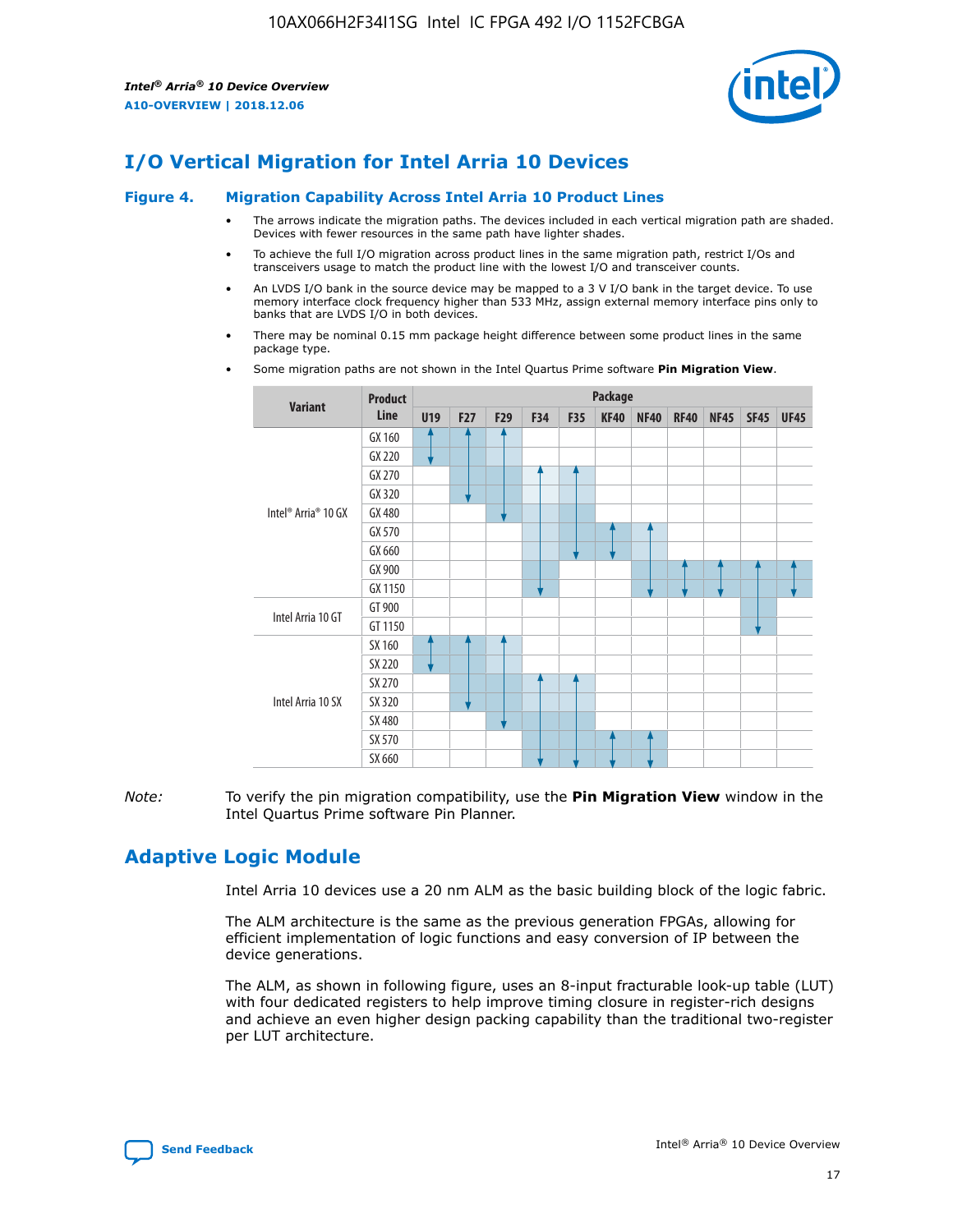# I/O Vertical Migration for Intel Arria 10 Devices

**Figure 4. Migration Capability Across Intel Arria 10 Product Lines**

- The arrows indicate the migration paths. The devices included in each vertical migration path are shaded. Devices with fewer resources in the same path have lighter shades.
- To achieve the full I/O migration across product lines in the same migration path, restrict I/Os and transceivers usage to match the product line with the lowest I/O and transceiver counts.
- An LVDS I/O bank in the source device may be mapped to a 3 V I/O bank in the target device. To use memory interface clock frequency higher than 533 MHz, assign external memory interface pins only to banks that are LVDS I/O in both devices.
- There may be nominal 0.15 mm package height difference between some product lines in the same package type.
- Some migration paths are not shown in the Intel Quartus Prime software **Pin Migration View**.

| Variant | Product Line | Package | | | | | | | | | | |
|---|---|---|---|---|---|---|---|---|---|---|---|---|
| | | U19 | F27 | F29 | F34 | F35 | KF40 | NF40 | RF40 | NF45 | SF45 | UF45 |
| Intel® Arria® 10 GX | GX 160 | | | | | | | | | | | |
| | GX 220 | | | | | | | | | | | |
| | GX 270 | | | | | | | | | | | |
| | GX 320 | | | | | | | | | | | |
| | GX 480 | | | | | | | | | | | |
| | GX 570 | | | | | | | | | | | |
| | GX 660 | | | | | | | | | | | |
| | GX 900 | | | | | | | | | | | |
| | GX 1150 | | | | | | | | | | | |
| Intel Arria 10 GT | GT 900 | | | | | | | | | | | |
| | GT 1150 | | | | | | | | | | | |
| Intel Arria 10 SX | SX 160 | | | | | | | | | | | |
| | SX 220 | | | | | | | | | | | |
| | SX 270 | | | | | | | | | | | |
| | SX 320 | | | | | | | | | | | |
| | SX 480 | | | | | | | | | | | |
| | SX 570 | | | | | | | | | | | |
| | SX 660 | | | | | | | | | | | |

*Note:* To verify the pin migration compatibility, use the **Pin Migration View** window in the Intel Quartus Prime software Pin Planner.

# Adaptive Logic Module

Intel Arria 10 devices use a 20 nm ALM as the basic building block of the logic fabric.

The ALM architecture is the same as the previous generation FPGAs, allowing for efficient implementation of logic functions and easy conversion of IP between the device generations.

The ALM, as shown in following figure, uses an 8-input fracturable look-up table (LUT) with four dedicated registers to help improve timing closure in register-rich designs and achieve an even higher design packing capability than the traditional two-register per LUT architecture.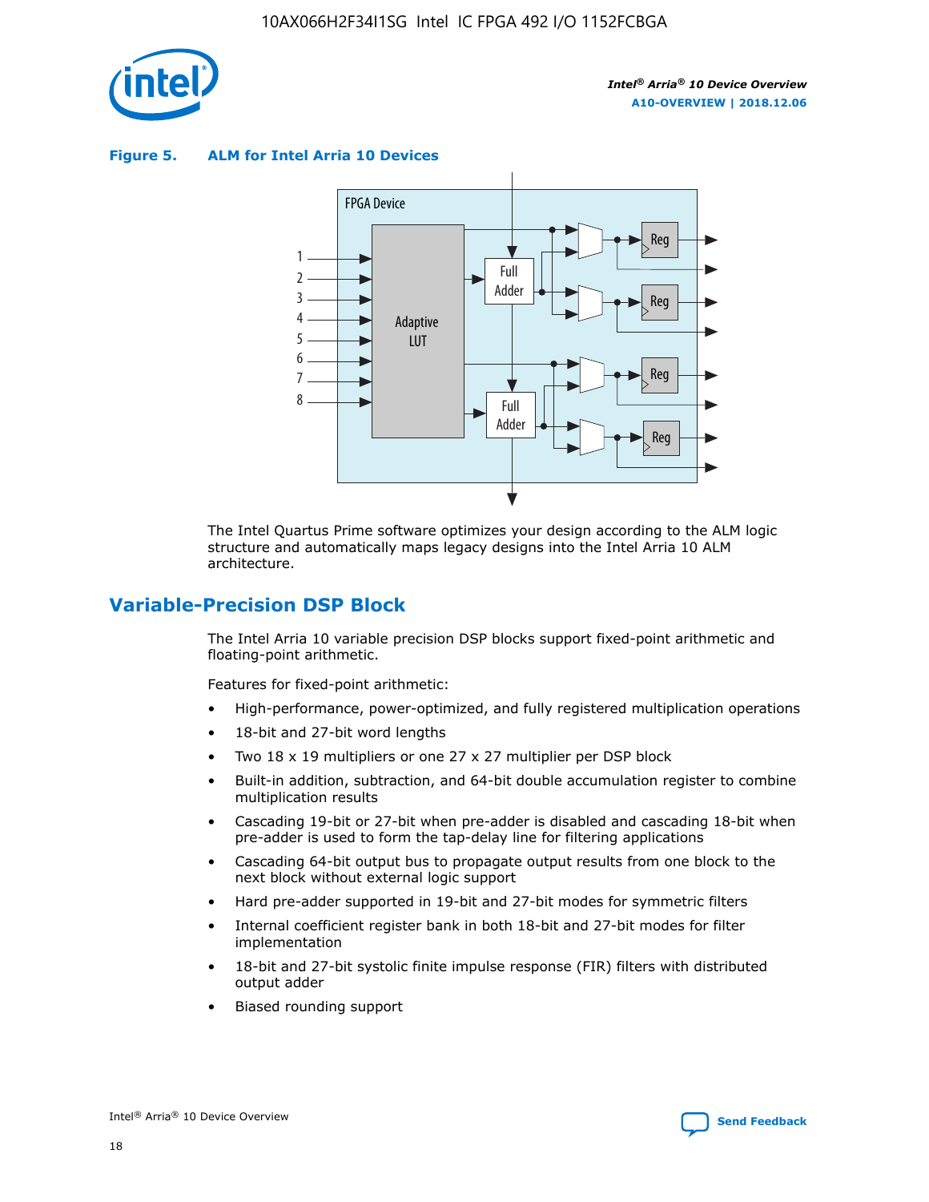**Figure 5. ALM for Intel Arria 10 Devices**

The Intel Quartus Prime software optimizes your design according to the ALM logic structure and automatically maps legacy designs into the Intel Arria 10 ALM architecture.

## Variable-Precision DSP Block

The Intel Arria 10 variable precision DSP blocks support fixed-point arithmetic and floating-point arithmetic.

Features for fixed-point arithmetic:

- High-performance, power-optimized, and fully registered multiplication operations
- 18-bit and 27-bit word lengths
- Two 18 x 19 multipliers or one 27 x 27 multiplier per DSP block
- Built-in addition, subtraction, and 64-bit double accumulation register to combine multiplication results
- Cascading 19-bit or 27-bit when pre-adder is disabled and cascading 18-bit when pre-adder is used to form the tap-delay line for filtering applications
- Cascading 64-bit output bus to propagate output results from one block to the next block without external logic support
- Hard pre-adder supported in 19-bit and 27-bit modes for symmetric filters
- Internal coefficient register bank in both 18-bit and 27-bit modes for filter implementation
- 18-bit and 27-bit systolic finite impulse response (FIR) filters with distributed output adder
- Biased rounding support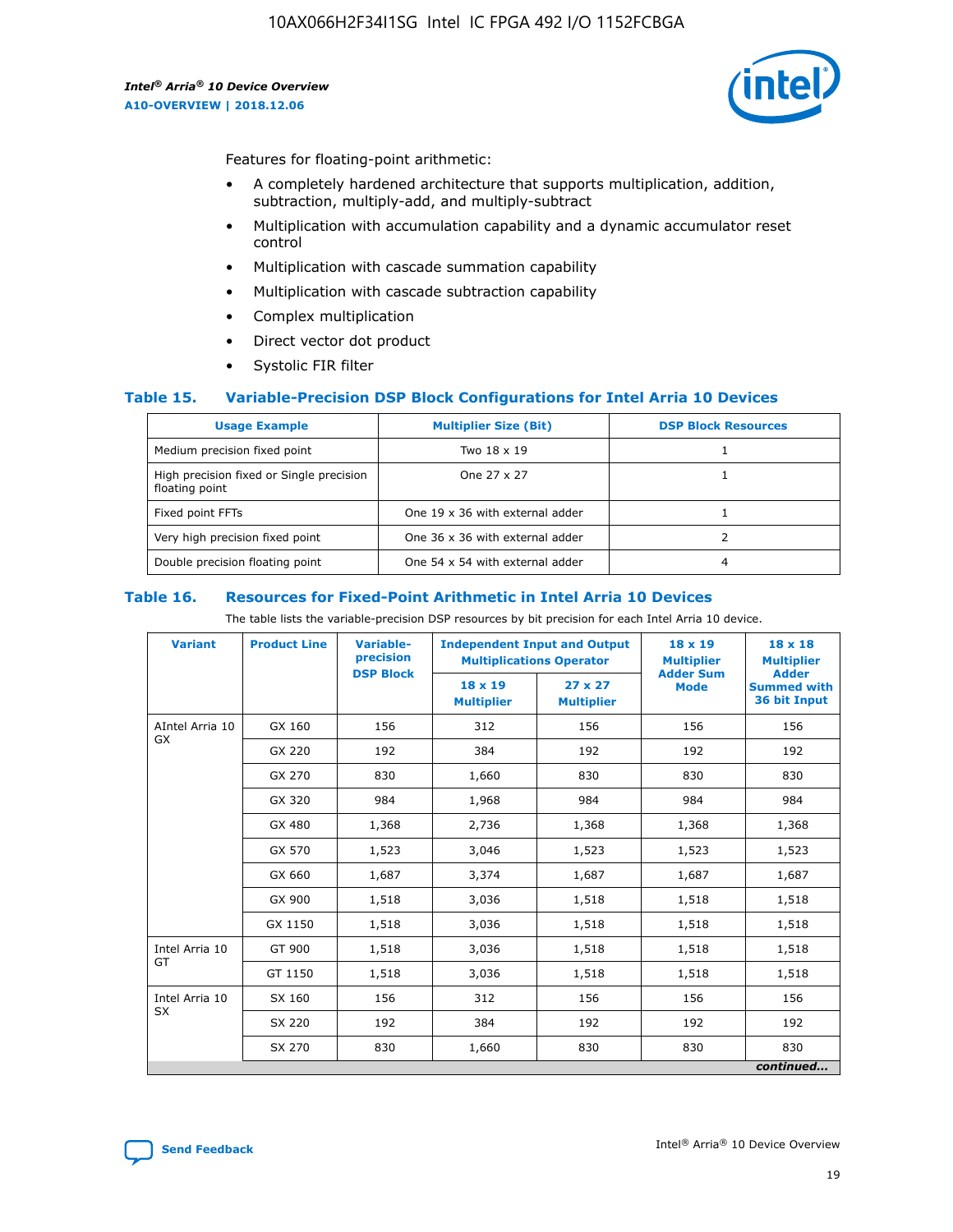Features for floating-point arithmetic:

- A completely hardened architecture that supports multiplication, addition, subtraction, multiply-add, and multiply-subtract
- Multiplication with accumulation capability and a dynamic accumulator reset control
- Multiplication with cascade summation capability
- Multiplication with cascade subtraction capability
- Complex multiplication
- Direct vector dot product
- Systolic FIR filter

### Table 15. Variable-Precision DSP Block Configurations for Intel Arria 10 Devices

| Usage Example | Multiplier Size (Bit) | DSP Block Resources |
|---|---|---|
| Medium precision fixed point | Two 18 x 19 | 1 |
| High precision fixed or Single precision floating point | One 27 x 27 | 1 |
| Fixed point FFTs | One 19 x 36 with external adder | 1 |
| Very high precision fixed point | One 36 x 36 with external adder | 2 |
| Double precision floating point | One 54 x 54 with external adder | 4 |

### Table 16. Resources for Fixed-Point Arithmetic in Intel Arria 10 Devices

The table lists the variable-precision DSP resources by bit precision for each Intel Arria 10 device.

| Variant | Product Line | Variable-precision DSP Block | Independent Input and Output Multiplications Operator | | 18 x 19 Multiplier Adder Sum Mode | 18 x 18 Multiplier Adder Summed with 36 bit Input |
|---|---|---|---|---|---|---|
| | | | 18 x 19 Multiplier | 27 x 27 Multiplier | | |
| AIntel Arria 10 GX | GX 160 | 156 | 312 | 156 | 156 | 156 |
| | GX 220 | 192 | 384 | 192 | 192 | 192 |
| | GX 270 | 830 | 1,660 | 830 | 830 | 830 |
| | GX 320 | 984 | 1,968 | 984 | 984 | 984 |
| | GX 480 | 1,368 | 2,736 | 1,368 | 1,368 | 1,368 |
| | GX 570 | 1,523 | 3,046 | 1,523 | 1,523 | 1,523 |
| | GX 660 | 1,687 | 3,374 | 1,687 | 1,687 | 1,687 |
| | GX 900 | 1,518 | 3,036 | 1,518 | 1,518 | 1,518 |
| | GX 1150 | 1,518 | 3,036 | 1,518 | 1,518 | 1,518 |
| Intel Arria 10 GT | GT 900 | 1,518 | 3,036 | 1,518 | 1,518 | 1,518 |
| | GT 1150 | 1,518 | 3,036 | 1,518 | 1,518 | 1,518 |
| Intel Arria 10 SX | SX 160 | 156 | 312 | 156 | 156 | 156 |
| | SX 220 | 192 | 384 | 192 | 192 | 192 |
| | SX 270 | 830 | 1,660 | 830 | 830 | 830 |

*continued...*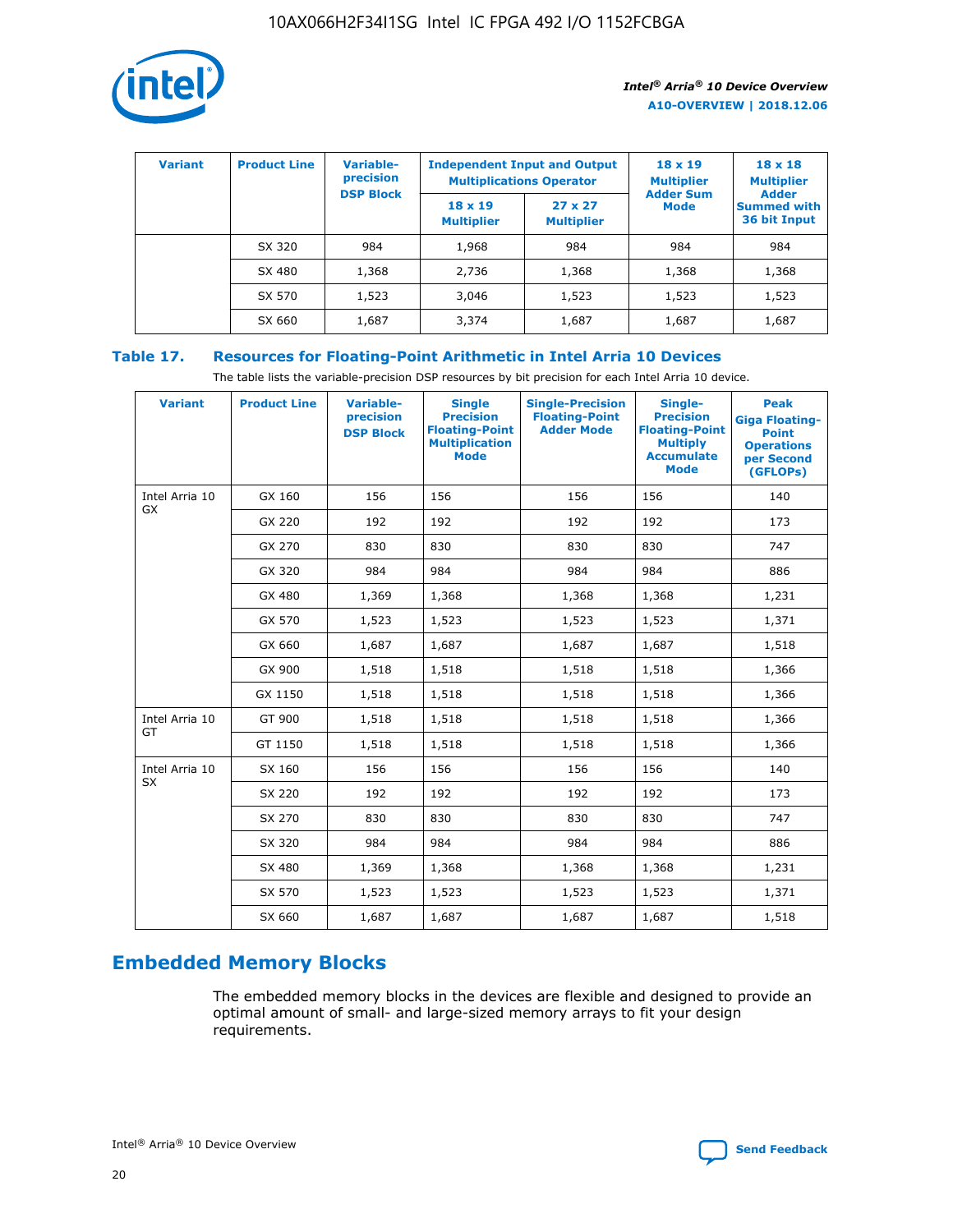| Variant | Product Line | Variable-precision DSP Block | Independent Input and Output Multiplications Operator | | 18 x 19 Multiplier Adder Sum Mode | 18 x 18 Multiplier Adder Summed with 36 bit Input |
|---|---|---|---|---|---|---|
| | | | 18 x 19 Multiplier | 27 x 27 Multiplier | | |
| | SX 320 | 984 | 1,968 | 984 | 984 | 984 |
| | SX 480 | 1,368 | 2,736 | 1,368 | 1,368 | 1,368 |
| | SX 570 | 1,523 | 3,046 | 1,523 | 1,523 | 1,523 |
| | SX 660 | 1,687 | 3,374 | 1,687 | 1,687 | 1,687 |

**Table 17. Resources for Floating-Point Arithmetic in Intel Arria 10 Devices**

The table lists the variable-precision DSP resources by bit precision for each Intel Arria 10 device.

| Variant | Product Line | Variable-precision DSP Block | Single Precision Floating-Point Multiplication Mode | Single-Precision Floating-Point Adder Mode | Single-Precision Floating-Point Multiply Accumulate Mode | Peak Giga Floating-Point Operations per Second (GFLOPs) |
|---|---|---|---|---|---|---|
| Intel Arria 10 GX | GX 160 | 156 | 156 | 156 | 156 | 140 |
| | GX 220 | 192 | 192 | 192 | 192 | 173 |
| | GX 270 | 830 | 830 | 830 | 830 | 747 |
| | GX 320 | 984 | 984 | 984 | 984 | 886 |
| | GX 480 | 1,369 | 1,368 | 1,368 | 1,368 | 1,231 |
| | GX 570 | 1,523 | 1,523 | 1,523 | 1,523 | 1,371 |
| | GX 660 | 1,687 | 1,687 | 1,687 | 1,687 | 1,518 |
| | GX 900 | 1,518 | 1,518 | 1,518 | 1,518 | 1,366 |
| | GX 1150 | 1,518 | 1,518 | 1,518 | 1,518 | 1,366 |
| Intel Arria 10 GT | GT 900 | 1,518 | 1,518 | 1,518 | 1,518 | 1,366 |
| | GT 1150 | 1,518 | 1,518 | 1,518 | 1,518 | 1,366 |
| Intel Arria 10 SX | SX 160 | 156 | 156 | 156 | 156 | 140 |
| | SX 220 | 192 | 192 | 192 | 192 | 173 |
| | SX 270 | 830 | 830 | 830 | 830 | 747 |
| | SX 320 | 984 | 984 | 984 | 984 | 886 |
| | SX 480 | 1,369 | 1,368 | 1,368 | 1,368 | 1,231 |
| | SX 570 | 1,523 | 1,523 | 1,523 | 1,523 | 1,371 |
| | SX 660 | 1,687 | 1,687 | 1,687 | 1,687 | 1,518 |

## Embedded Memory Blocks

The embedded memory blocks in the devices are flexible and designed to provide an optimal amount of small- and large-sized memory arrays to fit your design requirements.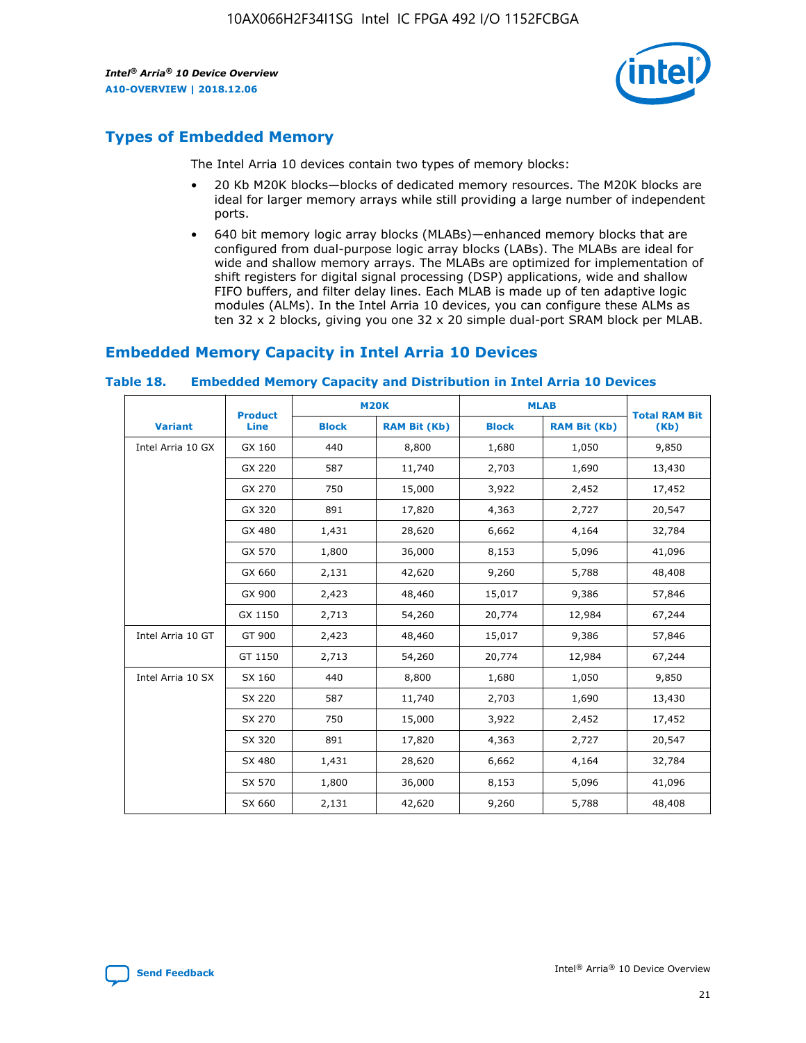## Types of Embedded Memory

The Intel Arria 10 devices contain two types of memory blocks:

- 20 Kb M20K blocks—blocks of dedicated memory resources. The M20K blocks are ideal for larger memory arrays while still providing a large number of independent ports.
- 640 bit memory logic array blocks (MLABs)—enhanced memory blocks that are configured from dual-purpose logic array blocks (LABs). The MLABs are ideal for wide and shallow memory arrays. The MLABs are optimized for implementation of shift registers for digital signal processing (DSP) applications, wide and shallow FIFO buffers, and filter delay lines. Each MLAB is made up of ten adaptive logic modules (ALMs). In the Intel Arria 10 devices, you can configure these ALMs as ten 32 x 2 blocks, giving you one 32 x 20 simple dual-port SRAM block per MLAB.

## Embedded Memory Capacity in Intel Arria 10 Devices

### Table 18. Embedded Memory Capacity and Distribution in Intel Arria 10 Devices

| Variant | Product Line | M20K | | MLAB | | Total RAM Bit (Kb) |
|---|---|---|---|---|---|---|
| | | Block | RAM Bit (Kb) | Block | RAM Bit (Kb) | |
| Intel Arria 10 GX | GX 160 | 440 | 8,800 | 1,680 | 1,050 | 9,850 |
| | GX 220 | 587 | 11,740 | 2,703 | 1,690 | 13,430 |
| | GX 270 | 750 | 15,000 | 3,922 | 2,452 | 17,452 |
| | GX 320 | 891 | 17,820 | 4,363 | 2,727 | 20,547 |
| | GX 480 | 1,431 | 28,620 | 6,662 | 4,164 | 32,784 |
| | GX 570 | 1,800 | 36,000 | 8,153 | 5,096 | 41,096 |
| | GX 660 | 2,131 | 42,620 | 9,260 | 5,788 | 48,408 |
| | GX 900 | 2,423 | 48,460 | 15,017 | 9,386 | 57,846 |
| | GX 1150 | 2,713 | 54,260 | 20,774 | 12,984 | 67,244 |
| Intel Arria 10 GT | GT 900 | 2,423 | 48,460 | 15,017 | 9,386 | 57,846 |
| | GT 1150 | 2,713 | 54,260 | 20,774 | 12,984 | 67,244 |
| Intel Arria 10 SX | SX 160 | 440 | 8,800 | 1,680 | 1,050 | 9,850 |
| | SX 220 | 587 | 11,740 | 2,703 | 1,690 | 13,430 |
| | SX 270 | 750 | 15,000 | 3,922 | 2,452 | 17,452 |
| | SX 320 | 891 | 17,820 | 4,363 | 2,727 | 20,547 |
| | SX 480 | 1,431 | 28,620 | 6,662 | 4,164 | 32,784 |
| | SX 570 | 1,800 | 36,000 | 8,153 | 5,096 | 41,096 |
| | SX 660 | 2,131 | 42,620 | 9,260 | 5,788 | 48,408 |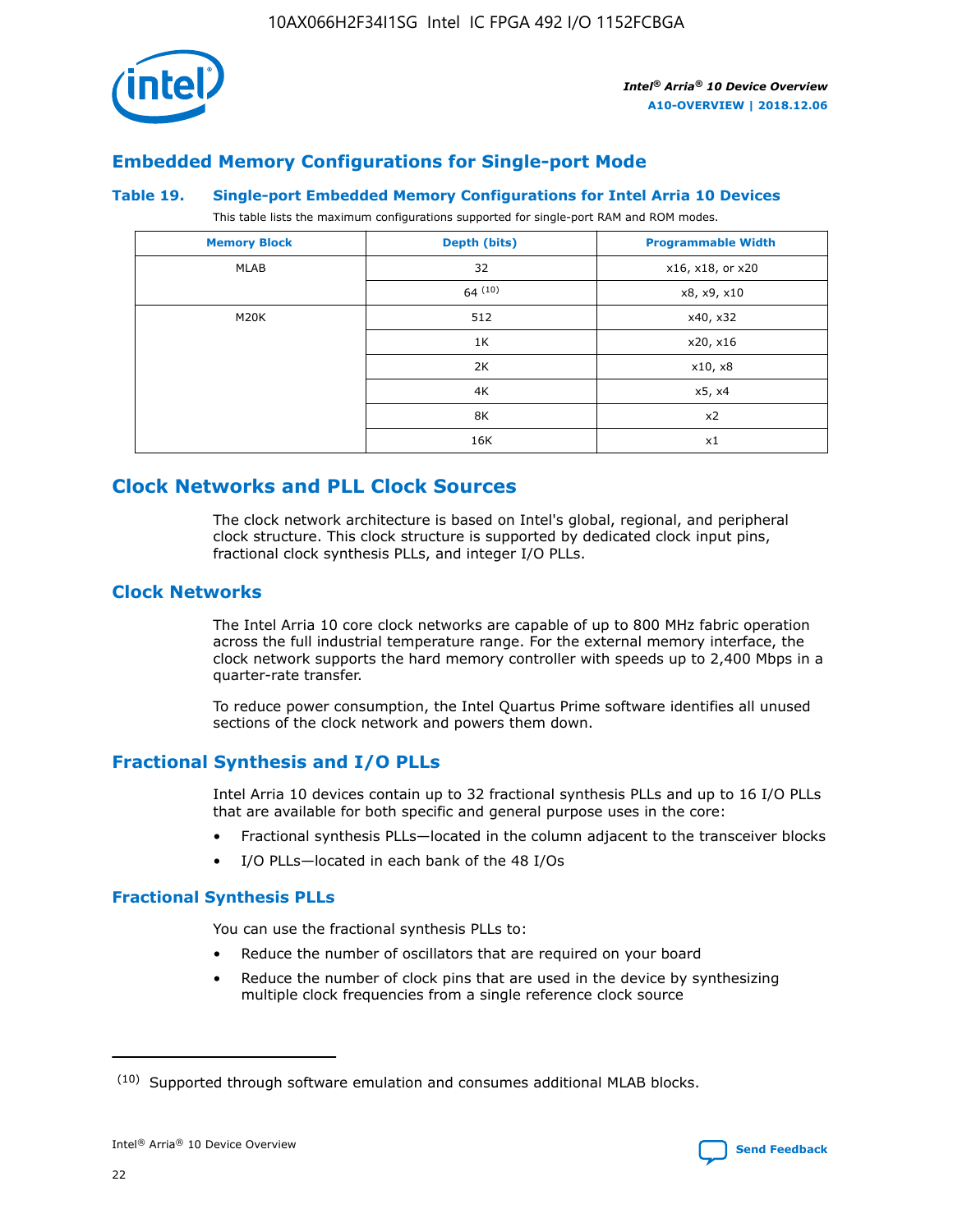## Embedded Memory Configurations for Single-port Mode

**Table 19. Single-port Embedded Memory Configurations for Intel Arria 10 Devices**

This table lists the maximum configurations supported for single-port RAM and ROM modes.

| Memory Block | Depth (bits) | Programmable Width |
|---|---|---|
| MLAB | 32 | x16, x18, or x20 |
| | 64 [10] | x8, x9, x10 |
| M20K | 512 | x40, x32 |
| | 1K | x20, x16 |
| | 2K | x10, x8 |
| | 4K | x5, x4 |
| | 8K | x2 |
| | 16K | x1 |

# Clock Networks and PLL Clock Sources

The clock network architecture is based on Intel's global, regional, and peripheral clock structure. This clock structure is supported by dedicated clock input pins, fractional clock synthesis PLLs, and integer I/O PLLs.

## Clock Networks

The Intel Arria 10 core clock networks are capable of up to 800 MHz fabric operation across the full industrial temperature range. For the external memory interface, the clock network supports the hard memory controller with speeds up to 2,400 Mbps in a quarter-rate transfer.

To reduce power consumption, the Intel Quartus Prime software identifies all unused sections of the clock network and powers them down.

## Fractional Synthesis and I/O PLLs

Intel Arria 10 devices contain up to 32 fractional synthesis PLLs and up to 16 I/O PLLs that are available for both specific and general purpose uses in the core:

- Fractional synthesis PLLs—located in the column adjacent to the transceiver blocks
- I/O PLLs—located in each bank of the 48 I/Os

### Fractional Synthesis PLLs

You can use the fractional synthesis PLLs to:

- Reduce the number of oscillators that are required on your board
- Reduce the number of clock pins that are used in the device by synthesizing multiple clock frequencies from a single reference clock source

(10) Supported through software emulation and consumes additional MLAB blocks.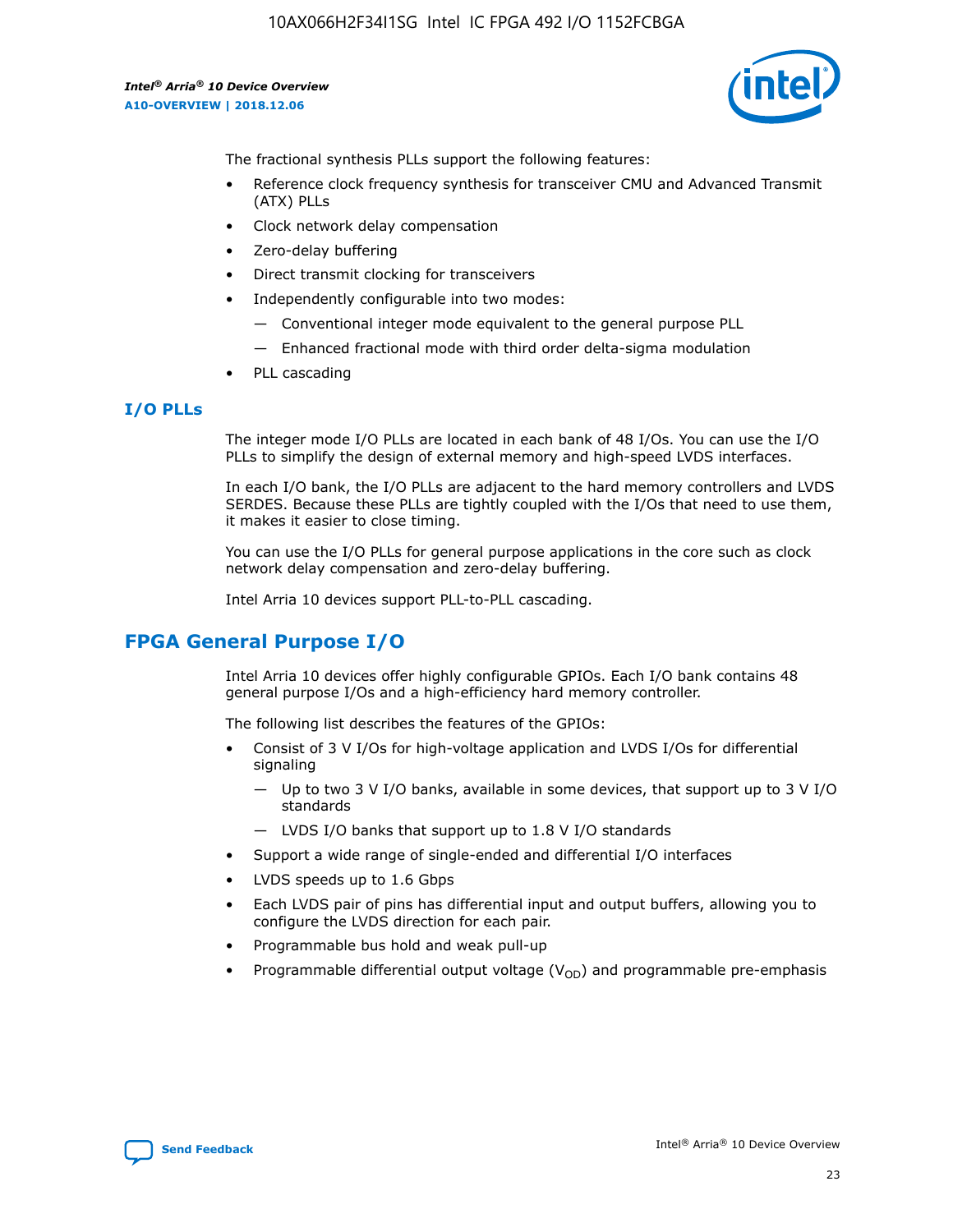The fractional synthesis PLLs support the following features:

- Reference clock frequency synthesis for transceiver CMU and Advanced Transmit (ATX) PLLs
- Clock network delay compensation
- Zero-delay buffering
- Direct transmit clocking for transceivers
- Independently configurable into two modes:
  - Conventional integer mode equivalent to the general purpose PLL
  - Enhanced fractional mode with third order delta-sigma modulation
- PLL cascading

### I/O PLLs

The integer mode I/O PLLs are located in each bank of 48 I/Os. You can use the I/O PLLs to simplify the design of external memory and high-speed LVDS interfaces.

In each I/O bank, the I/O PLLs are adjacent to the hard memory controllers and LVDS SERDES. Because these PLLs are tightly coupled with the I/Os that need to use them, it makes it easier to close timing.

You can use the I/O PLLs for general purpose applications in the core such as clock network delay compensation and zero-delay buffering.

Intel Arria 10 devices support PLL-to-PLL cascading.

## FPGA General Purpose I/O

Intel Arria 10 devices offer highly configurable GPIOs. Each I/O bank contains 48 general purpose I/Os and a high-efficiency hard memory controller.

The following list describes the features of the GPIOs:

- Consist of 3 V I/Os for high-voltage application and LVDS I/Os for differential signaling
  - Up to two 3 V I/O banks, available in some devices, that support up to 3 V I/O standards
  - LVDS I/O banks that support up to 1.8 V I/O standards
- Support a wide range of single-ended and differential I/O interfaces
- LVDS speeds up to 1.6 Gbps
- Each LVDS pair of pins has differential input and output buffers, allowing you to configure the LVDS direction for each pair.
- Programmable bus hold and weak pull-up
- Programmable differential output voltage ($V_{OD}$) and programmable pre-emphasis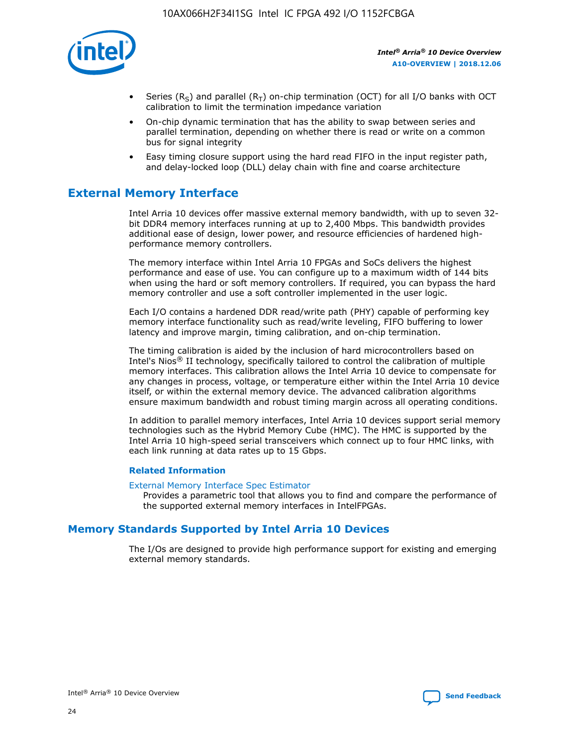- Series ($R_S$) and parallel ($R_T$) on-chip termination (OCT) for all I/O banks with OCT calibration to limit the termination impedance variation
- On-chip dynamic termination that has the ability to swap between series and parallel termination, depending on whether there is read or write on a common bus for signal integrity
- Easy timing closure support using the hard read FIFO in the input register path, and delay-locked loop (DLL) delay chain with fine and coarse architecture

## External Memory Interface

Intel Arria 10 devices offer massive external memory bandwidth, with up to seven 32-bit DDR4 memory interfaces running at up to 2,400 Mbps. This bandwidth provides additional ease of design, lower power, and resource efficiencies of hardened high-performance memory controllers.

The memory interface within Intel Arria 10 FPGAs and SoCs delivers the highest performance and ease of use. You can configure up to a maximum width of 144 bits when using the hard or soft memory controllers. If required, you can bypass the hard memory controller and use a soft controller implemented in the user logic.

Each I/O contains a hardened DDR read/write path (PHY) capable of performing key memory interface functionality such as read/write leveling, FIFO buffering to lower latency and improve margin, timing calibration, and on-chip termination.

The timing calibration is aided by the inclusion of hard microcontrollers based on Intel's Nios® II technology, specifically tailored to control the calibration of multiple memory interfaces. This calibration allows the Intel Arria 10 device to compensate for any changes in process, voltage, or temperature either within the Intel Arria 10 device itself, or within the external memory device. The advanced calibration algorithms ensure maximum bandwidth and robust timing margin across all operating conditions.

In addition to parallel memory interfaces, Intel Arria 10 devices support serial memory technologies such as the Hybrid Memory Cube (HMC). The HMC is supported by the Intel Arria 10 high-speed serial transceivers which connect up to four HMC links, with each link running at data rates up to 15 Gbps.

### Related Information

External Memory Interface Spec Estimator
Provides a parametric tool that allows you to find and compare the performance of the supported external memory interfaces in IntelFPGAs.

## Memory Standards Supported by Intel Arria 10 Devices

The I/Os are designed to provide high performance support for existing and emerging external memory standards.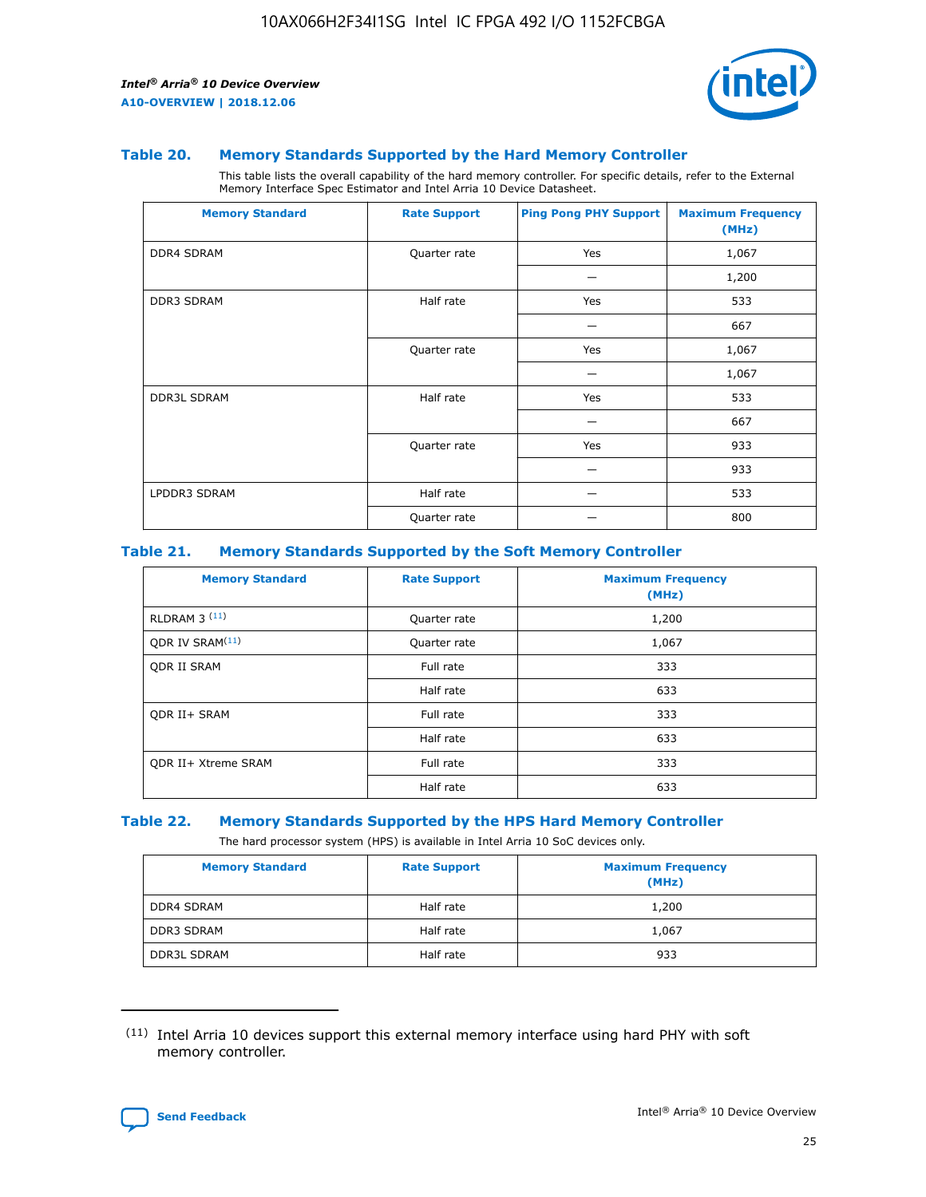### Table 20. Memory Standards Supported by the Hard Memory Controller

This table lists the overall capability of the hard memory controller. For specific details, refer to the External Memory Interface Spec Estimator and Intel Arria 10 Device Datasheet.

| Memory Standard | Rate Support | Ping Pong PHY Support | Maximum Frequency (MHz) |
|---|---|---|---|
| DDR4 SDRAM | Quarter rate | Yes | 1,067 |
| | | — | 1,200 |
| DDR3 SDRAM | Half rate | Yes | 533 |
| | | — | 667 |
| | Quarter rate | Yes | 1,067 |
| | | — | 1,067 |
| DDR3L SDRAM | Half rate | Yes | 533 |
| | | — | 667 |
| | Quarter rate | Yes | 933 |
| | | — | 933 |
| LPDDR3 SDRAM | Half rate | — | 533 |
| | Quarter rate | — | 800 |

### Table 21. Memory Standards Supported by the Soft Memory Controller

| Memory Standard | Rate Support | Maximum Frequency (MHz) |
|---|---|---|
| RLDRAM 3 (11) | Quarter rate | 1,200 |
| QDR IV SRAM(11) | Quarter rate | 1,067 |
| QDR II SRAM | Full rate | 333 |
| | Half rate | 633 |
| QDR II+ SRAM | Full rate | 333 |
| | Half rate | 633 |
| QDR II+ Xtreme SRAM | Full rate | 333 |
| | Half rate | 633 |

### Table 22. Memory Standards Supported by the HPS Hard Memory Controller

The hard processor system (HPS) is available in Intel Arria 10 SoC devices only.

| Memory Standard | Rate Support | Maximum Frequency (MHz) |
|---|---|---|
| DDR4 SDRAM | Half rate | 1,200 |
| DDR3 SDRAM | Half rate | 1,067 |
| DDR3L SDRAM | Half rate | 933 |

(11) Intel Arria 10 devices support this external memory interface using hard PHY with soft memory controller.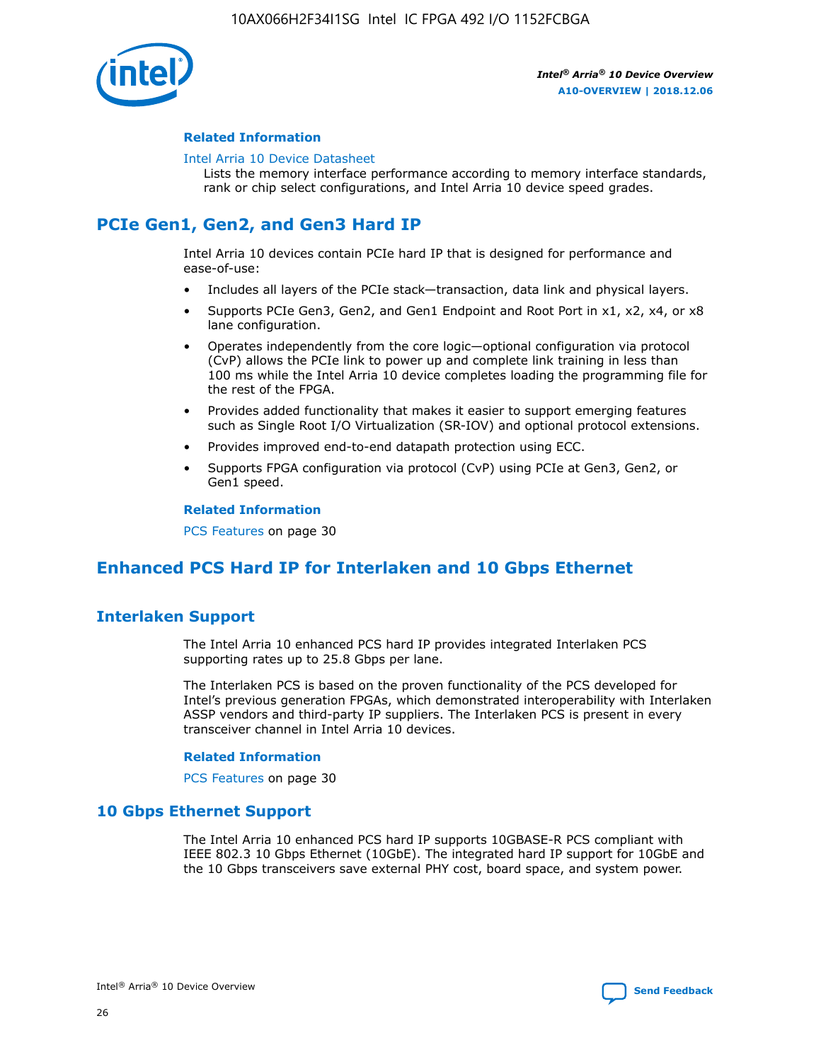#### Related Information

Intel Arria 10 Device Datasheet

Lists the memory interface performance according to memory interface standards, rank or chip select configurations, and Intel Arria 10 device speed grades.

## PCIe Gen1, Gen2, and Gen3 Hard IP

Intel Arria 10 devices contain PCIe hard IP that is designed for performance and ease-of-use:

- Includes all layers of the PCIe stack—transaction, data link and physical layers.
- Supports PCIe Gen3, Gen2, and Gen1 Endpoint and Root Port in x1, x2, x4, or x8 lane configuration.
- Operates independently from the core logic—optional configuration via protocol (CvP) allows the PCIe link to power up and complete link training in less than 100 ms while the Intel Arria 10 device completes loading the programming file for the rest of the FPGA.
- Provides added functionality that makes it easier to support emerging features such as Single Root I/O Virtualization (SR-IOV) and optional protocol extensions.
- Provides improved end-to-end datapath protection using ECC.
- Supports FPGA configuration via protocol (CvP) using PCIe at Gen3, Gen2, or Gen1 speed.

#### Related Information

PCS Features on page 30

## Enhanced PCS Hard IP for Interlaken and 10 Gbps Ethernet

### Interlaken Support

The Intel Arria 10 enhanced PCS hard IP provides integrated Interlaken PCS supporting rates up to 25.8 Gbps per lane.

The Interlaken PCS is based on the proven functionality of the PCS developed for Intel's previous generation FPGAs, which demonstrated interoperability with Interlaken ASSP vendors and third-party IP suppliers. The Interlaken PCS is present in every transceiver channel in Intel Arria 10 devices.

#### Related Information

PCS Features on page 30

### 10 Gbps Ethernet Support

The Intel Arria 10 enhanced PCS hard IP supports 10GBASE-R PCS compliant with IEEE 802.3 10 Gbps Ethernet (10GbE). The integrated hard IP support for 10GbE and the 10 Gbps transceivers save external PHY cost, board space, and system power.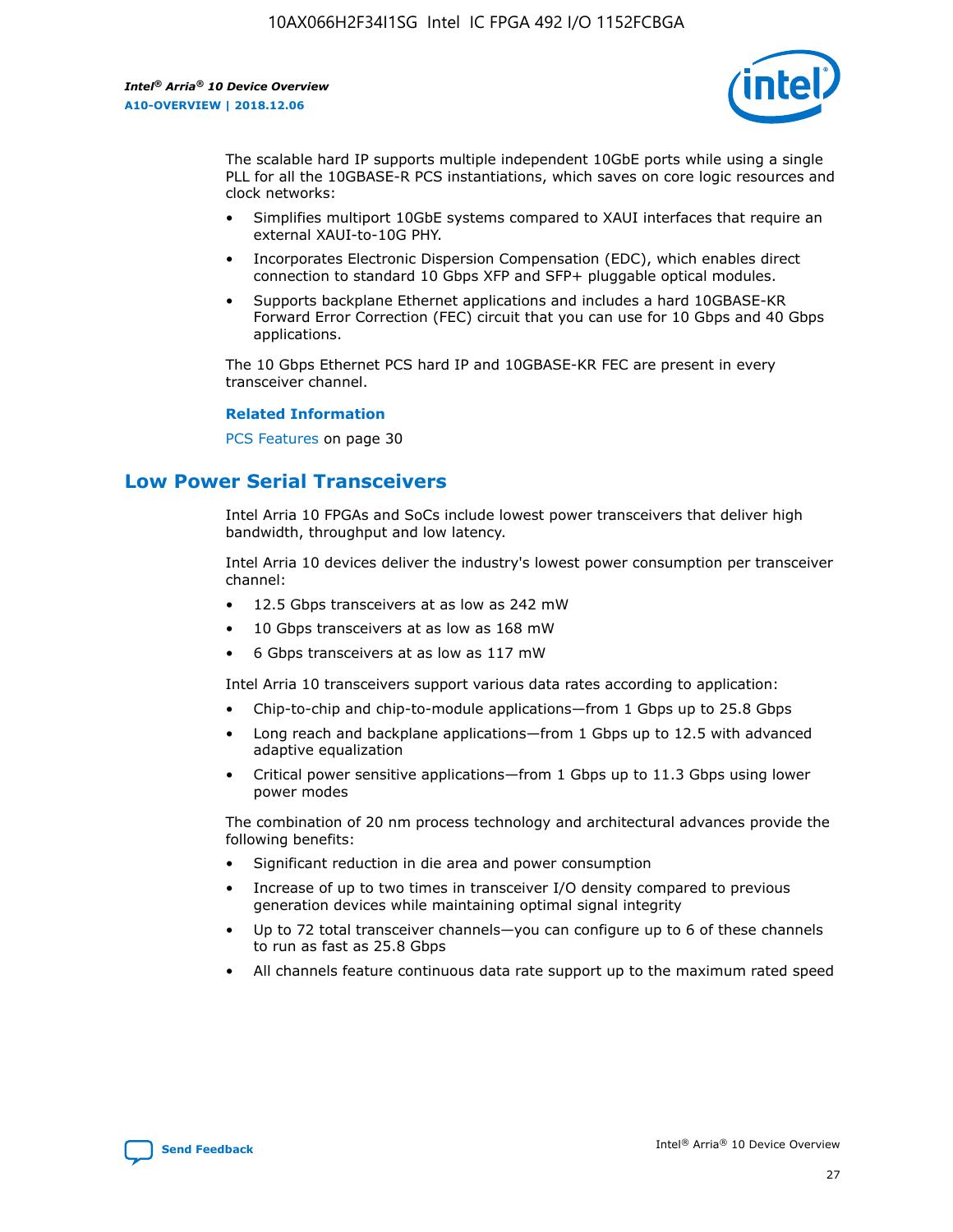The scalable hard IP supports multiple independent 10GbE ports while using a single PLL for all the 10GBASE-R PCS instantiations, which saves on core logic resources and clock networks:

- Simplifies multiport 10GbE systems compared to XAUI interfaces that require an external XAUI-to-10G PHY.
- Incorporates Electronic Dispersion Compensation (EDC), which enables direct connection to standard 10 Gbps XFP and SFP+ pluggable optical modules.
- Supports backplane Ethernet applications and includes a hard 10GBASE-KR Forward Error Correction (FEC) circuit that you can use for 10 Gbps and 40 Gbps applications.

The 10 Gbps Ethernet PCS hard IP and 10GBASE-KR FEC are present in every transceiver channel.

**Related Information**

PCS Features on page 30

## Low Power Serial Transceivers

Intel Arria 10 FPGAs and SoCs include lowest power transceivers that deliver high bandwidth, throughput and low latency.

Intel Arria 10 devices deliver the industry's lowest power consumption per transceiver channel:

- 12.5 Gbps transceivers at as low as 242 mW
- 10 Gbps transceivers at as low as 168 mW
- 6 Gbps transceivers at as low as 117 mW

Intel Arria 10 transceivers support various data rates according to application:

- Chip-to-chip and chip-to-module applications—from 1 Gbps up to 25.8 Gbps
- Long reach and backplane applications—from 1 Gbps up to 12.5 with advanced adaptive equalization
- Critical power sensitive applications—from 1 Gbps up to 11.3 Gbps using lower power modes

The combination of 20 nm process technology and architectural advances provide the following benefits:

- Significant reduction in die area and power consumption
- Increase of up to two times in transceiver I/O density compared to previous generation devices while maintaining optimal signal integrity
- Up to 72 total transceiver channels—you can configure up to 6 of these channels to run as fast as 25.8 Gbps
- All channels feature continuous data rate support up to the maximum rated speed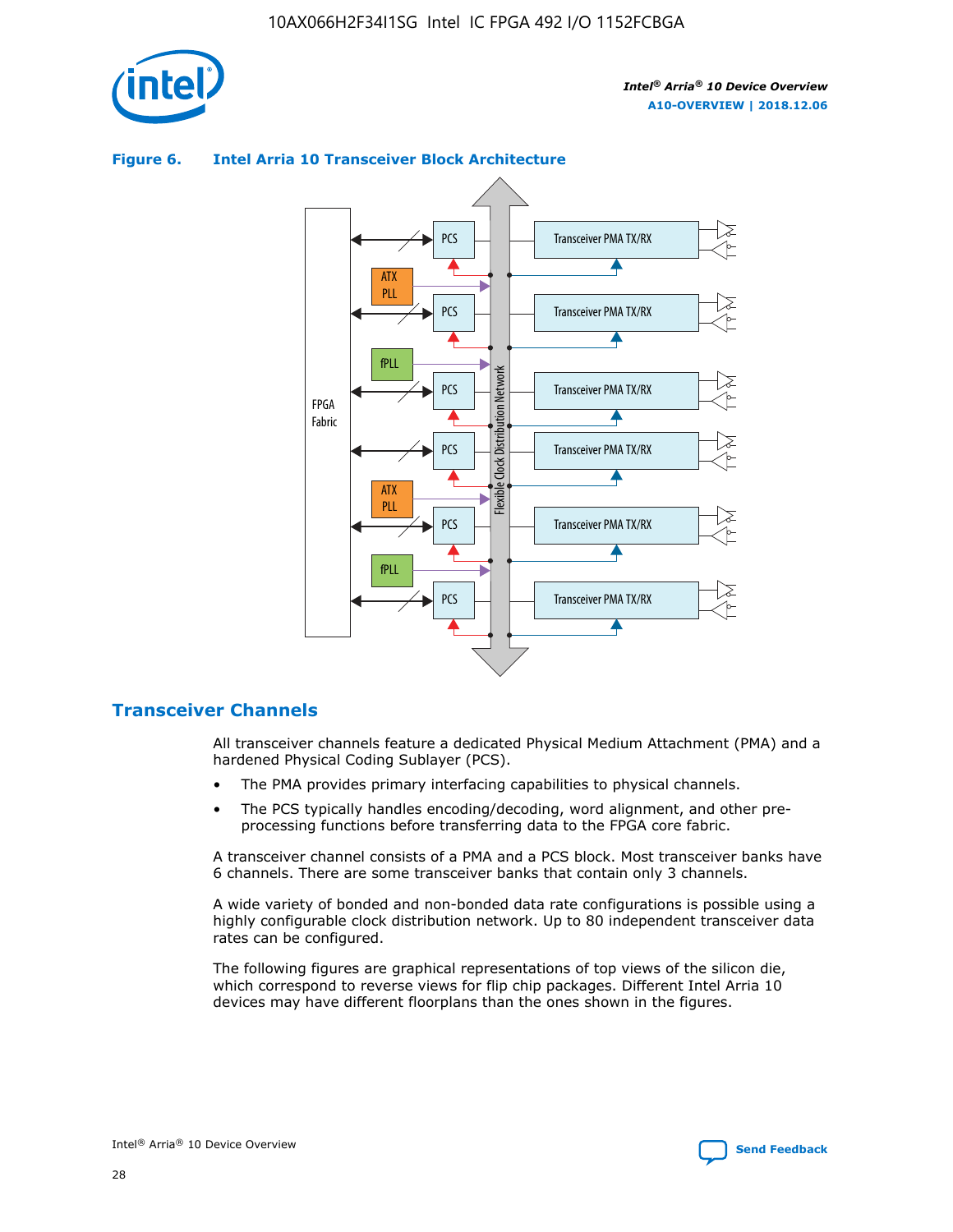**Figure 6. Intel Arria 10 Transceiver Block Architecture**

## Transceiver Channels

All transceiver channels feature a dedicated Physical Medium Attachment (PMA) and a hardened Physical Coding Sublayer (PCS).

- The PMA provides primary interfacing capabilities to physical channels.
- The PCS typically handles encoding/decoding, word alignment, and other pre-processing functions before transferring data to the FPGA core fabric.

A transceiver channel consists of a PMA and a PCS block. Most transceiver banks have 6 channels. There are some transceiver banks that contain only 3 channels.

A wide variety of bonded and non-bonded data rate configurations is possible using a highly configurable clock distribution network. Up to 80 independent transceiver data rates can be configured.

The following figures are graphical representations of top views of the silicon die, which correspond to reverse views for flip chip packages. Different Intel Arria 10 devices may have different floorplans than the ones shown in the figures.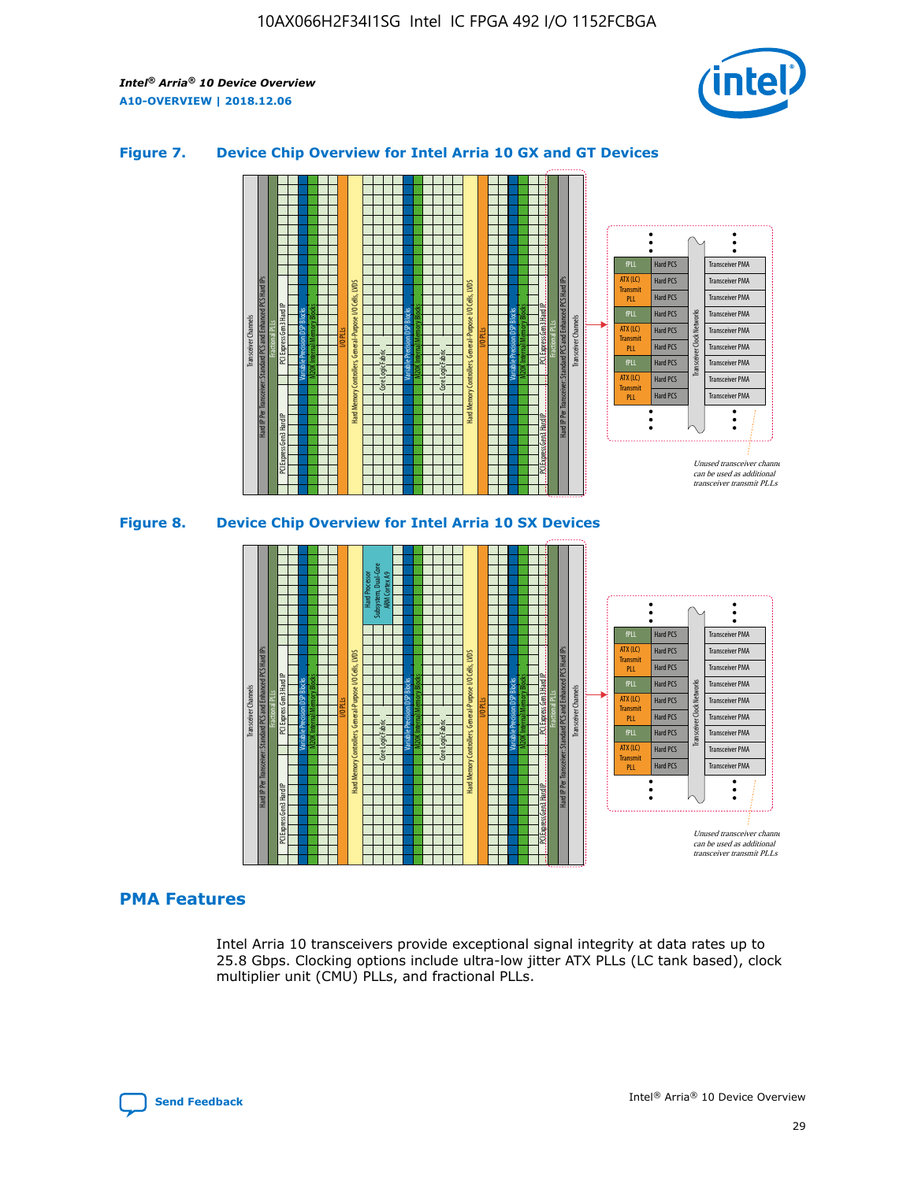### Figure 7. Device Chip Overview for Intel Arria 10 GX and GT Devices

### Figure 8. Device Chip Overview for Intel Arria 10 SX Devices

## PMA Features

Intel Arria 10 transceivers provide exceptional signal integrity at data rates up to 25.8 Gbps. Clocking options include ultra-low jitter ATX PLLs (LC tank based), clock multiplier unit (CMU) PLLs, and fractional PLLs.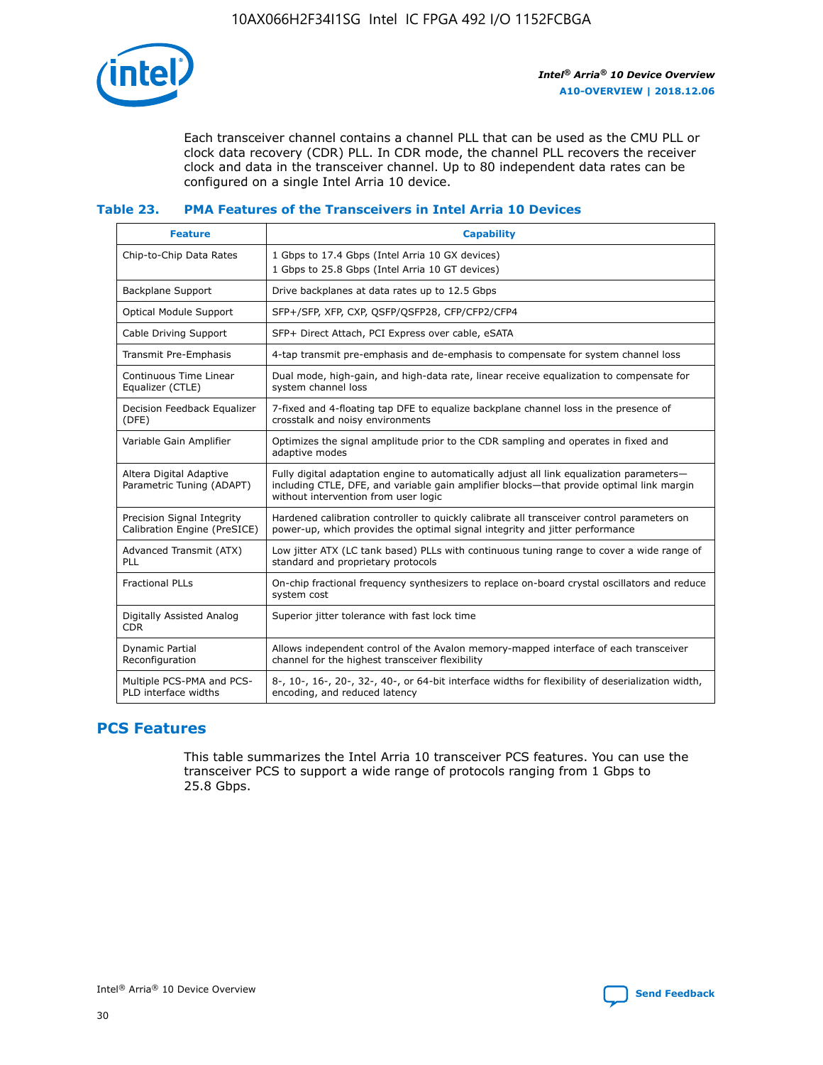Each transceiver channel contains a channel PLL that can be used as the CMU PLL or clock data recovery (CDR) PLL. In CDR mode, the channel PLL recovers the receiver clock and data in the transceiver channel. Up to 80 independent data rates can be configured on a single Intel Arria 10 device.

### Table 23. PMA Features of the Transceivers in Intel Arria 10 Devices

| Feature | Capability |
| --- | --- |
| Chip-to-Chip Data Rates | 1 Gbps to 17.4 Gbps (Intel Arria 10 GX devices)<br>1 Gbps to 25.8 Gbps (Intel Arria 10 GT devices) |
| Backplane Support | Drive backplanes at data rates up to 12.5 Gbps |
| Optical Module Support | SFP+/SFP, XFP, CXP, QSFP/QSFP28, CFP/CFP2/CFP4 |
| Cable Driving Support | SFP+ Direct Attach, PCI Express over cable, eSATA |
| Transmit Pre-Emphasis | 4-tap transmit pre-emphasis and de-emphasis to compensate for system channel loss |
| Continuous Time Linear Equalizer (CTLE) | Dual mode, high-gain, and high-data rate, linear receive equalization to compensate for system channel loss |
| Decision Feedback Equalizer (DFE) | 7-fixed and 4-floating tap DFE to equalize backplane channel loss in the presence of crosstalk and noisy environments |
| Variable Gain Amplifier | Optimizes the signal amplitude prior to the CDR sampling and operates in fixed and adaptive modes |
| Altera Digital Adaptive Parametric Tuning (ADAPT) | Fully digital adaptation engine to automatically adjust all link equalization parameters—including CTLE, DFE, and variable gain amplifier blocks—that provide optimal link margin without intervention from user logic |
| Precision Signal Integrity Calibration Engine (PreSICE) | Hardened calibration controller to quickly calibrate all transceiver control parameters on power-up, which provides the optimal signal integrity and jitter performance |
| Advanced Transmit (ATX) PLL | Low jitter ATX (LC tank based) PLLs with continuous tuning range to cover a wide range of standard and proprietary protocols |
| Fractional PLLs | On-chip fractional frequency synthesizers to replace on-board crystal oscillators and reduce system cost |
| Digitally Assisted Analog CDR | Superior jitter tolerance with fast lock time |
| Dynamic Partial Reconfiguration | Allows independent control of the Avalon memory-mapped interface of each transceiver channel for the highest transceiver flexibility |
| Multiple PCS-PMA and PCS-PLD interface widths | 8-, 10-, 16-, 20-, 32-, 40-, or 64-bit interface widths for flexibility of deserialization width, encoding, and reduced latency |

## PCS Features

This table summarizes the Intel Arria 10 transceiver PCS features. You can use the transceiver PCS to support a wide range of protocols ranging from 1 Gbps to 25.8 Gbps.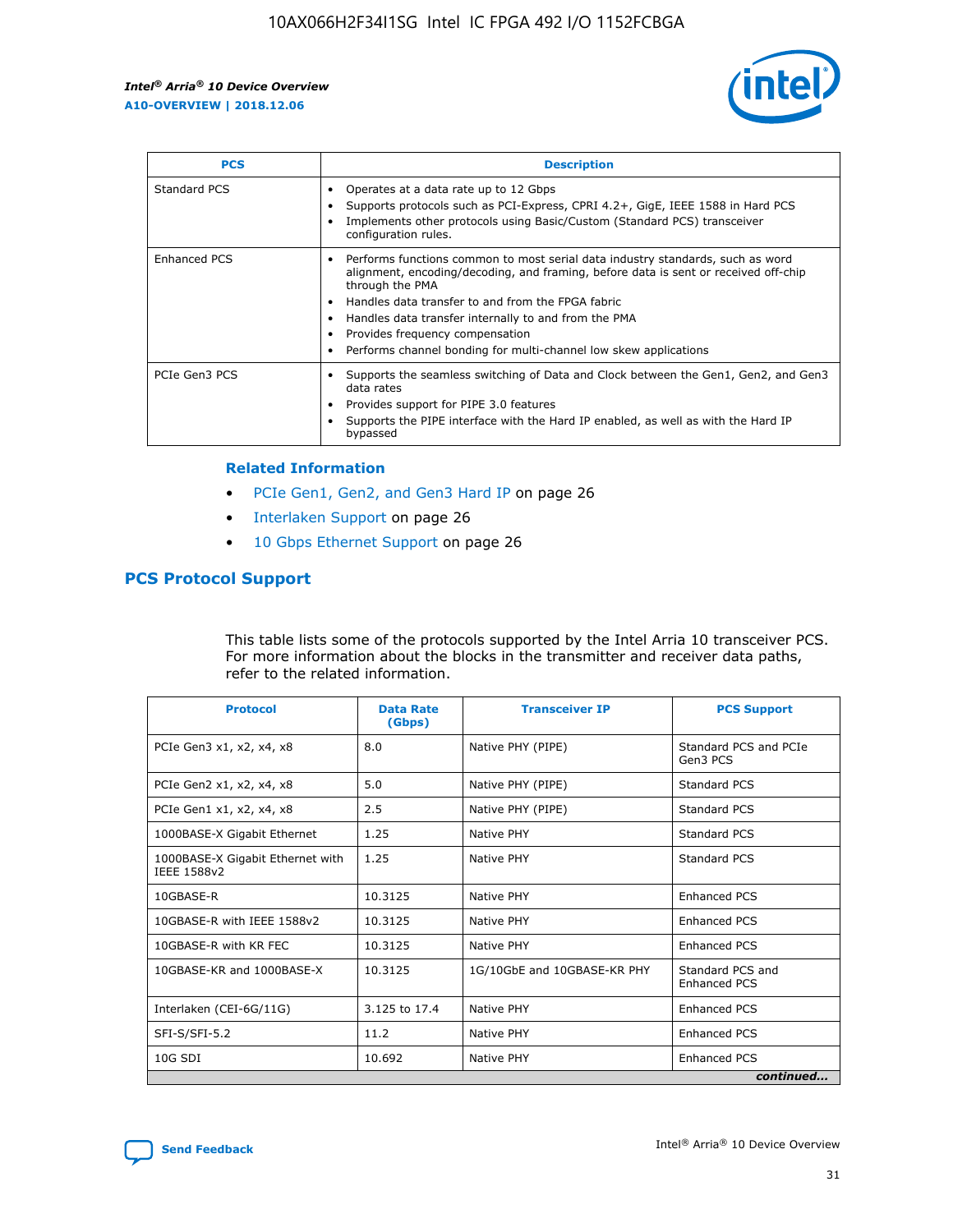| PCS | Description |
| --- | --- |
| Standard PCS | • Operates at a data rate up to 12 Gbps<br>• Supports protocols such as PCI-Express, CPRI 4.2+, GigE, IEEE 1588 in Hard PCS<br>• Implements other protocols using Basic/Custom (Standard PCS) transceiver configuration rules. |
| Enhanced PCS | • Performs functions common to most serial data industry standards, such as word alignment, encoding/decoding, and framing, before data is sent or received off-chip through the PMA<br>• Handles data transfer to and from the FPGA fabric<br>• Handles data transfer internally to and from the PMA<br>• Provides frequency compensation<br>• Performs channel bonding for multi-channel low skew applications |
| PCIe Gen3 PCS | • Supports the seamless switching of Data and Clock between the Gen1, Gen2, and Gen3 data rates<br>• Provides support for PIPE 3.0 features<br>• Supports the PIPE interface with the Hard IP enabled, as well as with the Hard IP bypassed |

**Related Information**

- PCIe Gen1, Gen2, and Gen3 Hard IP on page 26
- Interlaken Support on page 26
- 10 Gbps Ethernet Support on page 26

## PCS Protocol Support

This table lists some of the protocols supported by the Intel Arria 10 transceiver PCS. For more information about the blocks in the transmitter and receiver data paths, refer to the related information.

| Protocol | Data Rate (Gbps) | Transceiver IP | PCS Support |
| --- | --- | --- | --- |
| PCIe Gen3 x1, x2, x4, x8 | 8.0 | Native PHY (PIPE) | Standard PCS and PCIe Gen3 PCS |
| PCIe Gen2 x1, x2, x4, x8 | 5.0 | Native PHY (PIPE) | Standard PCS |
| PCIe Gen1 x1, x2, x4, x8 | 2.5 | Native PHY (PIPE) | Standard PCS |
| 1000BASE-X Gigabit Ethernet | 1.25 | Native PHY | Standard PCS |
| 1000BASE-X Gigabit Ethernet with IEEE 1588v2 | 1.25 | Native PHY | Standard PCS |
| 10GBASE-R | 10.3125 | Native PHY | Enhanced PCS |
| 10GBASE-R with IEEE 1588v2 | 10.3125 | Native PHY | Enhanced PCS |
| 10GBASE-R with KR FEC | 10.3125 | Native PHY | Enhanced PCS |
| 10GBASE-KR and 1000BASE-X | 10.3125 | 1G/10GbE and 10GBASE-KR PHY | Standard PCS and Enhanced PCS |
| Interlaken (CEI-6G/11G) | 3.125 to 17.4 | Native PHY | Enhanced PCS |
| SFI-S/SFI-5.2 | 11.2 | Native PHY | Enhanced PCS |
| 10G SDI | 10.692 | Native PHY | Enhanced PCS |

*continued...*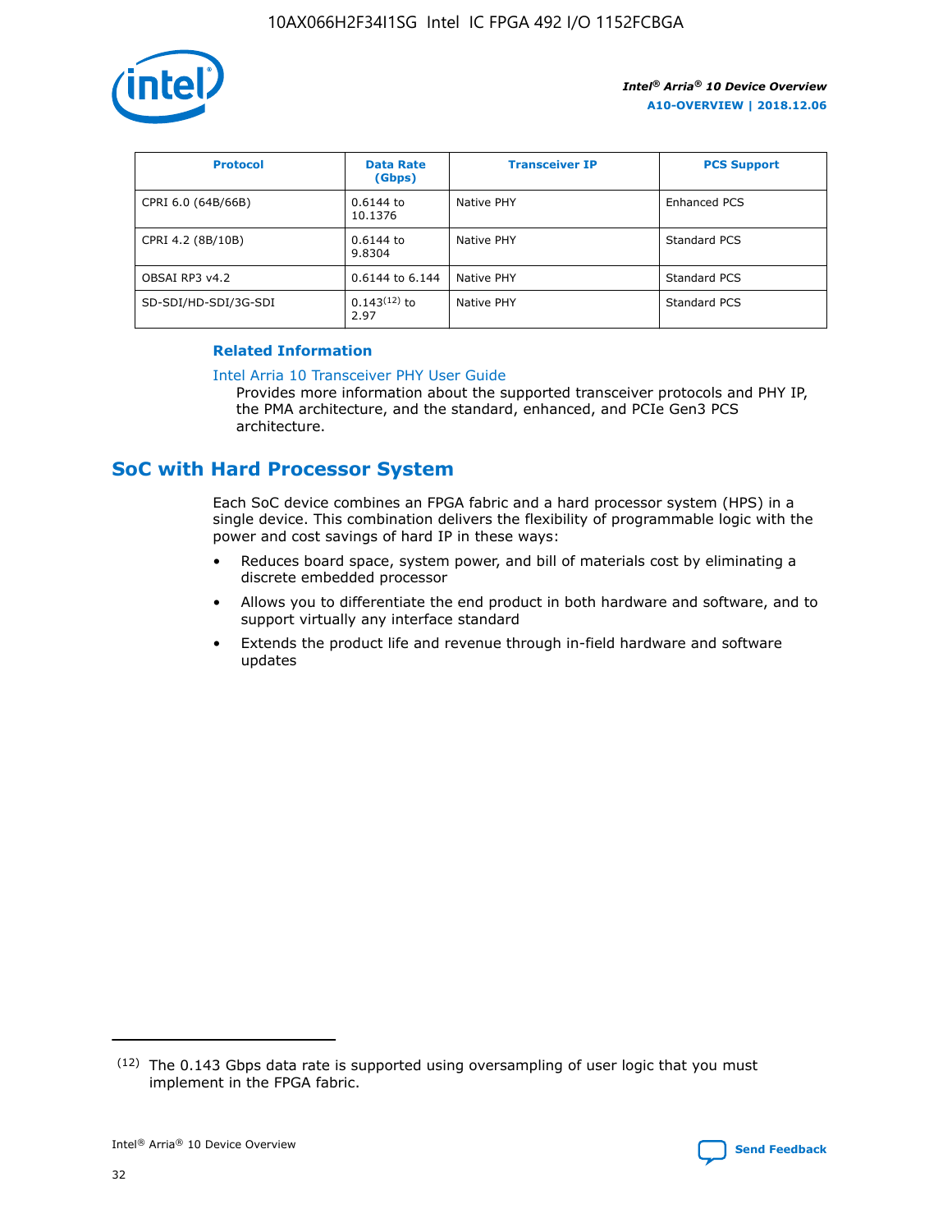| Protocol | Data Rate (Gbps) | Transceiver IP | PCS Support |
| --- | --- | --- | --- |
| CPRI 6.0 (64B/66B) | 0.6144 to 10.1376 | Native PHY | Enhanced PCS |
| CPRI 4.2 (8B/10B) | 0.6144 to 9.8304 | Native PHY | Standard PCS |
| OBSAI RP3 v4.2 | 0.6144 to 6.144 | Native PHY | Standard PCS |
| SD-SDI/HD-SDI/3G-SDI | 0.143[12] to 2.97 | Native PHY | Standard PCS |

### Related Information

Intel Arria 10 Transceiver PHY User Guide
Provides more information about the supported transceiver protocols and PHY IP, the PMA architecture, and the standard, enhanced, and PCIe Gen3 PCS architecture.

## SoC with Hard Processor System

Each SoC device combines an FPGA fabric and a hard processor system (HPS) in a single device. This combination delivers the flexibility of programmable logic with the power and cost savings of hard IP in these ways:

- Reduces board space, system power, and bill of materials cost by eliminating a discrete embedded processor
- Allows you to differentiate the end product in both hardware and software, and to support virtually any interface standard
- Extends the product life and revenue through in-field hardware and software updates

[12] The 0.143 Gbps data rate is supported using oversampling of user logic that you must implement in the FPGA fabric.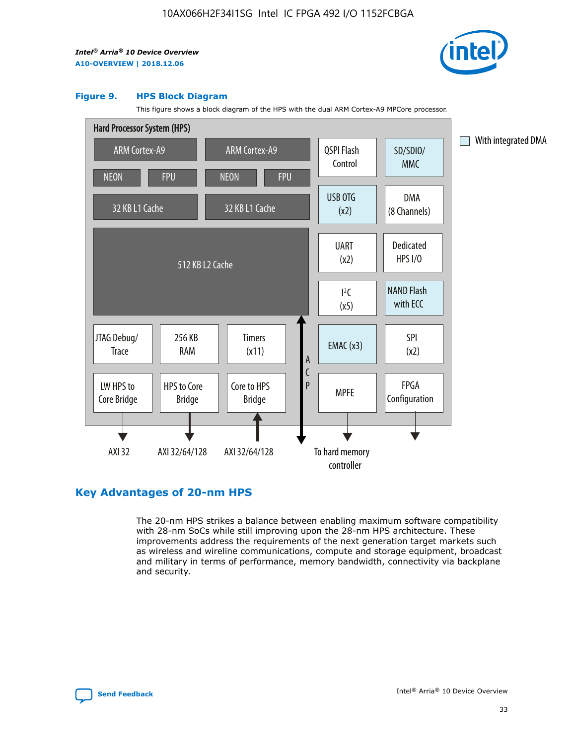**Figure 9. HPS Block Diagram**

This figure shows a block diagram of the HPS with the dual ARM Cortex-A9 MPCore processor.

Hard Processor System (HPS)

ARM Cortex-A9 | ARM Cortex-A9 | QSPI Flash Control | SD/SDIO/MMC

NEON | FPU | NEON | FPU

32 KB L1 Cache | 32 KB L1 Cache | USB OTG (x2) | DMA (8 Channels)

512 KB L2 Cache | UART (x2) | Dedicated HPS I/O | I²C (x5) | NAND Flash with ECC

JTAG Debug/Trace | 256 KB RAM | Timers (x11) | ACP | EMAC (x3) | SPI (x2)

LW HPS to Core Bridge | HPS to Core Bridge | Core to HPS Bridge | MPFE | FPGA Configuration

AXI 32 | AXI 32/64/128 | AXI 32/64/128 | To hard memory controller

With integrated DMA

## Key Advantages of 20-nm HPS

The 20-nm HPS strikes a balance between enabling maximum software compatibility with 28-nm SoCs while still improving upon the 28-nm HPS architecture. These improvements address the requirements of the next generation target markets such as wireless and wireline communications, compute and storage equipment, broadcast and military in terms of performance, memory bandwidth, connectivity via backplane and security.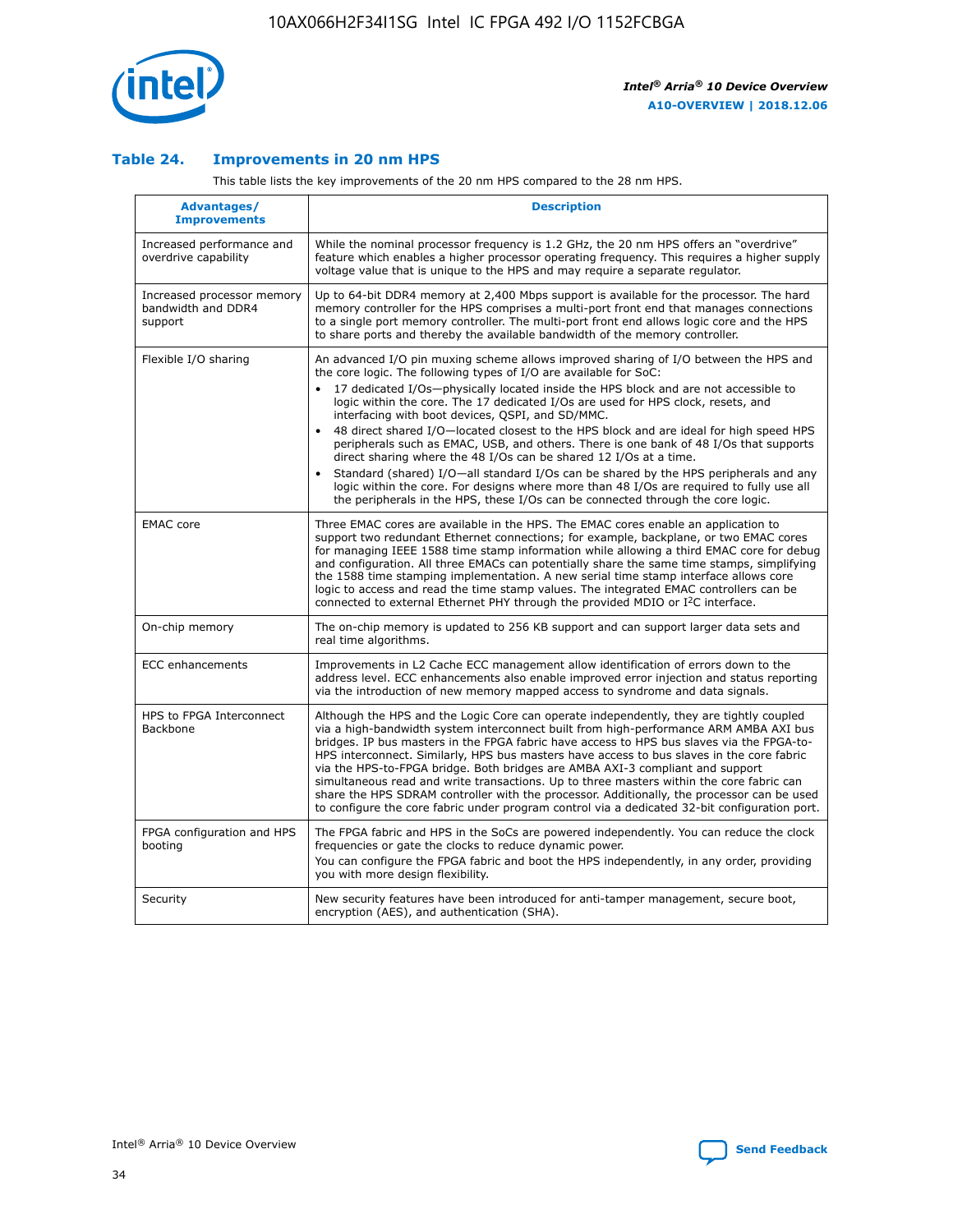## Table 24. Improvements in 20 nm HPS

This table lists the key improvements of the 20 nm HPS compared to the 28 nm HPS.

| Advantages/ Improvements | Description |
|---|---|
| Increased performance and overdrive capability | While the nominal processor frequency is 1.2 GHz, the 20 nm HPS offers an "overdrive" feature which enables a higher processor operating frequency. This requires a higher supply voltage value that is unique to the HPS and may require a separate regulator. |
| Increased processor memory bandwidth and DDR4 support | Up to 64-bit DDR4 memory at 2,400 Mbps support is available for the processor. The hard memory controller for the HPS comprises a multi-port front end that manages connections to a single port memory controller. The multi-port front end allows logic core and the HPS to share ports and thereby the available bandwidth of the memory controller. |
| Flexible I/O sharing | An advanced I/O pin muxing scheme allows improved sharing of I/O between the HPS and the core logic. The following types of I/O are available for SoC:<br>• 17 dedicated I/Os—physically located inside the HPS block and are not accessible to logic within the core. The 17 dedicated I/Os are used for HPS clock, resets, and interfacing with boot devices, QSPI, and SD/MMC.<br>• 48 direct shared I/O—located closest to the HPS block and are ideal for high speed HPS peripherals such as EMAC, USB, and others. There is one bank of 48 I/Os that supports direct sharing where the 48 I/Os can be shared 12 I/Os at a time.<br>• Standard (shared) I/O—all standard I/Os can be shared by the HPS peripherals and any logic within the core. For designs where more than 48 I/Os are required to fully use all the peripherals in the HPS, these I/Os can be connected through the core logic. |
| EMAC core | Three EMAC cores are available in the HPS. The EMAC cores enable an application to support two redundant Ethernet connections; for example, backplane, or two EMAC cores for managing IEEE 1588 time stamp information while allowing a third EMAC core for debug and configuration. All three EMACs can potentially share the same time stamps, simplifying the 1588 time stamping implementation. A new serial time stamp interface allows core logic to access and read the time stamp values. The integrated EMAC controllers can be connected to external Ethernet PHY through the provided MDIO or I²C interface. |
| On-chip memory | The on-chip memory is updated to 256 KB support and can support larger data sets and real time algorithms. |
| ECC enhancements | Improvements in L2 Cache ECC management allow identification of errors down to the address level. ECC enhancements also enable improved error injection and status reporting via the introduction of new memory mapped access to syndrome and data signals. |
| HPS to FPGA Interconnect Backbone | Although the HPS and the Logic Core can operate independently, they are tightly coupled via a high-bandwidth system interconnect built from high-performance ARM AMBA AXI bus bridges. IP bus masters in the FPGA fabric have access to HPS bus slaves via the FPGA-to-HPS interconnect. Similarly, HPS bus masters have access to bus slaves in the core fabric via the HPS-to-FPGA bridge. Both bridges are AMBA AXI-3 compliant and support simultaneous read and write transactions. Up to three masters within the core fabric can share the HPS SDRAM controller with the processor. Additionally, the processor can be used to configure the core fabric under program control via a dedicated 32-bit configuration port. |
| FPGA configuration and HPS booting | The FPGA fabric and HPS in the SoCs are powered independently. You can reduce the clock frequencies or gate the clocks to reduce dynamic power.<br>You can configure the FPGA fabric and boot the HPS independently, in any order, providing you with more design flexibility. |
| Security | New security features have been introduced for anti-tamper management, secure boot, encryption (AES), and authentication (SHA). |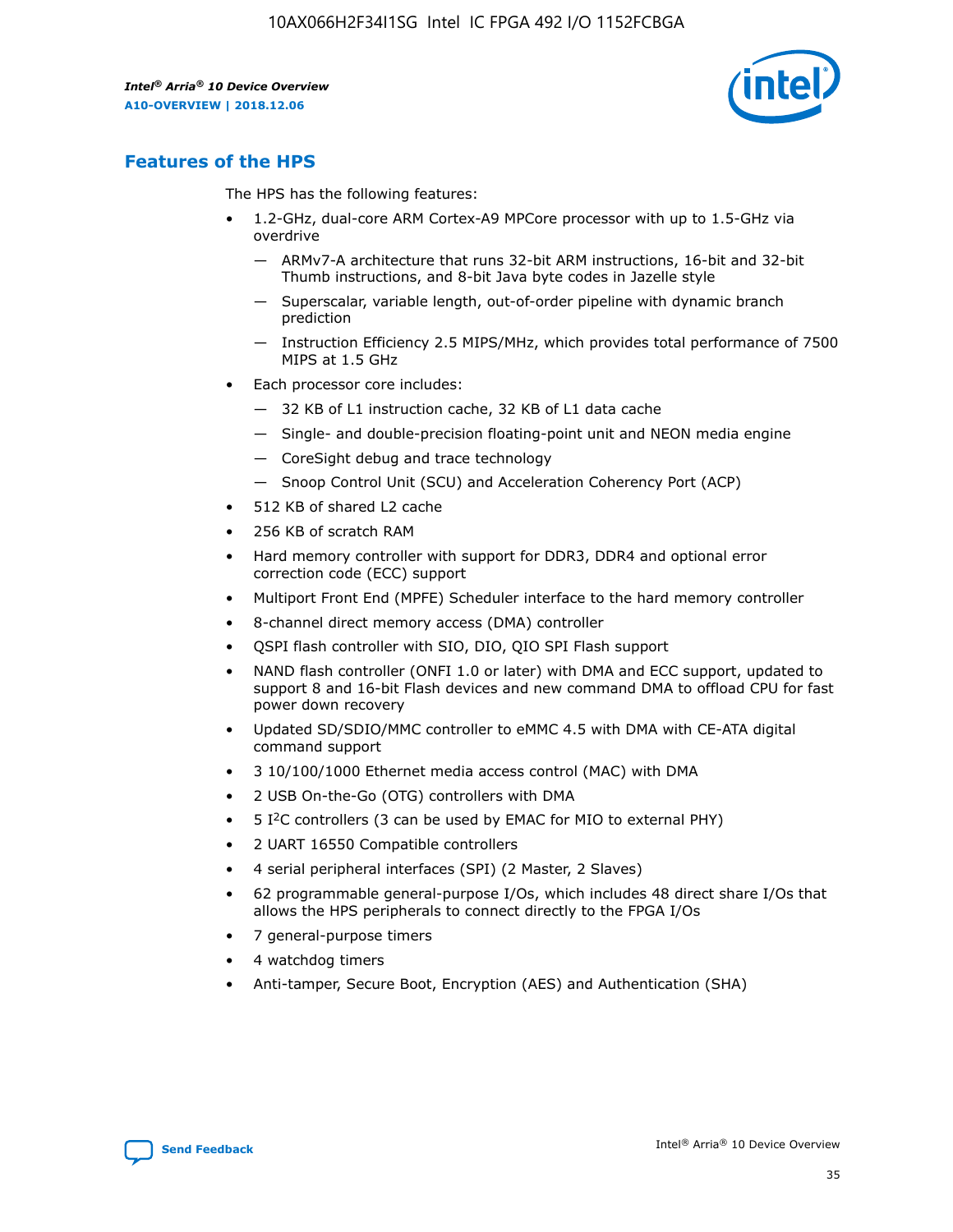## Features of the HPS

The HPS has the following features:

- 1.2-GHz, dual-core ARM Cortex-A9 MPCore processor with up to 1.5-GHz via overdrive
  - ARMv7-A architecture that runs 32-bit ARM instructions, 16-bit and 32-bit Thumb instructions, and 8-bit Java byte codes in Jazelle style
  - Superscalar, variable length, out-of-order pipeline with dynamic branch prediction
  - Instruction Efficiency 2.5 MIPS/MHz, which provides total performance of 7500 MIPS at 1.5 GHz
- Each processor core includes:
  - 32 KB of L1 instruction cache, 32 KB of L1 data cache
  - Single- and double-precision floating-point unit and NEON media engine
  - CoreSight debug and trace technology
  - Snoop Control Unit (SCU) and Acceleration Coherency Port (ACP)
- 512 KB of shared L2 cache
- 256 KB of scratch RAM
- Hard memory controller with support for DDR3, DDR4 and optional error correction code (ECC) support
- Multiport Front End (MPFE) Scheduler interface to the hard memory controller
- 8-channel direct memory access (DMA) controller
- QSPI flash controller with SIO, DIO, QIO SPI Flash support
- NAND flash controller (ONFI 1.0 or later) with DMA and ECC support, updated to support 8 and 16-bit Flash devices and new command DMA to offload CPU for fast power down recovery
- Updated SD/SDIO/MMC controller to eMMC 4.5 with DMA with CE-ATA digital command support
- 3 10/100/1000 Ethernet media access control (MAC) with DMA
- 2 USB On-the-Go (OTG) controllers with DMA
- 5 I$^2$C controllers (3 can be used by EMAC for MIO to external PHY)
- 2 UART 16550 Compatible controllers
- 4 serial peripheral interfaces (SPI) (2 Master, 2 Slaves)
- 62 programmable general-purpose I/Os, which includes 48 direct share I/Os that allows the HPS peripherals to connect directly to the FPGA I/Os
- 7 general-purpose timers
- 4 watchdog timers
- Anti-tamper, Secure Boot, Encryption (AES) and Authentication (SHA)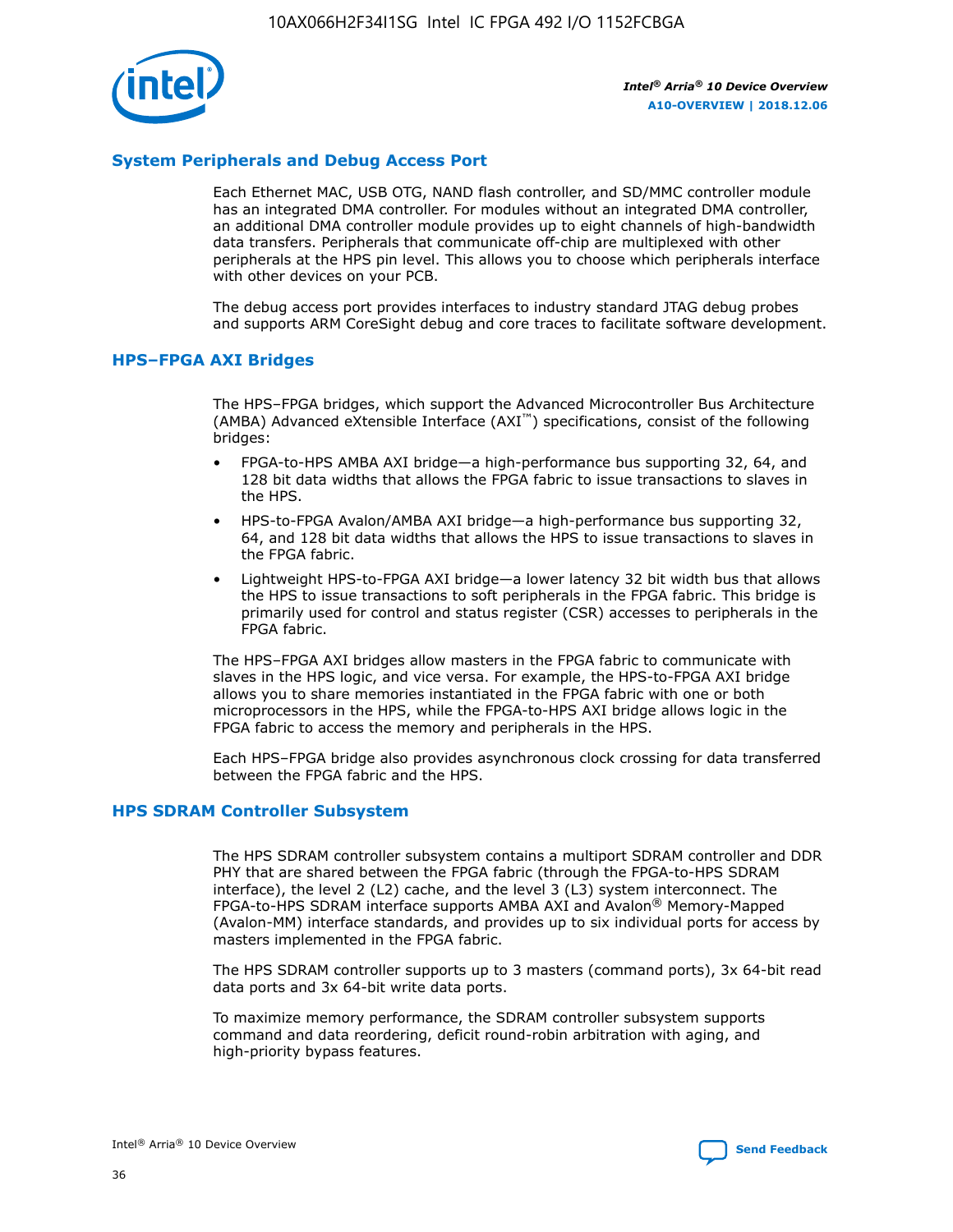## System Peripherals and Debug Access Port

Each Ethernet MAC, USB OTG, NAND flash controller, and SD/MMC controller module has an integrated DMA controller. For modules without an integrated DMA controller, an additional DMA controller module provides up to eight channels of high-bandwidth data transfers. Peripherals that communicate off-chip are multiplexed with other peripherals at the HPS pin level. This allows you to choose which peripherals interface with other devices on your PCB.

The debug access port provides interfaces to industry standard JTAG debug probes and supports ARM CoreSight debug and core traces to facilitate software development.

## HPS–FPGA AXI Bridges

The HPS–FPGA bridges, which support the Advanced Microcontroller Bus Architecture (AMBA) Advanced eXtensible Interface (AXI™) specifications, consist of the following bridges:

- FPGA-to-HPS AMBA AXI bridge—a high-performance bus supporting 32, 64, and 128 bit data widths that allows the FPGA fabric to issue transactions to slaves in the HPS.
- HPS-to-FPGA Avalon/AMBA AXI bridge—a high-performance bus supporting 32, 64, and 128 bit data widths that allows the HPS to issue transactions to slaves in the FPGA fabric.
- Lightweight HPS-to-FPGA AXI bridge—a lower latency 32 bit width bus that allows the HPS to issue transactions to soft peripherals in the FPGA fabric. This bridge is primarily used for control and status register (CSR) accesses to peripherals in the FPGA fabric.

The HPS–FPGA AXI bridges allow masters in the FPGA fabric to communicate with slaves in the HPS logic, and vice versa. For example, the HPS-to-FPGA AXI bridge allows you to share memories instantiated in the FPGA fabric with one or both microprocessors in the HPS, while the FPGA-to-HPS AXI bridge allows logic in the FPGA fabric to access the memory and peripherals in the HPS.

Each HPS–FPGA bridge also provides asynchronous clock crossing for data transferred between the FPGA fabric and the HPS.

## HPS SDRAM Controller Subsystem

The HPS SDRAM controller subsystem contains a multiport SDRAM controller and DDR PHY that are shared between the FPGA fabric (through the FPGA-to-HPS SDRAM interface), the level 2 (L2) cache, and the level 3 (L3) system interconnect. The FPGA-to-HPS SDRAM interface supports AMBA AXI and Avalon® Memory-Mapped (Avalon-MM) interface standards, and provides up to six individual ports for access by masters implemented in the FPGA fabric.

The HPS SDRAM controller supports up to 3 masters (command ports), 3x 64-bit read data ports and 3x 64-bit write data ports.

To maximize memory performance, the SDRAM controller subsystem supports command and data reordering, deficit round-robin arbitration with aging, and high-priority bypass features.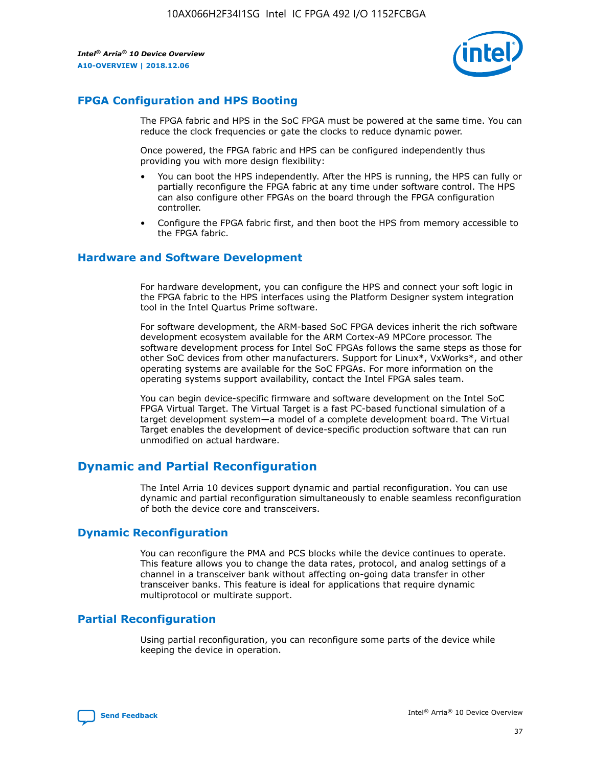## FPGA Configuration and HPS Booting

The FPGA fabric and HPS in the SoC FPGA must be powered at the same time. You can reduce the clock frequencies or gate the clocks to reduce dynamic power.

Once powered, the FPGA fabric and HPS can be configured independently thus providing you with more design flexibility:

- You can boot the HPS independently. After the HPS is running, the HPS can fully or partially reconfigure the FPGA fabric at any time under software control. The HPS can also configure other FPGAs on the board through the FPGA configuration controller.
- Configure the FPGA fabric first, and then boot the HPS from memory accessible to the FPGA fabric.

## Hardware and Software Development

For hardware development, you can configure the HPS and connect your soft logic in the FPGA fabric to the HPS interfaces using the Platform Designer system integration tool in the Intel Quartus Prime software.

For software development, the ARM-based SoC FPGA devices inherit the rich software development ecosystem available for the ARM Cortex-A9 MPCore processor. The software development process for Intel SoC FPGAs follows the same steps as those for other SoC devices from other manufacturers. Support for Linux*, VxWorks*, and other operating systems are available for the SoC FPGAs. For more information on the operating systems support availability, contact the Intel FPGA sales team.

You can begin device-specific firmware and software development on the Intel SoC FPGA Virtual Target. The Virtual Target is a fast PC-based functional simulation of a target development system—a model of a complete development board. The Virtual Target enables the development of device-specific production software that can run unmodified on actual hardware.

# Dynamic and Partial Reconfiguration

The Intel Arria 10 devices support dynamic and partial reconfiguration. You can use dynamic and partial reconfiguration simultaneously to enable seamless reconfiguration of both the device core and transceivers.

## Dynamic Reconfiguration

You can reconfigure the PMA and PCS blocks while the device continues to operate. This feature allows you to change the data rates, protocol, and analog settings of a channel in a transceiver bank without affecting on-going data transfer in other transceiver banks. This feature is ideal for applications that require dynamic multiprotocol or multirate support.

## Partial Reconfiguration

Using partial reconfiguration, you can reconfigure some parts of the device while keeping the device in operation.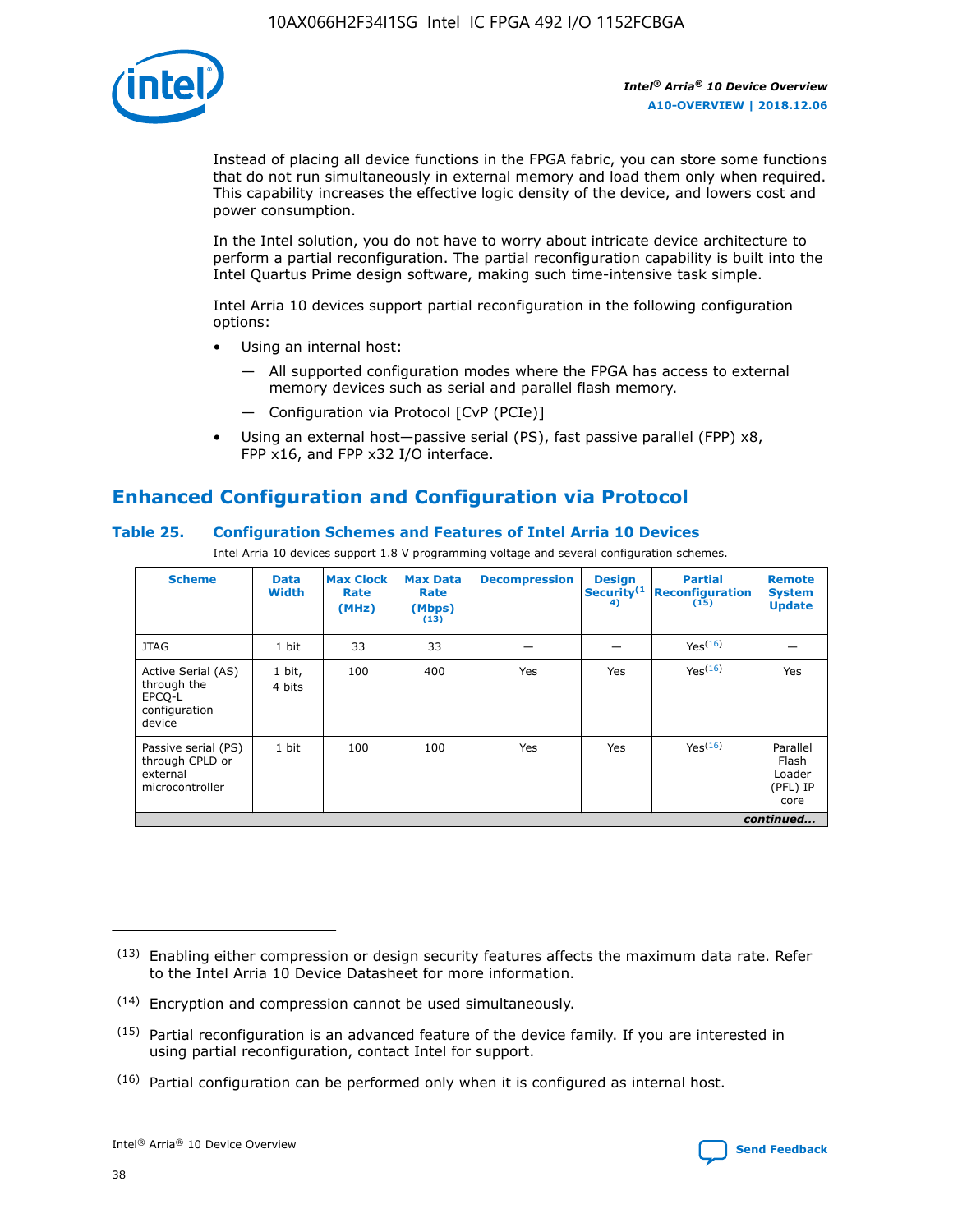Instead of placing all device functions in the FPGA fabric, you can store some functions that do not run simultaneously in external memory and load them only when required. This capability increases the effective logic density of the device, and lowers cost and power consumption.

In the Intel solution, you do not have to worry about intricate device architecture to perform a partial reconfiguration. The partial reconfiguration capability is built into the Intel Quartus Prime design software, making such time-intensive task simple.

Intel Arria 10 devices support partial reconfiguration in the following configuration options:

- Using an internal host:
  - — All supported configuration modes where the FPGA has access to external memory devices such as serial and parallel flash memory.
  - — Configuration via Protocol [CvP (PCIe)]
- Using an external host—passive serial (PS), fast passive parallel (FPP) x8, FPP x16, and FPP x32 I/O interface.

## Enhanced Configuration and Configuration via Protocol

### Table 25. Configuration Schemes and Features of Intel Arria 10 Devices

Intel Arria 10 devices support 1.8 V programming voltage and several configuration schemes.

| Scheme | Data Width | Max Clock Rate (MHz) | Max Data Rate (Mbps) (13) | Decompression | Design Security (14) | Partial Reconfiguration (15) | Remote System Update |
|---|---|---|---|---|---|---|---|
| JTAG | 1 bit | 33 | 33 | — | — | Yes (16) | — |
| Active Serial (AS) through the EPCQ-L configuration device | 1 bit, 4 bits | 100 | 400 | Yes | Yes | Yes (16) | Yes |
| Passive serial (PS) through CPLD or external microcontroller | 1 bit | 100 | 100 | Yes | Yes | Yes (16) | Parallel Flash Loader (PFL) IP core |

*continued...*

(13) Enabling either compression or design security features affects the maximum data rate. Refer to the Intel Arria 10 Device Datasheet for more information.

(14) Encryption and compression cannot be used simultaneously.

(15) Partial reconfiguration is an advanced feature of the device family. If you are interested in using partial reconfiguration, contact Intel for support.

(16) Partial configuration can be performed only when it is configured as internal host.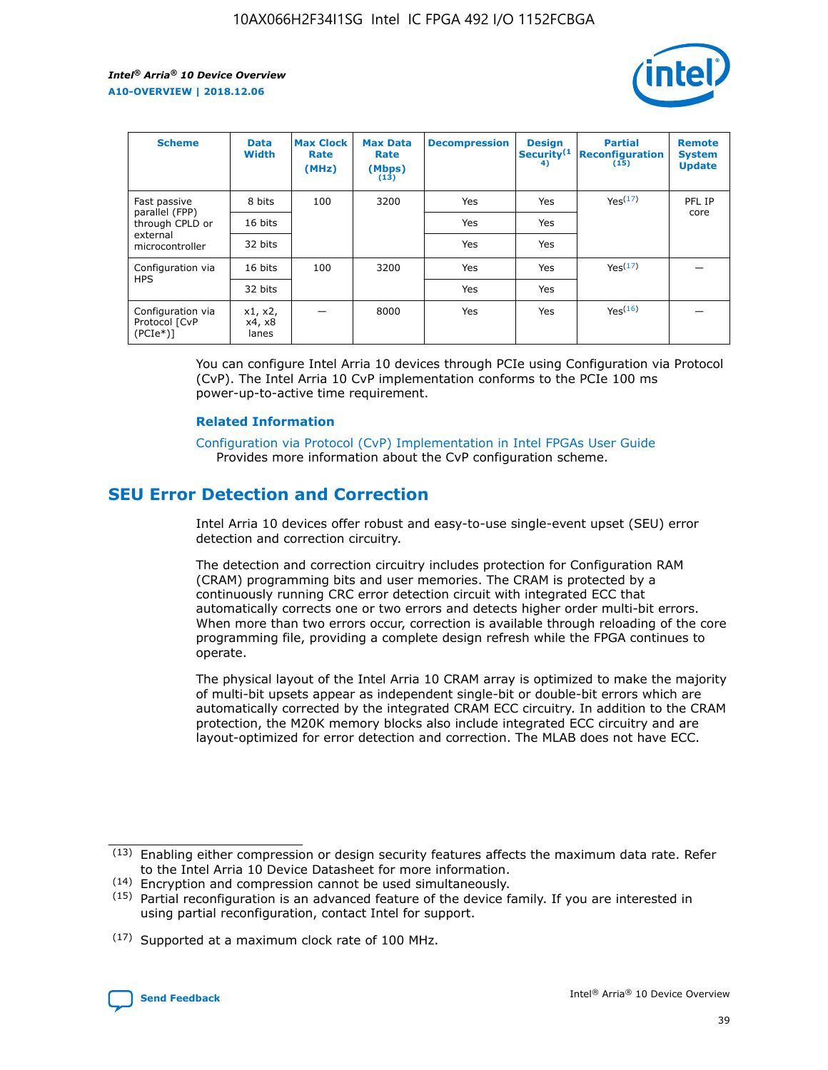| Scheme | Data Width | Max Clock Rate (MHz) | Max Data Rate (Mbps) (13) | Decompression | Design Security(14) | Partial Reconfiguration (15) | Remote System Update |
|---|---|---|---|---|---|---|---|
| Fast passive parallel (FPP) through CPLD or external microcontroller | 8 bits | 100 | 3200 | Yes | Yes | Yes(17) | PFL IP core |
| | 16 bits | | | Yes | Yes | | |
| | 32 bits | | | Yes | Yes | | |
| Configuration via HPS | 16 bits | 100 | 3200 | Yes | Yes | Yes(17) | — |
| | 32 bits | | | Yes | Yes | | |
| Configuration via Protocol [CvP (PCIe*)] | x1, x2, x4, x8 lanes | — | 8000 | Yes | Yes | Yes(16) | — |

You can configure Intel Arria 10 devices through PCIe using Configuration via Protocol (CvP). The Intel Arria 10 CvP implementation conforms to the PCIe 100 ms power-up-to-active time requirement.

### Related Information

Configuration via Protocol (CvP) Implementation in Intel FPGAs User Guide
Provides more information about the CvP configuration scheme.

## SEU Error Detection and Correction

Intel Arria 10 devices offer robust and easy-to-use single-event upset (SEU) error detection and correction circuitry.

The detection and correction circuitry includes protection for Configuration RAM (CRAM) programming bits and user memories. The CRAM is protected by a continuously running CRC error detection circuit with integrated ECC that automatically corrects one or two errors and detects higher order multi-bit errors. When more than two errors occur, correction is available through reloading of the core programming file, providing a complete design refresh while the FPGA continues to operate.

The physical layout of the Intel Arria 10 CRAM array is optimized to make the majority of multi-bit upsets appear as independent single-bit or double-bit errors which are automatically corrected by the integrated CRAM ECC circuitry. In addition to the CRAM protection, the M20K memory blocks also include integrated ECC circuitry and are layout-optimized for error detection and correction. The MLAB does not have ECC.

(13) Enabling either compression or design security features affects the maximum data rate. Refer to the Intel Arria 10 Device Datasheet for more information.

(14) Encryption and compression cannot be used simultaneously.

(15) Partial reconfiguration is an advanced feature of the device family. If you are interested in using partial reconfiguration, contact Intel for support.

(17) Supported at a maximum clock rate of 100 MHz.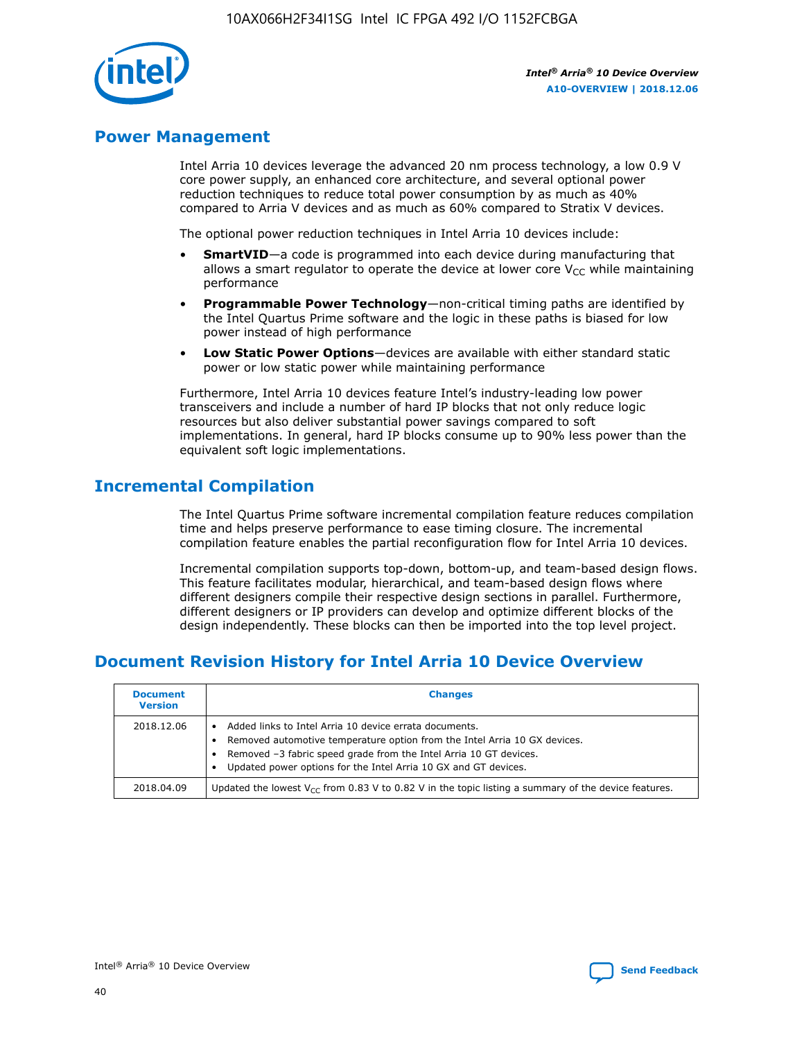## Power Management

Intel Arria 10 devices leverage the advanced 20 nm process technology, a low 0.9 V core power supply, an enhanced core architecture, and several optional power reduction techniques to reduce total power consumption by as much as 40% compared to Arria V devices and as much as 60% compared to Stratix V devices.

The optional power reduction techniques in Intel Arria 10 devices include:

- **SmartVID**—a code is programmed into each device during manufacturing that allows a smart regulator to operate the device at lower core $V_{CC}$ while maintaining performance
- **Programmable Power Technology**—non-critical timing paths are identified by the Intel Quartus Prime software and the logic in these paths is biased for low power instead of high performance
- **Low Static Power Options**—devices are available with either standard static power or low static power while maintaining performance

Furthermore, Intel Arria 10 devices feature Intel's industry-leading low power transceivers and include a number of hard IP blocks that not only reduce logic resources but also deliver substantial power savings compared to soft implementations. In general, hard IP blocks consume up to 90% less power than the equivalent soft logic implementations.

## Incremental Compilation

The Intel Quartus Prime software incremental compilation feature reduces compilation time and helps preserve performance to ease timing closure. The incremental compilation feature enables the partial reconfiguration flow for Intel Arria 10 devices.

Incremental compilation supports top-down, bottom-up, and team-based design flows. This feature facilitates modular, hierarchical, and team-based design flows where different designers compile their respective design sections in parallel. Furthermore, different designers or IP providers can develop and optimize different blocks of the design independently. These blocks can then be imported into the top level project.

## Document Revision History for Intel Arria 10 Device Overview

| Document Version | Changes |
|---|---|
| 2018.12.06 | • Added links to Intel Arria 10 device errata documents.<br>• Removed automotive temperature option from the Intel Arria 10 GX devices.<br>• Removed –3 fabric speed grade from the Intel Arria 10 GT devices.<br>• Updated power options for the Intel Arria 10 GX and GT devices. |
| 2018.04.09 | Updated the lowest $V_{CC}$ from 0.83 V to 0.82 V in the topic listing a summary of the device features. |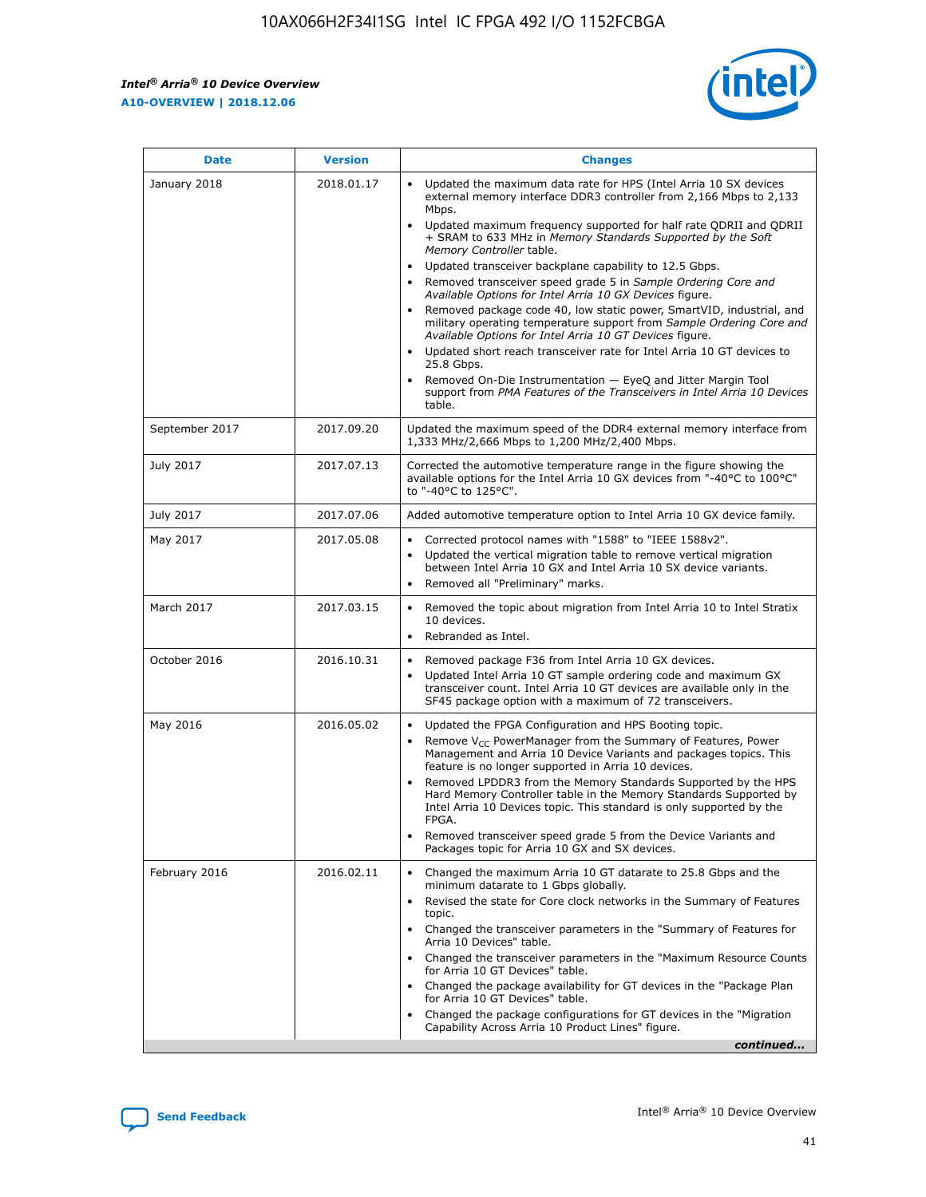| Date | Version | Changes |
| --- | --- | --- |
| January 2018 | 2018.01.17 | • Updated the maximum data rate for HPS (Intel Arria 10 SX devices external memory interface DDR3 controller from 2,166 Mbps to 2,133 Mbps.<br>• Updated maximum frequency supported for half rate QDRII and QDRII + SRAM to 633 MHz in *Memory Standards Supported by the Soft Memory Controller* table.<br>• Updated transceiver backplane capability to 12.5 Gbps.<br>• Removed transceiver speed grade 5 in *Sample Ordering Core and Available Options for Intel Arria 10 GX Devices* figure.<br>• Removed package code 40, low static power, SmartVID, industrial, and military operating temperature support from *Sample Ordering Core and Available Options for Intel Arria 10 GT Devices* figure.<br>• Updated short reach transceiver rate for Intel Arria 10 GT devices to 25.8 Gbps.<br>• Removed On-Die Instrumentation — EyeQ and Jitter Margin Tool support from *PMA Features of the Transceivers in Intel Arria 10 Devices* table. |
| September 2017 | 2017.09.20 | Updated the maximum speed of the DDR4 external memory interface from 1,333 MHz/2,666 Mbps to 1,200 MHz/2,400 Mbps. |
| July 2017 | 2017.07.13 | Corrected the automotive temperature range in the figure showing the available options for the Intel Arria 10 GX devices from "-40°C to 100°C" to "-40°C to 125°C". |
| July 2017 | 2017.07.06 | Added automotive temperature option to Intel Arria 10 GX device family. |
| May 2017 | 2017.05.08 | • Corrected protocol names with "1588" to "IEEE 1588v2".<br>• Updated the vertical migration table to remove vertical migration between Intel Arria 10 GX and Intel Arria 10 SX device variants.<br>• Removed all "Preliminary" marks. |
| March 2017 | 2017.03.15 | • Removed the topic about migration from Intel Arria 10 to Intel Stratix 10 devices.<br>• Rebranded as Intel. |
| October 2016 | 2016.10.31 | • Removed package F36 from Intel Arria 10 GX devices.<br>• Updated Intel Arria 10 GT sample ordering code and maximum GX transceiver count. Intel Arria 10 GT devices are available only in the SF45 package option with a maximum of 72 transceivers. |
| May 2016 | 2016.05.02 | • Updated the FPGA Configuration and HPS Booting topic.<br>• Remove $V_{CC}$ PowerManager from the Summary of Features, Power Management and Arria 10 Device Variants and packages topics. This feature is no longer supported in Arria 10 devices.<br>• Removed LPDDR3 from the Memory Standards Supported by the HPS Hard Memory Controller table in the Memory Standards Supported by Intel Arria 10 Devices topic. This standard is only supported by the FPGA.<br>• Removed transceiver speed grade 5 from the Device Variants and Packages topic for Arria 10 GX and SX devices. |
| February 2016 | 2016.02.11 | • Changed the maximum Arria 10 GT datarate to 25.8 Gbps and the minimum datarate to 1 Gbps globally.<br>• Revised the state for Core clock networks in the Summary of Features topic.<br>• Changed the transceiver parameters in the "Summary of Features for Arria 10 Devices" table.<br>• Changed the transceiver parameters in the "Maximum Resource Counts for Arria 10 GT Devices" table.<br>• Changed the package availability for GT devices in the "Package Plan for Arria 10 GT Devices" table.<br>• Changed the package configurations for GT devices in the "Migration Capability Across Arria 10 Product Lines" figure. |

*continued...*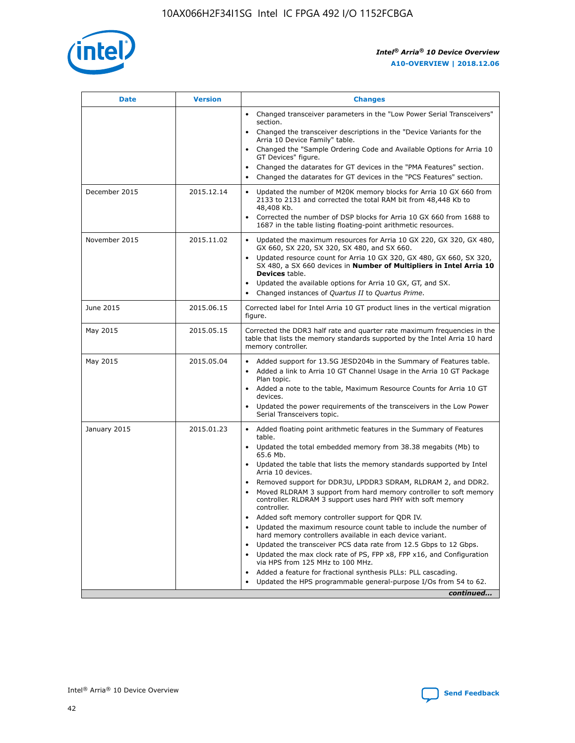| Date | Version | Changes |
| --- | --- | --- |
| | | • Changed transceiver parameters in the "Low Power Serial Transceivers" section.<br>• Changed the transceiver descriptions in the "Device Variants for the Arria 10 Device Family" table.<br>• Changed the "Sample Ordering Code and Available Options for Arria 10 GT Devices" figure.<br>• Changed the datarates for GT devices in the "PMA Features" section.<br>• Changed the datarates for GT devices in the "PCS Features" section. |
| December 2015 | 2015.12.14 | • Updated the number of M20K memory blocks for Arria 10 GX 660 from 2133 to 2131 and corrected the total RAM bit from 48,448 Kb to 48,408 Kb.<br>• Corrected the number of DSP blocks for Arria 10 GX 660 from 1688 to 1687 in the table listing floating-point arithmetic resources. |
| November 2015 | 2015.11.02 | • Updated the maximum resources for Arria 10 GX 220, GX 320, GX 480, GX 660, SX 220, SX 320, SX 480, and SX 660.<br>• Updated resource count for Arria 10 GX 320, GX 480, GX 660, SX 320, SX 480, a SX 660 devices in **Number of Multipliers in Intel Arria 10 Devices** table.<br>• Updated the available options for Arria 10 GX, GT, and SX.<br>• Changed instances of *Quartus II* to *Quartus Prime*. |
| June 2015 | 2015.06.15 | Corrected label for Intel Arria 10 GT product lines in the vertical migration figure. |
| May 2015 | 2015.05.15 | Corrected the DDR3 half rate and quarter rate maximum frequencies in the table that lists the memory standards supported by the Intel Arria 10 hard memory controller. |
| May 2015 | 2015.05.04 | • Added support for 13.5G JESD204b in the Summary of Features table.<br>• Added a link to Arria 10 GT Channel Usage in the Arria 10 GT Package Plan topic.<br>• Added a note to the table, Maximum Resource Counts for Arria 10 GT devices.<br>• Updated the power requirements of the transceivers in the Low Power Serial Transceivers topic. |
| January 2015 | 2015.01.23 | • Added floating point arithmetic features in the Summary of Features table.<br>• Updated the total embedded memory from 38.38 megabits (Mb) to 65.6 Mb.<br>• Updated the table that lists the memory standards supported by Intel Arria 10 devices.<br>• Removed support for DDR3U, LPDDR3 SDRAM, RLDRAM 2, and DDR2.<br>• Moved RLDRAM 3 support from hard memory controller to soft memory controller. RLDRAM 3 support uses hard PHY with soft memory controller.<br>• Added soft memory controller support for QDR IV.<br>• Updated the maximum resource count table to include the number of hard memory controllers available in each device variant.<br>• Updated the transceiver PCS data rate from 12.5 Gbps to 12 Gbps.<br>• Updated the max clock rate of PS, FPP x8, FPP x16, and Configuration via HPS from 125 MHz to 100 MHz.<br>• Added a feature for fractional synthesis PLLs: PLL cascading.<br>• Updated the HPS programmable general-purpose I/Os from 54 to 62. |

*continued...*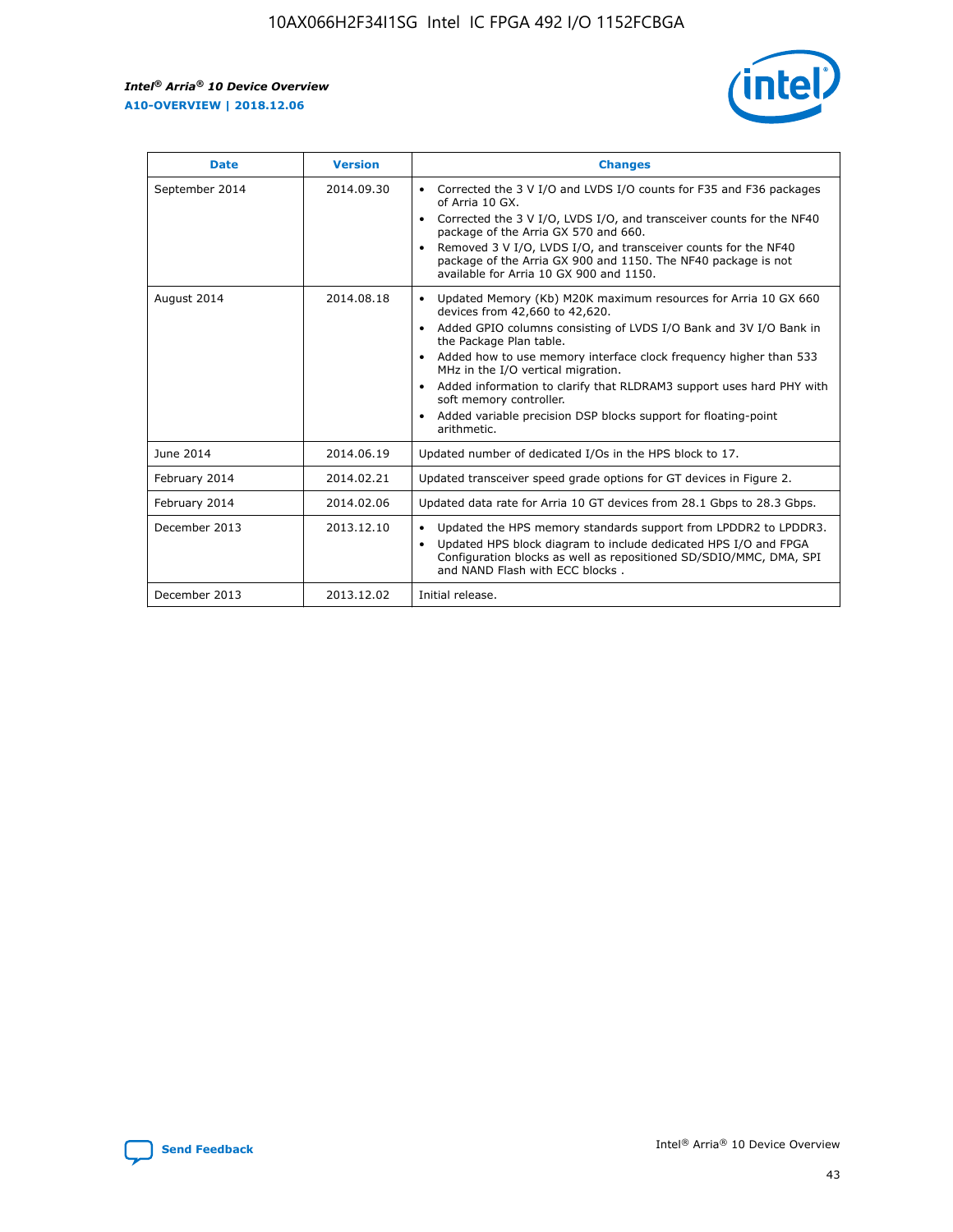| Date | Version | Changes |
| --- | --- | --- |
| September 2014 | 2014.09.30 | • Corrected the 3 V I/O and LVDS I/O counts for F35 and F36 packages of Arria 10 GX.<br>• Corrected the 3 V I/O, LVDS I/O, and transceiver counts for the NF40 package of the Arria GX 570 and 660.<br>• Removed 3 V I/O, LVDS I/O, and transceiver counts for the NF40 package of the Arria GX 900 and 1150. The NF40 package is not available for Arria 10 GX 900 and 1150. |
| August 2014 | 2014.08.18 | • Updated Memory (Kb) M20K maximum resources for Arria 10 GX 660 devices from 42,660 to 42,620.<br>• Added GPIO columns consisting of LVDS I/O Bank and 3V I/O Bank in the Package Plan table.<br>• Added how to use memory interface clock frequency higher than 533 MHz in the I/O vertical migration.<br>• Added information to clarify that RLDRAM3 support uses hard PHY with soft memory controller.<br>• Added variable precision DSP blocks support for floating-point arithmetic. |
| June 2014 | 2014.06.19 | Updated number of dedicated I/Os in the HPS block to 17. |
| February 2014 | 2014.02.21 | Updated transceiver speed grade options for GT devices in Figure 2. |
| February 2014 | 2014.02.06 | Updated data rate for Arria 10 GT devices from 28.1 Gbps to 28.3 Gbps. |
| December 2013 | 2013.12.10 | • Updated the HPS memory standards support from LPDDR2 to LPDDR3.<br>• Updated HPS block diagram to include dedicated HPS I/O and FPGA Configuration blocks as well as repositioned SD/SDIO/MMC, DMA, SPI and NAND Flash with ECC blocks . |
| December 2013 | 2013.12.02 | Initial release. |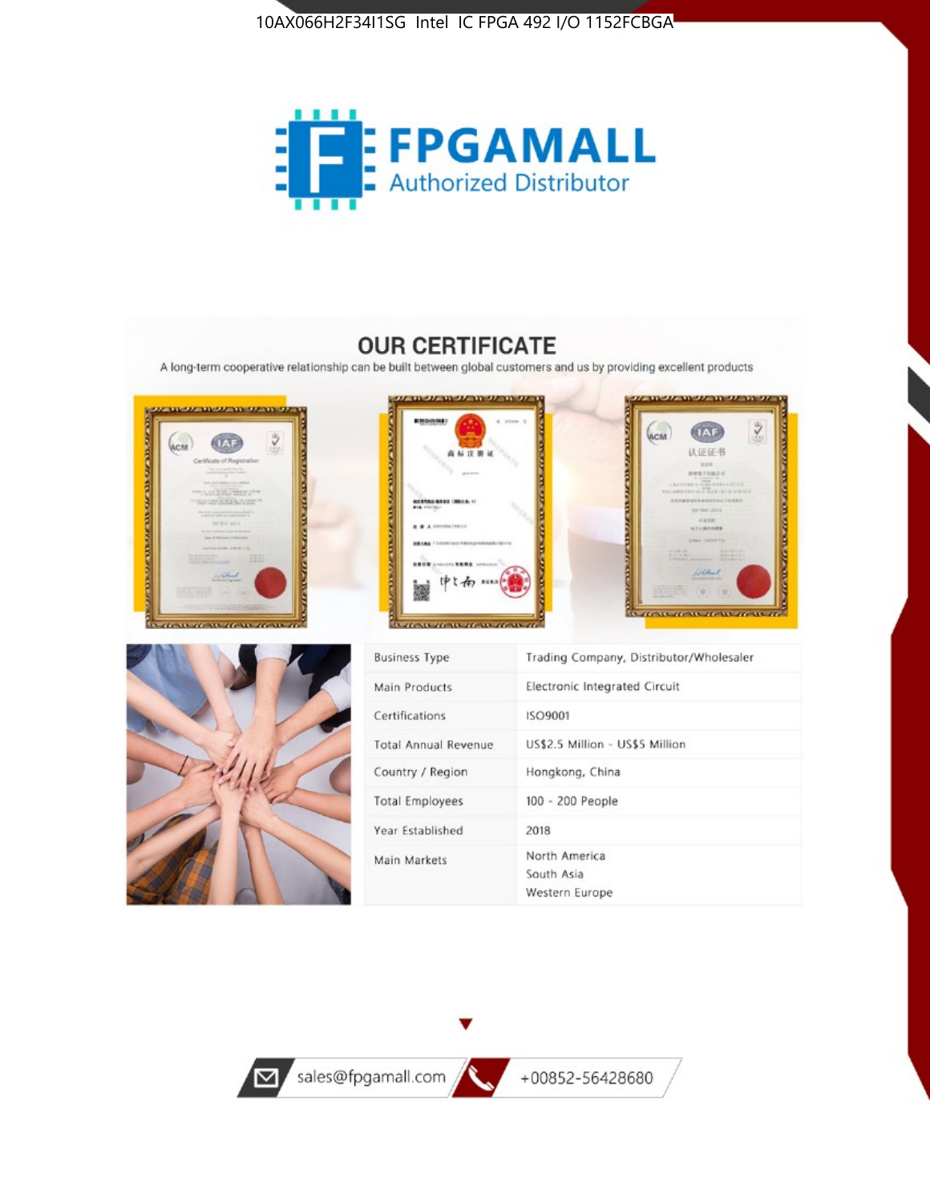FPGAMALL

Authorized Distributor

## OUR CERTIFICATE

A long-term cooperative relationship can be built between global customers and us by providing excellent products

| | |
|---|---|
| Business Type | Trading Company, Distributor/Wholesaler |
| Main Products | Electronic Integrated Circuit |
| Certifications | ISO9001 |
| Total Annual Revenue | US$2.5 Million - US$5 Million |
| Country / Region | Hongkong, China |
| Total Employees | 100 - 200 People |
| Year Established | 2018 |
| Main Markets | North America<br>South Asia<br>Western Europe |

sales@fpgamall.com

+00852-56428680